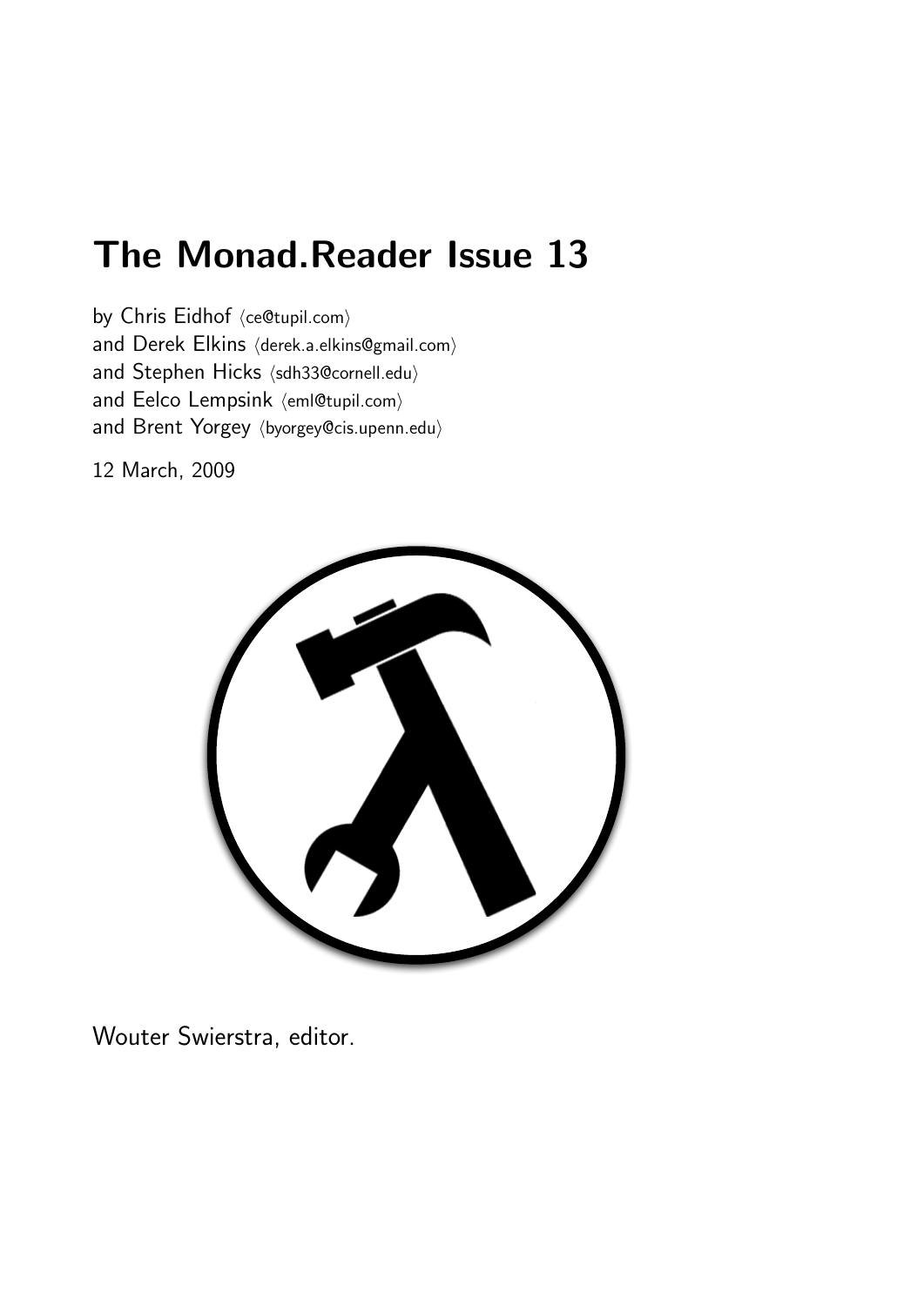# The Monad.Reader Issue 13

by Chris Eidhof ⟨ce@tupil.com⟩
and Derek Elkins ⟨derek.a.elkins@gmail.com⟩
and Stephen Hicks ⟨sdh33@cornell.edu⟩
and Eelco Lempsink ⟨eml@tupil.com⟩
and Brent Yorgey ⟨byorgey@cis.upenn.edu⟩

12 March, 2009

Wouter Swierstra, editor.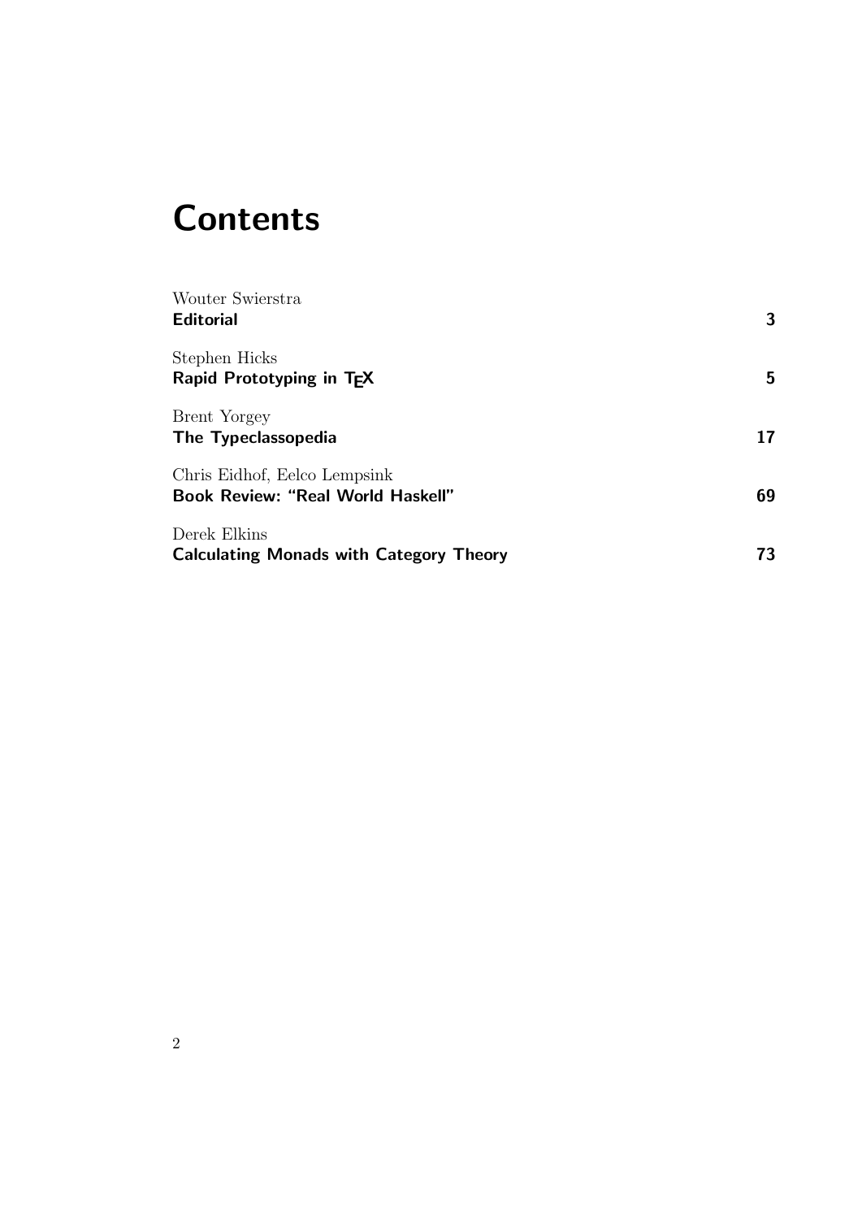# Contents

Wouter Swierstra
**Editorial** 3

Stephen Hicks
**Rapid Prototyping in TEX** 5

Brent Yorgey
**The Typeclassopedia** 17

Chris Eidhof, Eelco Lempsink
**Book Review: "Real World Haskell"** 69

Derek Elkins
**Calculating Monads with Category Theory** 73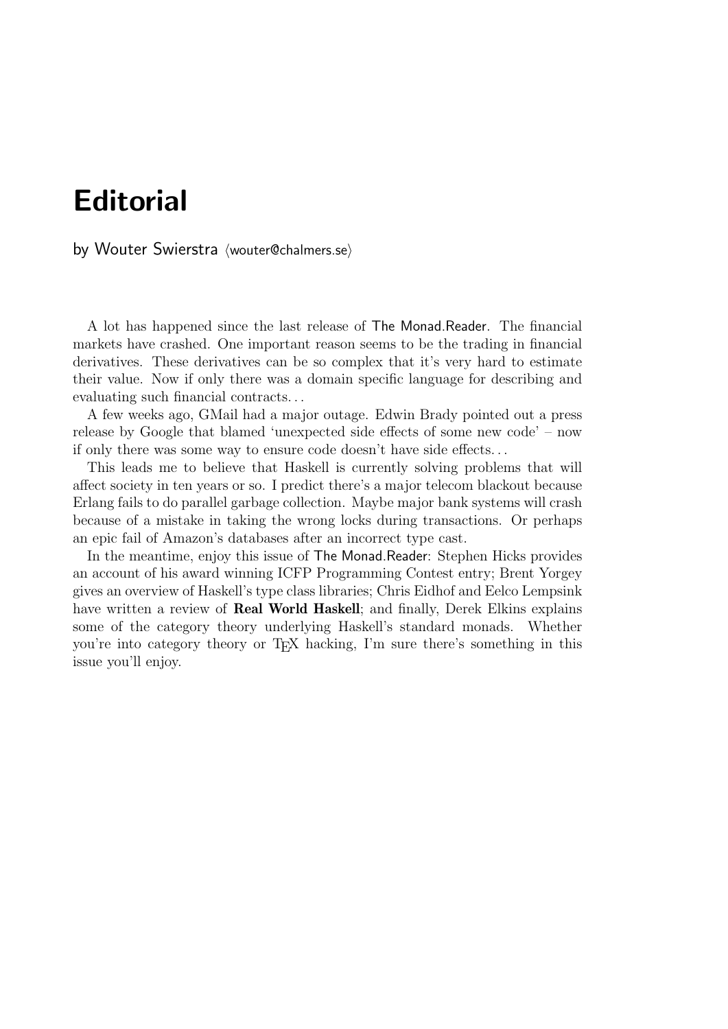# Editorial

by Wouter Swierstra ⟨wouter@chalmers.se⟩

A lot has happened since the last release of The Monad.Reader. The financial markets have crashed. One important reason seems to be the trading in financial derivatives. These derivatives can be so complex that it's very hard to estimate their value. Now if only there was a domain specific language for describing and evaluating such financial contracts...

A few weeks ago, GMail had a major outage. Edwin Brady pointed out a press release by Google that blamed 'unexpected side effects of some new code' – now if only there was some way to ensure code doesn't have side effects...

This leads me to believe that Haskell is currently solving problems that will affect society in ten years or so. I predict there's a major telecom blackout because Erlang fails to do parallel garbage collection. Maybe major bank systems will crash because of a mistake in taking the wrong locks during transactions. Or perhaps an epic fail of Amazon's databases after an incorrect type cast.

In the meantime, enjoy this issue of The Monad.Reader: Stephen Hicks provides an account of his award winning ICFP Programming Contest entry; Brent Yorgey gives an overview of Haskell's type class libraries; Chris Eidhof and Eelco Lempsink have written a review of **Real World Haskell**; and finally, Derek Elkins explains some of the category theory underlying Haskell's standard monads. Whether you're into category theory or TeX hacking, I'm sure there's something in this issue you'll enjoy.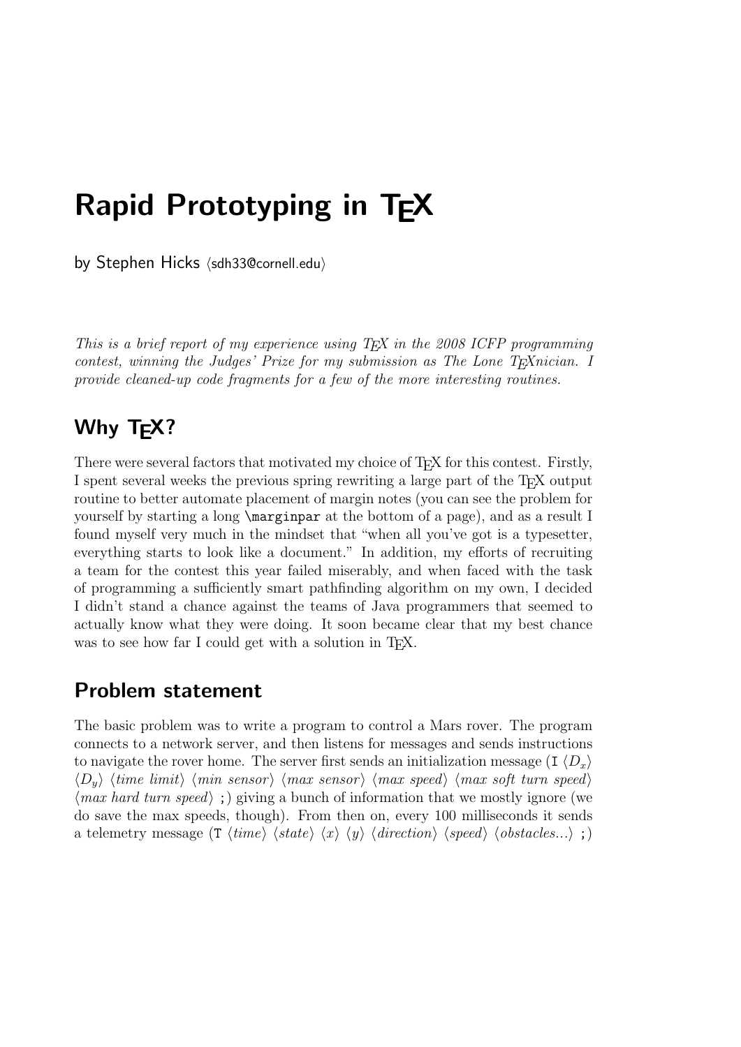# Rapid Prototyping in TEX

by Stephen Hicks ⟨sdh33@cornell.edu⟩

*This is a brief report of my experience using TEX in the 2008 ICFP programming contest, winning the Judges' Prize for my submission as The Lone TEXnician. I provide cleaned-up code fragments for a few of the more interesting routines.*

## Why TEX?

There were several factors that motivated my choice of TEX for this contest. Firstly, I spent several weeks the previous spring rewriting a large part of the TEX output routine to better automate placement of margin notes (you can see the problem for yourself by starting a long `\marginpar` at the bottom of a page), and as a result I found myself very much in the mindset that "when all you've got is a typesetter, everything starts to look like a document." In addition, my efforts of recruiting a team for the contest this year failed miserably, and when faced with the task of programming a sufficiently smart pathfinding algorithm on my own, I decided I didn't stand a chance against the teams of Java programmers that seemed to actually know what they were doing. It soon became clear that my best chance was to see how far I could get with a solution in TEX.

## Problem statement

The basic problem was to write a program to control a Mars rover. The program connects to a network server, and then listens for messages and sends instructions to navigate the rover home. The server first sends an initialization message (`I` ⟨$D_x$⟩ ⟨$D_y$⟩ ⟨*time limit*⟩ ⟨*min sensor*⟩ ⟨*max sensor*⟩ ⟨*max speed*⟩ ⟨*max soft turn speed*⟩ ⟨*max hard turn speed*⟩ `;`) giving a bunch of information that we mostly ignore (we do save the max speeds, though). From then on, every 100 milliseconds it sends a telemetry message (`T` ⟨*time*⟩ ⟨*state*⟩ ⟨$x$⟩ ⟨$y$⟩ ⟨*direction*⟩ ⟨*speed*⟩ ⟨*obstacles...*⟩ `;`)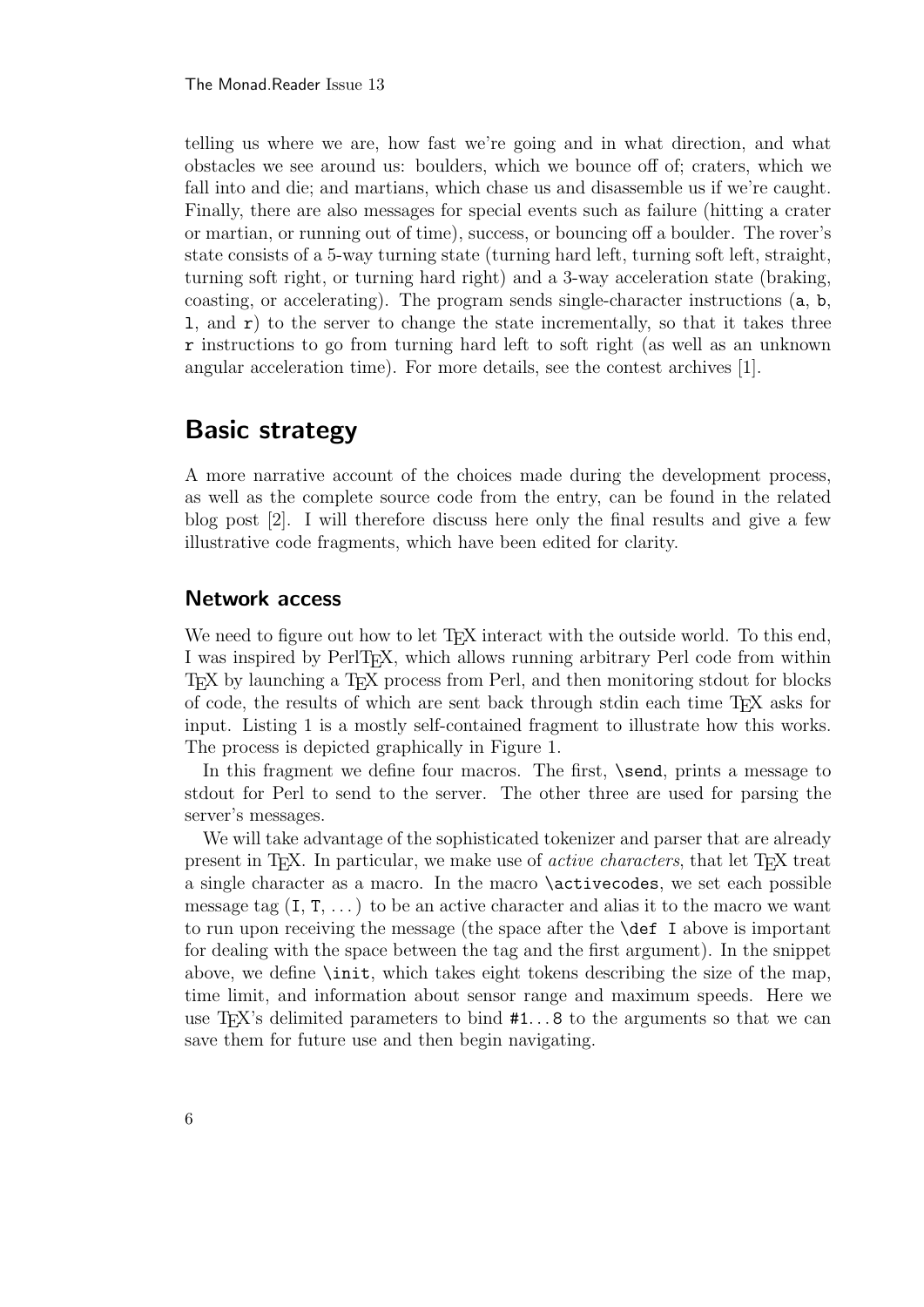telling us where we are, how fast we're going and in what direction, and what obstacles we see around us: boulders, which we bounce off of; craters, which we fall into and die; and martians, which chase us and disassemble us if we're caught. Finally, there are also messages for special events such as failure (hitting a crater or martian, or running out of time), success, or bouncing off a boulder. The rover's state consists of a 5-way turning state (turning hard left, turning soft left, straight, turning soft right, or turning hard right) and a 3-way acceleration state (braking, coasting, or accelerating). The program sends single-character instructions (`a`, `b`, `l`, and `r`) to the server to change the state incrementally, so that it takes three `r` instructions to go from turning hard left to soft right (as well as an unknown angular acceleration time). For more details, see the contest archives [1].

## Basic strategy

A more narrative account of the choices made during the development process, as well as the complete source code from the entry, can be found in the related blog post [2]. I will therefore discuss here only the final results and give a few illustrative code fragments, which have been edited for clarity.

### Network access

We need to figure out how to let TeX interact with the outside world. To this end, I was inspired by PerlTeX, which allows running arbitrary Perl code from within TeX by launching a TeX process from Perl, and then monitoring stdout for blocks of code, the results of which are sent back through stdin each time TeX asks for input. Listing 1 is a mostly self-contained fragment to illustrate how this works. The process is depicted graphically in Figure 1.

In this fragment we define four macros. The first, `\send`, prints a message to stdout for Perl to send to the server. The other three are used for parsing the server's messages.

We will take advantage of the sophisticated tokenizer and parser that are already present in TeX. In particular, we make use of *active characters*, that let TeX treat a single character as a macro. In the macro `\activecodes`, we set each possible message tag (`I`, `T`, ...) to be an active character and alias it to the macro we want to run upon receiving the message (the space after the `\def I` above is important for dealing with the space between the tag and the first argument). In the snippet above, we define `\init`, which takes eight tokens describing the size of the map, time limit, and information about sensor range and maximum speeds. Here we use TeX's delimited parameters to bind `#1`...`8` to the arguments so that we can save them for future use and then begin navigating.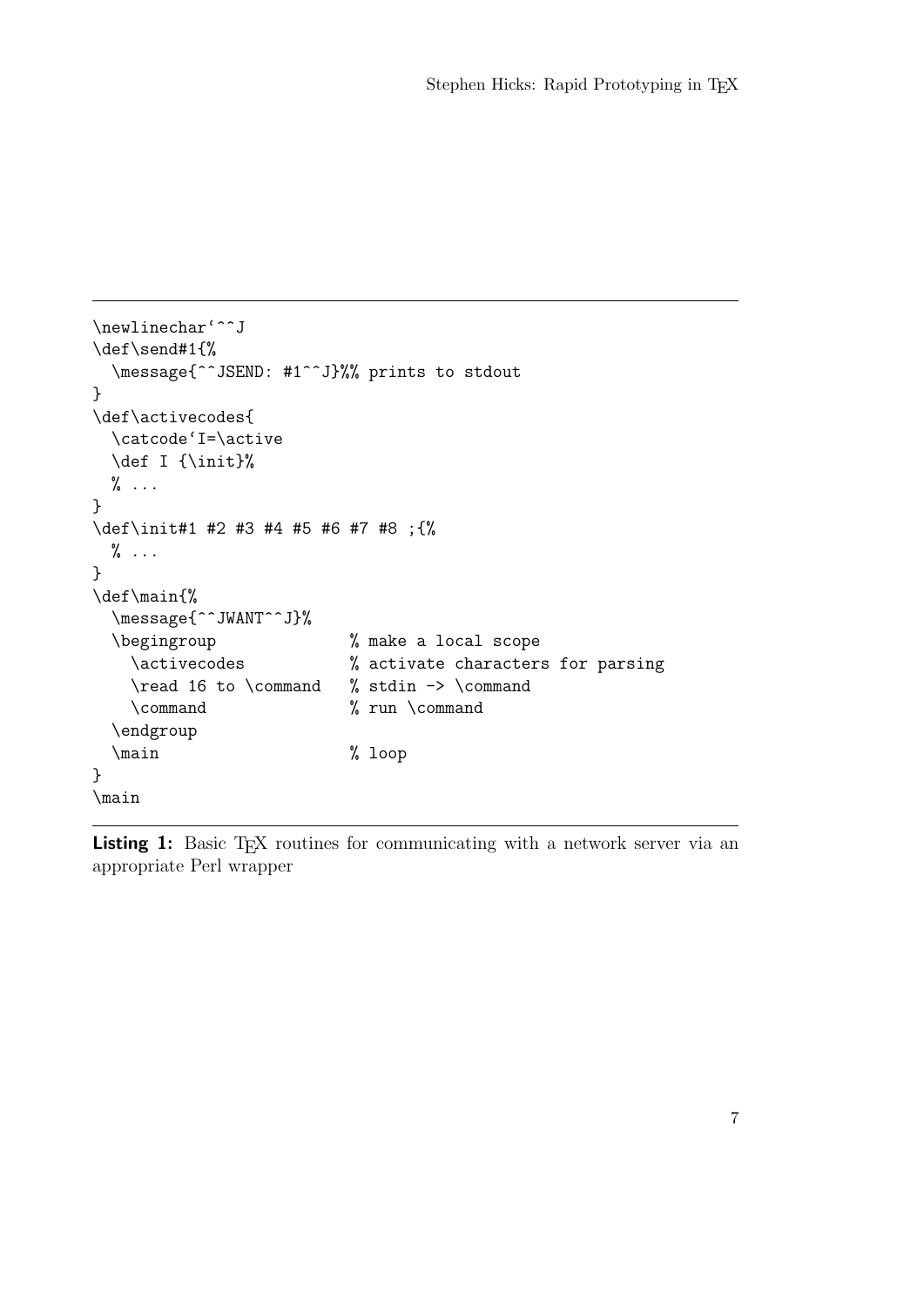```
\newlinechar`^^J
\def\send#1{%
  \message{^^JSEND: #1^^J}%% prints to stdout
}
\def\activecodes{
  \catcode`I=\active
  \def I {\init}%
  % ...
}
\def\init#1 #2 #3 #4 #5 #6 #7 #8 ;{%
  % ...
}
\def\main{%
  \message{^^JWANT^^J}%
  \begingroup             % make a local scope
    \activecodes          % activate characters for parsing
    \read 16 to \command  % stdin -> \command
    \command              % run \command
  \endgroup
  \main                   % loop
}
\main
```

**Listing 1:** Basic TEX routines for communicating with a network server via an appropriate Perl wrapper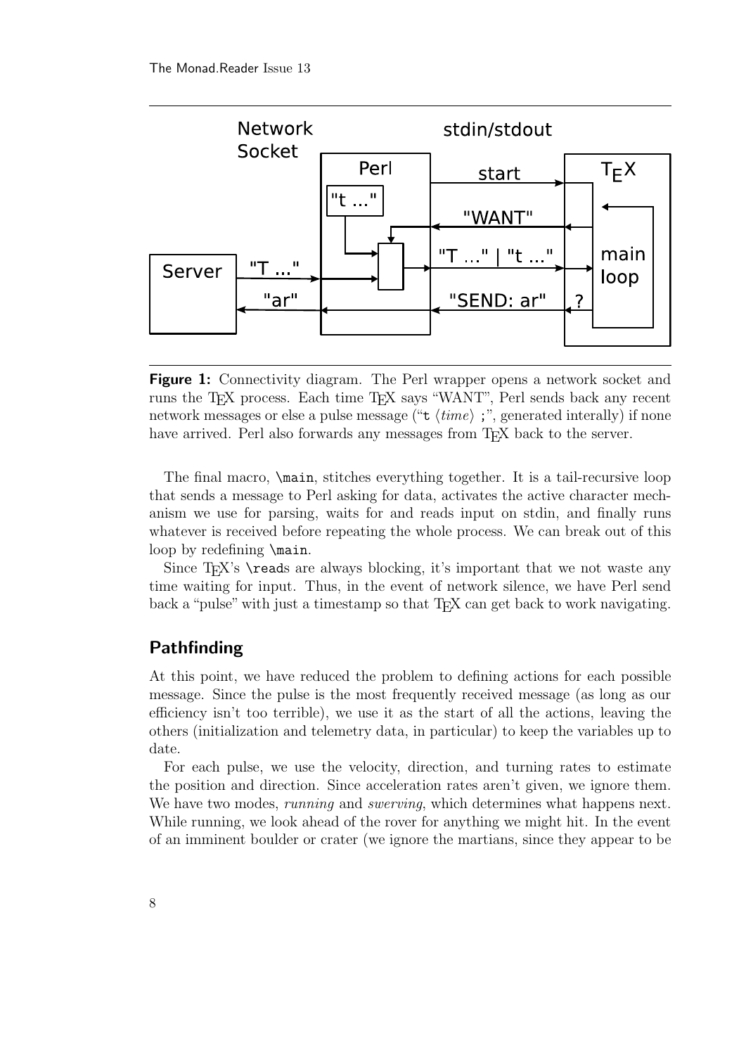**Figure 1:** Connectivity diagram. The Perl wrapper opens a network socket and runs the TEX process. Each time TEX says "WANT", Perl sends back any recent network messages or else a pulse message ("`t` ⟨*time*⟩ `;`", generated interally) if none have arrived. Perl also forwards any messages from TEX back to the server.

The final macro, `\main`, stitches everything together. It is a tail-recursive loop that sends a message to Perl asking for data, activates the active character mechanism we use for parsing, waits for and reads input on stdin, and finally runs whatever is received before repeating the whole process. We can break out of this loop by redefining `\main`.

Since TEX's `\read`s are always blocking, it's important that we not waste any time waiting for input. Thus, in the event of network silence, we have Perl send back a "pulse" with just a timestamp so that TEX can get back to work navigating.

## Pathfinding

At this point, we have reduced the problem to defining actions for each possible message. Since the pulse is the most frequently received message (as long as our efficiency isn't too terrible), we use it as the start of all the actions, leaving the others (initialization and telemetry data, in particular) to keep the variables up to date.

For each pulse, we use the velocity, direction, and turning rates to estimate the position and direction. Since acceleration rates aren't given, we ignore them. We have two modes, *running* and *swerving*, which determines what happens next. While running, we look ahead of the rover for anything we might hit. In the event of an imminent boulder or crater (we ignore the martians, since they appear to be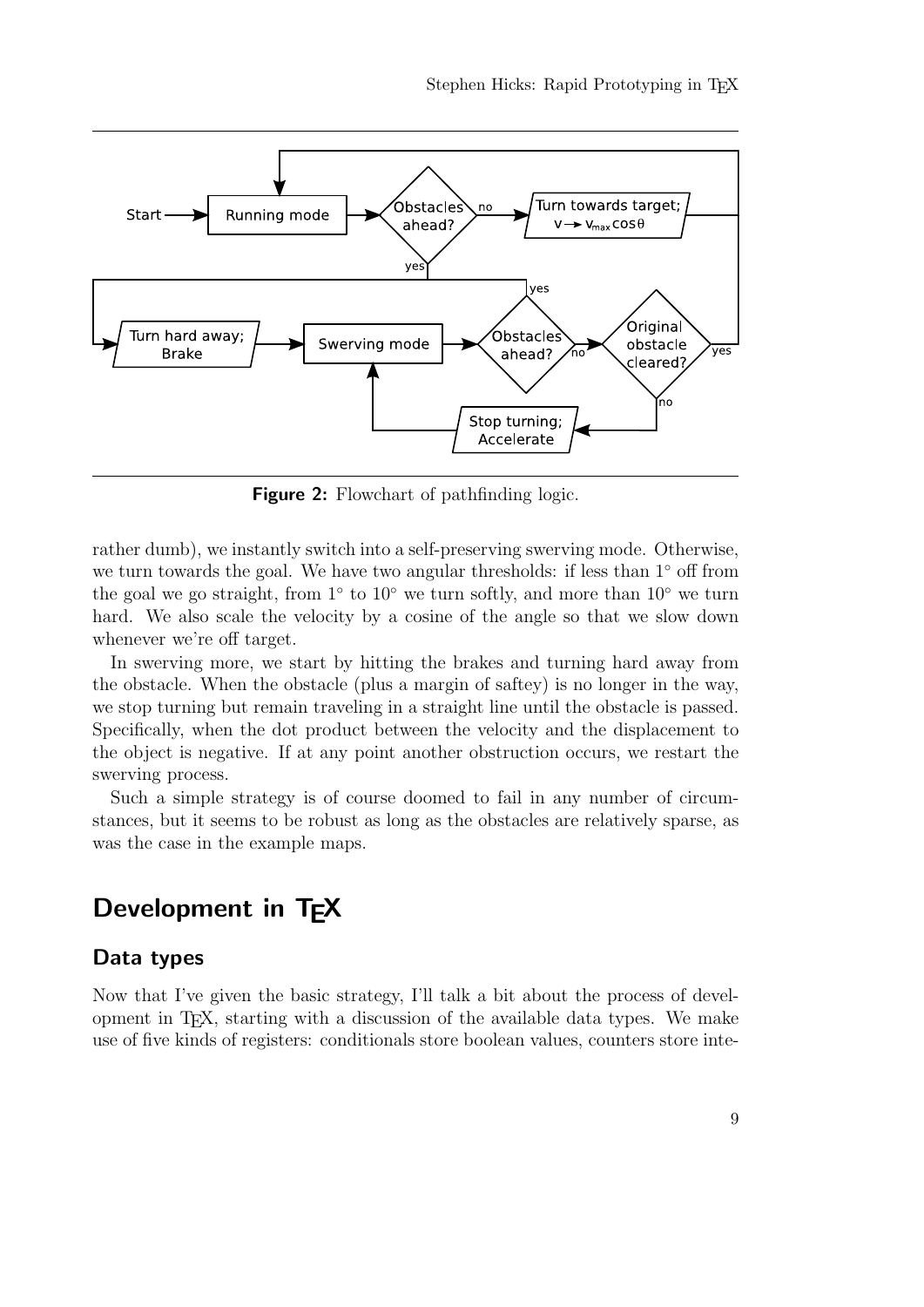Figure 2: Flowchart of pathfinding logic.

rather dumb), we instantly switch into a self-preserving swerving mode. Otherwise, we turn towards the goal. We have two angular thresholds: if less than 1° off from the goal we go straight, from 1° to 10° we turn softly, and more than 10° we turn hard. We also scale the velocity by a cosine of the angle so that we slow down whenever we're off target.

In swerving more, we start by hitting the brakes and turning hard away from the obstacle. When the obstacle (plus a margin of saftey) is no longer in the way, we stop turning but remain traveling in a straight line until the obstacle is passed. Specifically, when the dot product between the velocity and the displacement to the object is negative. If at any point another obstruction occurs, we restart the swerving process.

Such a simple strategy is of course doomed to fail in any number of circumstances, but it seems to be robust as long as the obstacles are relatively sparse, as was the case in the example maps.

## Development in TEX

### Data types

Now that I've given the basic strategy, I'll talk a bit about the process of development in TEX, starting with a discussion of the available data types. We make use of five kinds of registers: conditionals store boolean values, counters store inte-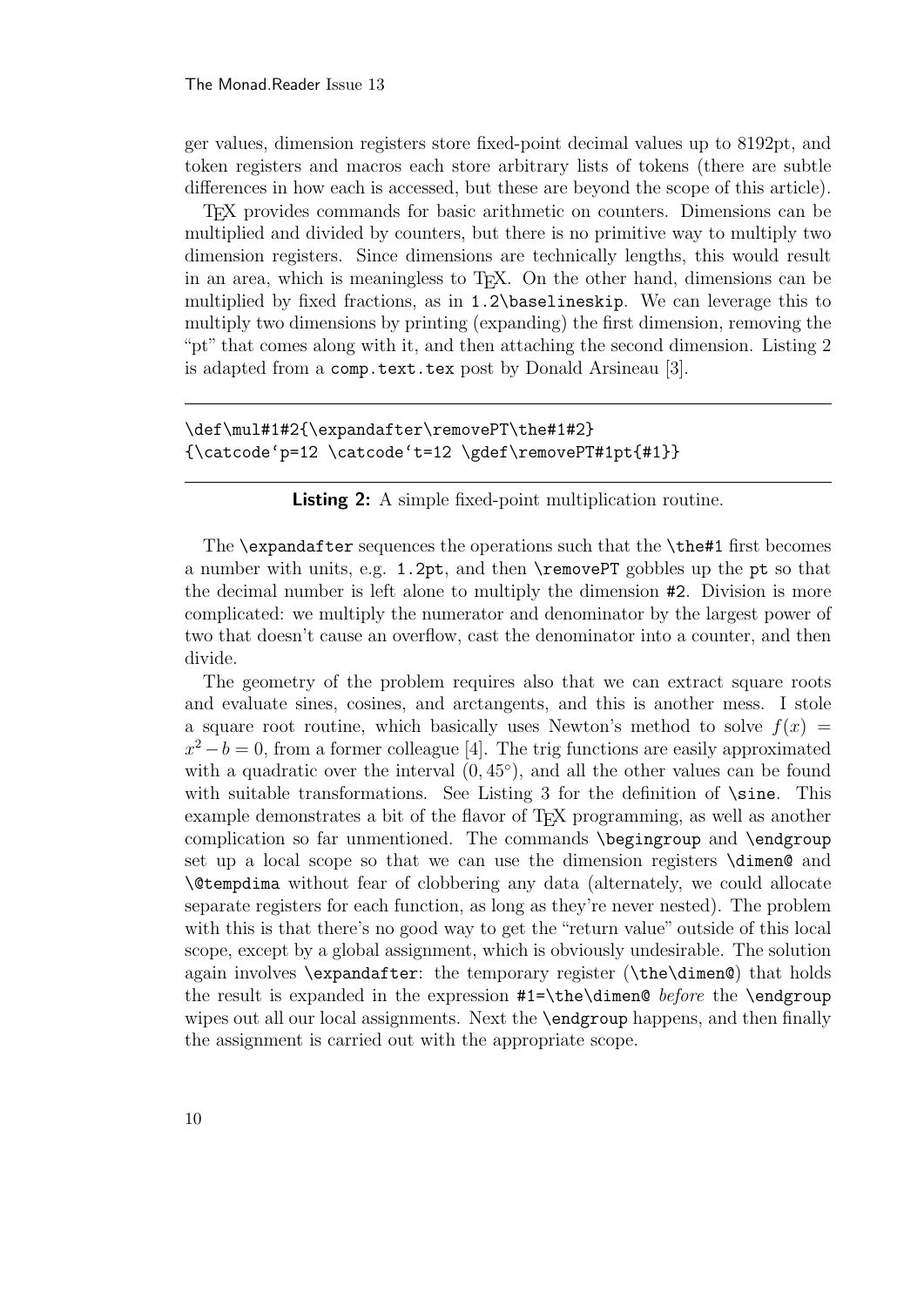ger values, dimension registers store fixed-point decimal values up to 8192pt, and token registers and macros each store arbitrary lists of tokens (there are subtle differences in how each is accessed, but these are beyond the scope of this article).

TeX provides commands for basic arithmetic on counters. Dimensions can be multiplied and divided by counters, but there is no primitive way to multiply two dimension registers. Since dimensions are technically lengths, this would result in an area, which is meaningless to TeX. On the other hand, dimensions can be multiplied by fixed fractions, as in `1.2\baselineskip`. We can leverage this to multiply two dimensions by printing (expanding) the first dimension, removing the "pt" that comes along with it, and then attaching the second dimension. Listing 2 is adapted from a `comp.text.tex` post by Donald Arsineau [3].

```
\def\mul#1#2{\expandafter\removePT\the#1#2}
{\catcode`p=12 \catcode`t=12 \gdef\removePT#1pt{#1}}
```

**Listing 2:** A simple fixed-point multiplication routine.

The `\expandafter` sequences the operations such that the `\the#1` first becomes a number with units, e.g. `1.2pt`, and then `\removePT` gobbles up the `pt` so that the decimal number is left alone to multiply the dimension `#2`. Division is more complicated: we multiply the numerator and denominator by the largest power of two that doesn't cause an overflow, cast the denominator into a counter, and then divide.

The geometry of the problem requires also that we can extract square roots and evaluate sines, cosines, and arctangents, and this is another mess. I stole a square root routine, which basically uses Newton's method to solve $f(x) = x^2 - b = 0$, from a former colleague [4]. The trig functions are easily approximated with a quadratic over the interval $(0, 45^\circ)$, and all the other values can be found with suitable transformations. See Listing 3 for the definition of `\sine`. This example demonstrates a bit of the flavor of TeX programming, as well as another complication so far unmentioned. The commands `\begingroup` and `\endgroup` set up a local scope so that we can use the dimension registers `\dimen@` and `\@tempdima` without fear of clobbering any data (alternately, we could allocate separate registers for each function, as long as they're never nested). The problem with this is that there's no good way to get the "return value" outside of this local scope, except by a global assignment, which is obviously undesirable. The solution again involves `\expandafter`: the temporary register (`\the\dimen@`) that holds the result is expanded in the expression `#1=\the\dimen@` *before* the `\endgroup` wipes out all our local assignments. Next the `\endgroup` happens, and then finally the assignment is carried out with the appropriate scope.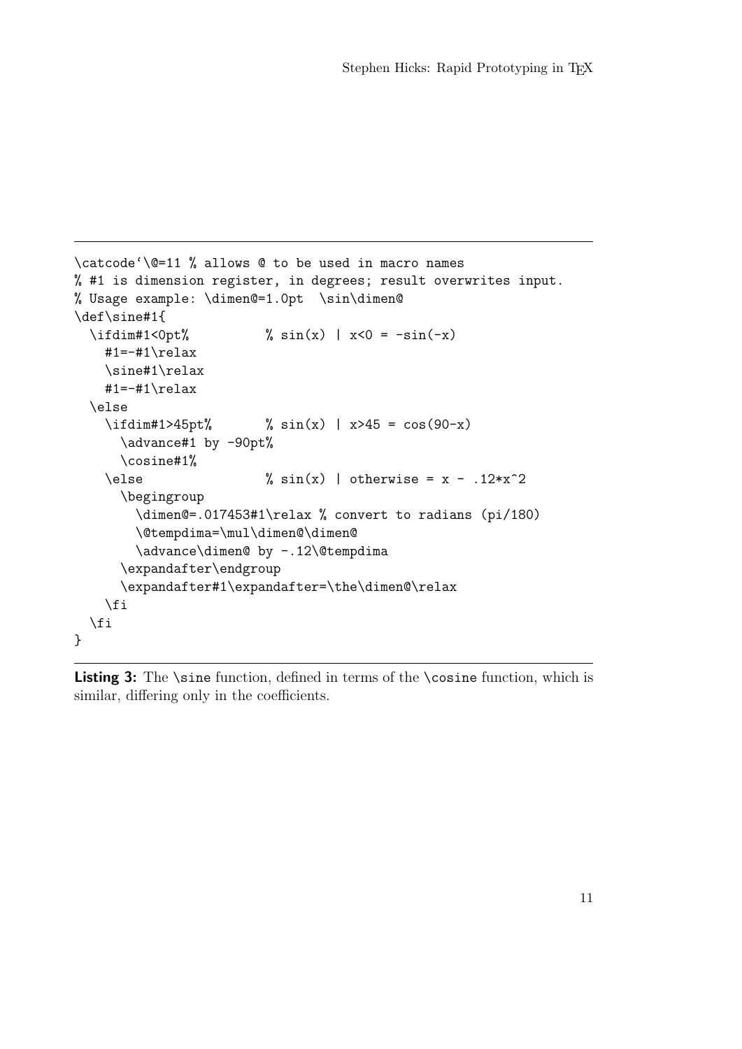```
\catcode`\@=11 % allows @ to be used in macro names
% #1 is dimension register, in degrees; result overwrites input.
% Usage example: \dimen@=1.0pt  \sin\dimen@
\def\sine#1{
  \ifdim#1<0pt%          % sin(x) | x<0 = -sin(-x)
    #1=-#1\relax
    \sine#1\relax
    #1=-#1\relax
  \else
    \ifdim#1>45pt%       % sin(x) | x>45 = cos(90-x)
      \advance#1 by -90pt%
      \cosine#1%
    \else                % sin(x) | otherwise = x - .12*x^2
      \begingroup
        \dimen@=.017453#1\relax % convert to radians (pi/180)
        \@tempdima=\mul\dimen@\dimen@
        \advance\dimen@ by -.12\@tempdima
      \expandafter\endgroup
      \expandafter#1\expandafter=\the\dimen@\relax
    \fi
  \fi
}
```

**Listing 3:** The `\sine` function, defined in terms of the `\cosine` function, which is similar, differing only in the coefficients.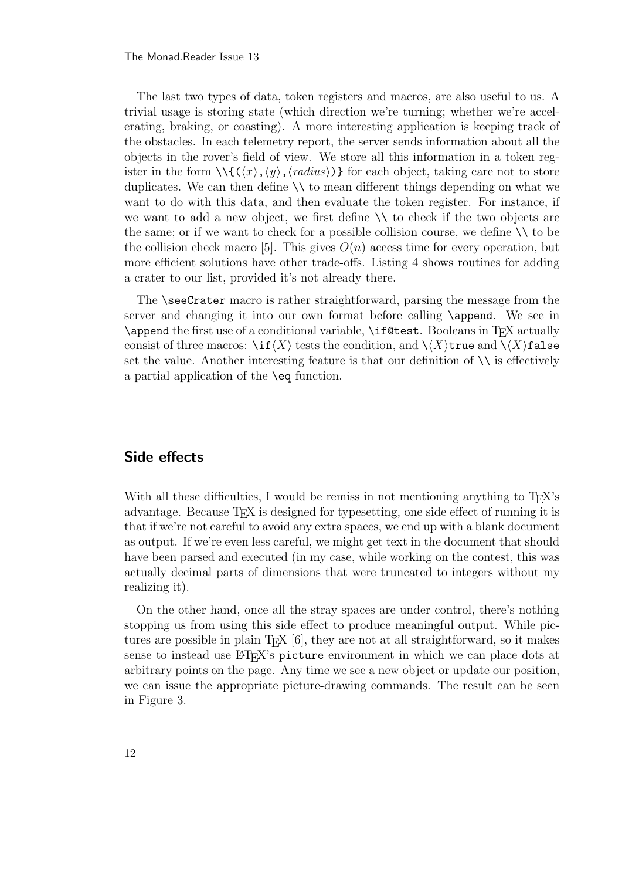The last two types of data, token registers and macros, are also useful to us. A trivial usage is storing state (which direction we're turning; whether we're accelerating, braking, or coasting). A more interesting application is keeping track of the obstacles. In each telemetry report, the server sends information about all the objects in the rover's field of view. We store all this information in a token register in the form `\\{(`⟨*x*⟩`,`⟨*y*⟩`,`⟨*radius*⟩`)}` for each object, taking care not to store duplicates. We can then define `\\` to mean different things depending on what we want to do with this data, and then evaluate the token register. For instance, if we want to add a new object, we first define `\\` to check if the two objects are the same; or if we want to check for a possible collision course, we define `\\` to be the collision check macro [5]. This gives $O(n)$ access time for every operation, but more efficient solutions have other trade-offs. Listing 4 shows routines for adding a crater to our list, provided it's not already there.

The `\seeCrater` macro is rather straightforward, parsing the message from the server and changing it into our own format before calling `\append`. We see in `\append` the first use of a conditional variable, `\if@test`. Booleans in TeX actually consist of three macros: `\if`⟨*X*⟩ tests the condition, and `\`⟨*X*⟩`true` and `\`⟨*X*⟩`false` set the value. Another interesting feature is that our definition of `\\` is effectively a partial application of the `\eq` function.

## Side effects

With all these difficulties, I would be remiss in not mentioning anything to TeX's advantage. Because TeX is designed for typesetting, one side effect of running it is that if we're not careful to avoid any extra spaces, we end up with a blank document as output. If we're even less careful, we might get text in the document that should have been parsed and executed (in my case, while working on the contest, this was actually decimal parts of dimensions that were truncated to integers without my realizing it).

On the other hand, once all the stray spaces are under control, there's nothing stopping us from using this side effect to produce meaningful output. While pictures are possible in plain TeX [6], they are not at all straightforward, so it makes sense to instead use LaTeX's `picture` environment in which we can place dots at arbitrary points on the page. Any time we see a new object or update our position, we can issue the appropriate picture-drawing commands. The result can be seen in Figure 3.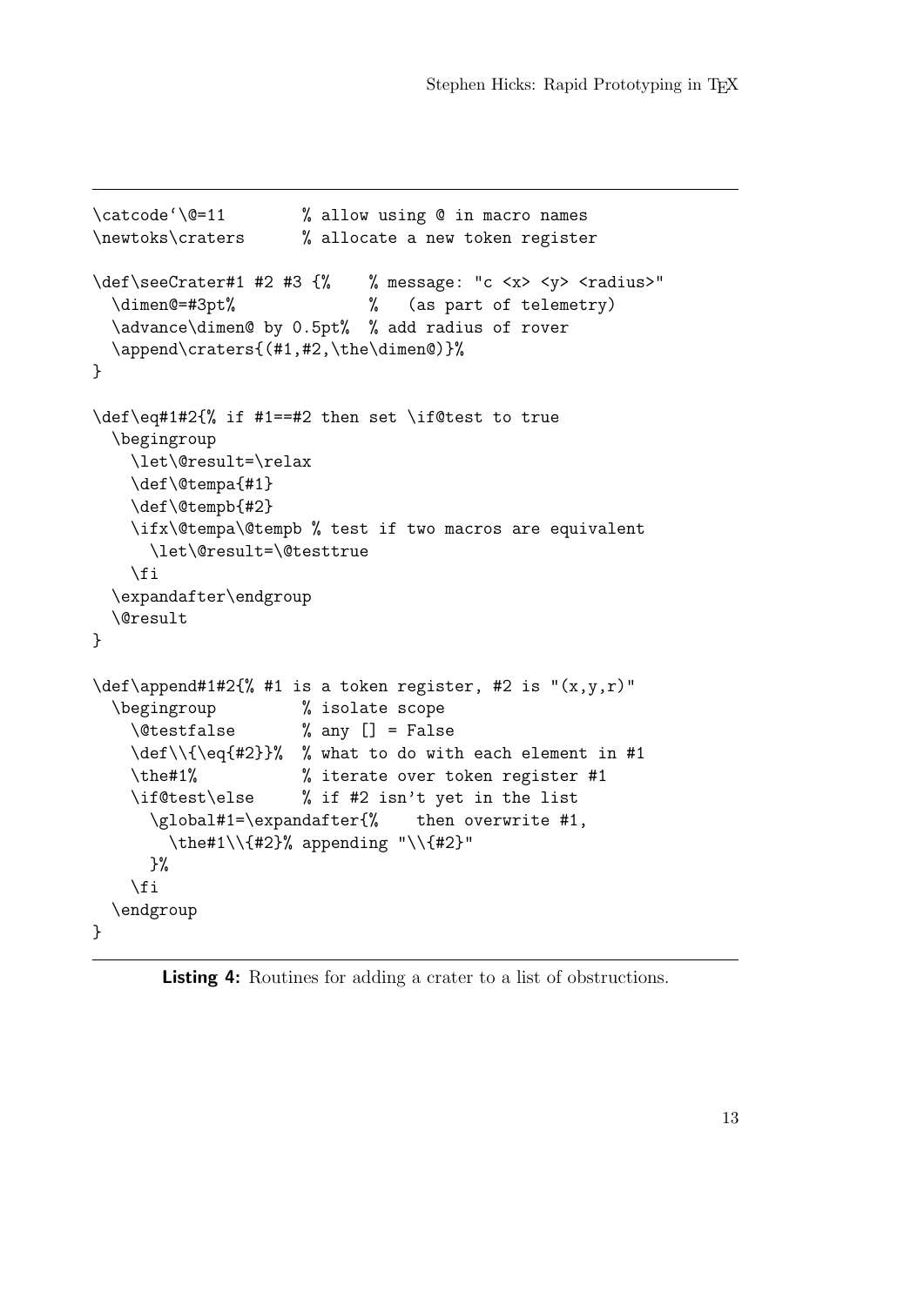```
\catcode`\@=11        % allow using @ in macro names
\newtoks\craters      % allocate a new token register

\def\seeCrater#1 #2 #3 {%    % message: "c <x> <y> <radius>"
  \dimen@=#3pt%              %   (as part of telemetry)
  \advance\dimen@ by 0.5pt%  % add radius of rover
  \append\craters{(#1,#2,\the\dimen@)}%
}

\def\eq#1#2{% if #1==#2 then set \if@test to true
  \begingroup
    \let\@result=\relax
    \def\@tempa{#1}
    \def\@tempb{#2}
    \ifx\@tempa\@tempb % test if two macros are equivalent
      \let\@result=\@testtrue
    \fi
  \expandafter\endgroup
  \@result
}

\def\append#1#2{% #1 is a token register, #2 is "(x,y,r)"
  \begingroup         % isolate scope
    \@testfalse       % any [] = False
    \def\\{\eq{#2}}%  % what to do with each element in #1
    \the#1%           % iterate over token register #1
    \if@test\else     % if #2 isn't yet in the list
      \global#1=\expandafter{%    then overwrite #1,
        \the#1\\{#2}% appending "\\{#2}"
      }%
    \fi
  \endgroup
}
```

**Listing 4:** Routines for adding a crater to a list of obstructions.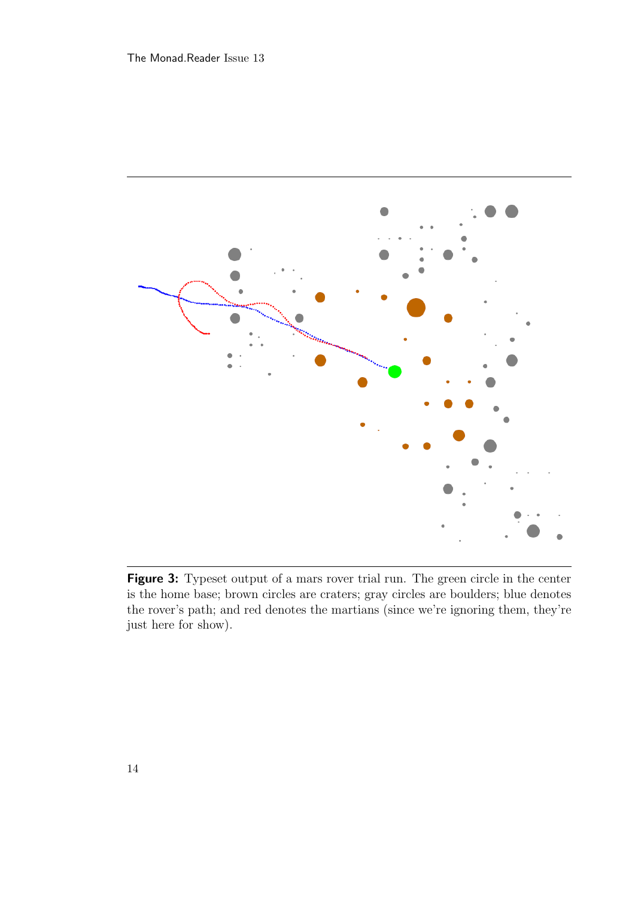**Figure 3:** Typeset output of a mars rover trial run. The green circle in the center is the home base; brown circles are craters; gray circles are boulders; blue denotes the rover's path; and red denotes the martians (since we're ignoring them, they're just here for show).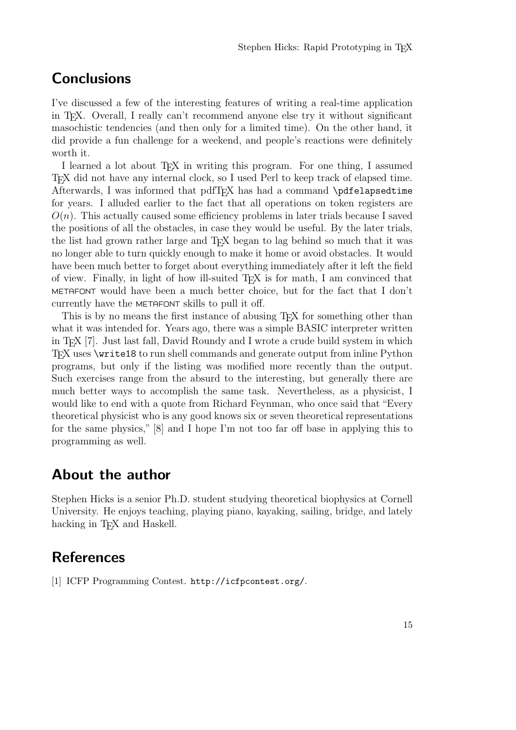## Conclusions

I've discussed a few of the interesting features of writing a real-time application in TEX. Overall, I really can't recommend anyone else try it without significant masochistic tendencies (and then only for a limited time). On the other hand, it did provide a fun challenge for a weekend, and people's reactions were definitely worth it.

I learned a lot about TEX in writing this program. For one thing, I assumed TEX did not have any internal clock, so I used Perl to keep track of elapsed time. Afterwards, I was informed that pdfTEX has had a command `\pdfelapsedtime` for years. I alluded earlier to the fact that all operations on token registers are $O(n)$. This actually caused some efficiency problems in later trials because I saved the positions of all the obstacles, in case they would be useful. By the later trials, the list had grown rather large and TEX began to lag behind so much that it was no longer able to turn quickly enough to make it home or avoid obstacles. It would have been much better to forget about everything immediately after it left the field of view. Finally, in light of how ill-suited TEX is for math, I am convinced that METAFONT would have been a much better choice, but for the fact that I don't currently have the METAFONT skills to pull it off.

This is by no means the first instance of abusing TEX for something other than what it was intended for. Years ago, there was a simple BASIC interpreter written in TEX [7]. Just last fall, David Roundy and I wrote a crude build system in which TEX uses `\write18` to run shell commands and generate output from inline Python programs, but only if the listing was modified more recently than the output. Such exercises range from the absurd to the interesting, but generally there are much better ways to accomplish the same task. Nevertheless, as a physicist, I would like to end with a quote from Richard Feynman, who once said that "Every theoretical physicist who is any good knows six or seven theoretical representations for the same physics," [8] and I hope I'm not too far off base in applying this to programming as well.

## About the author

Stephen Hicks is a senior Ph.D. student studying theoretical biophysics at Cornell University. He enjoys teaching, playing piano, kayaking, sailing, bridge, and lately hacking in TEX and Haskell.

## References

[1] ICFP Programming Contest. `http://icfpcontest.org/`.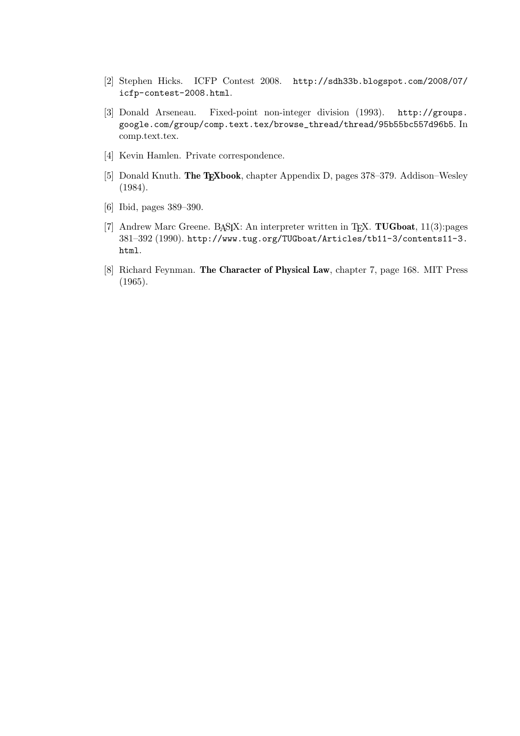[2] Stephen Hicks. ICFP Contest 2008. `http://sdh33b.blogspot.com/2008/07/icfp-contest-2008.html`.

[3] Donald Arseneau. Fixed-point non-integer division (1993). `http://groups.google.com/group/comp.text.tex/browse_thread/thread/95b55bc557d96b5`. In comp.text.tex.

[4] Kevin Hamlen. Private correspondence.

[5] Donald Knuth. **The TEXbook**, chapter Appendix D, pages 378–379. Addison–Wesley (1984).

[6] Ibid, pages 389–390.

[7] Andrew Marc Greene. BASIX: An interpreter written in TEX. **TUGboat**, 11(3):pages 381–392 (1990). `http://www.tug.org/TUGboat/Articles/tb11-3/contents11-3.html`.

[8] Richard Feynman. **The Character of Physical Law**, chapter 7, page 168. MIT Press (1965).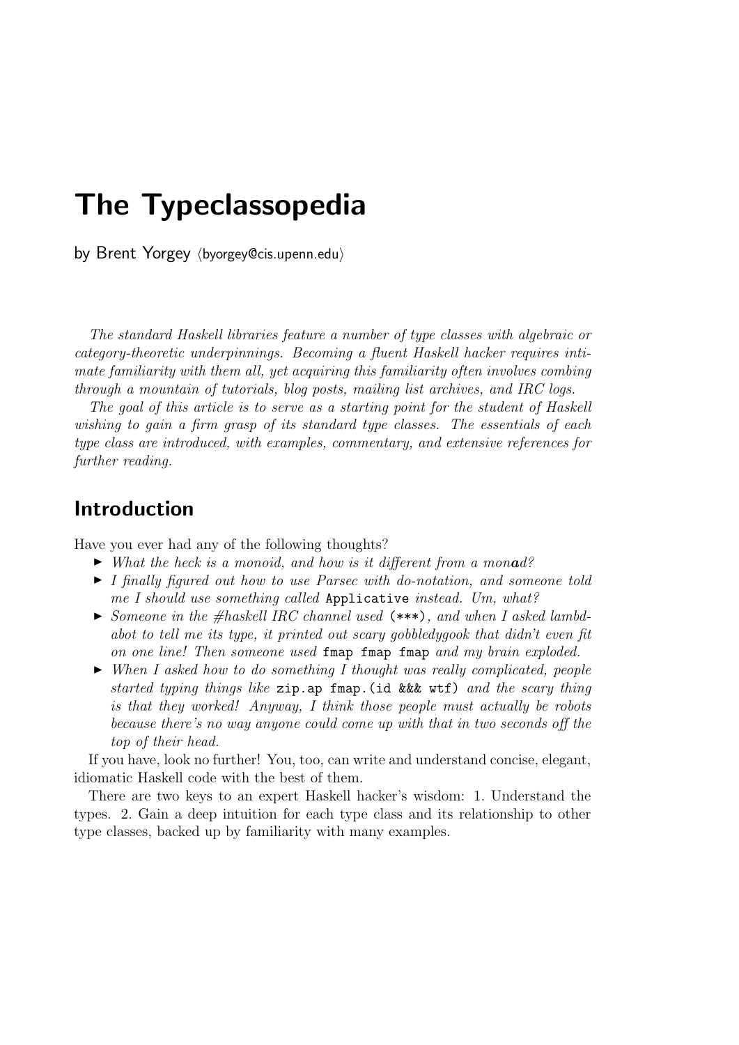# The Typeclassopedia

by Brent Yorgey ⟨byorgey@cis.upenn.edu⟩

*The standard Haskell libraries feature a number of type classes with algebraic or category-theoretic underpinnings. Becoming a fluent Haskell hacker requires intimate familiarity with them all, yet acquiring this familiarity often involves combing through a mountain of tutorials, blog posts, mailing list archives, and IRC logs.*

*The goal of this article is to serve as a starting point for the student of Haskell wishing to gain a firm grasp of its standard type classes. The essentials of each type class are introduced, with examples, commentary, and extensive references for further reading.*

## Introduction

Have you ever had any of the following thoughts?

- *What the heck is a monoid, and how is it different from a mon**a**d?*
- *I finally figured out how to use Parsec with do-notation, and someone told me I should use something called* `Applicative` *instead. Um, what?*
- *Someone in the #haskell IRC channel used* `(***)`*, and when I asked lambdabot to tell me its type, it printed out scary gobbledygook that didn't even fit on one line! Then someone used* `fmap fmap fmap` *and my brain exploded.*
- *When I asked how to do something I thought was really complicated, people started typing things like* `zip.ap fmap.(id &&& wtf)` *and the scary thing is that they worked! Anyway, I think those people must actually be robots because there's no way anyone could come up with that in two seconds off the top of their head.*

If you have, look no further! You, too, can write and understand concise, elegant, idiomatic Haskell code with the best of them.

There are two keys to an expert Haskell hacker's wisdom: 1. Understand the types. 2. Gain a deep intuition for each type class and its relationship to other type classes, backed up by familiarity with many examples.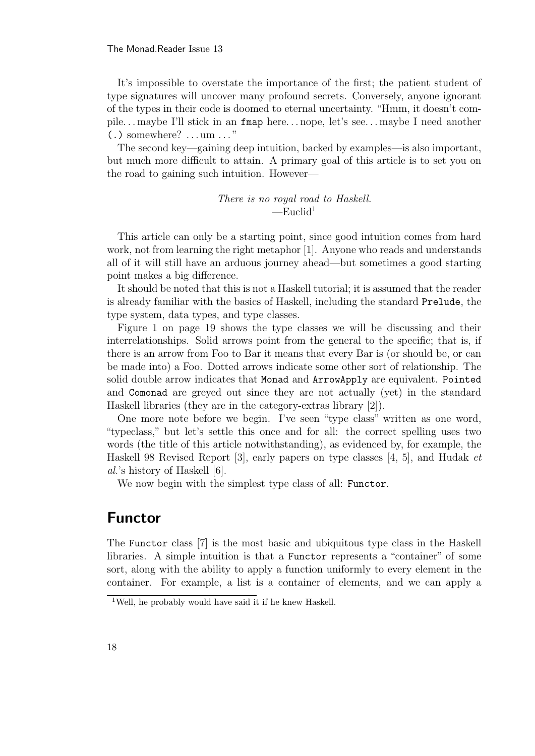It's impossible to overstate the importance of the first; the patient student of type signatures will uncover many profound secrets. Conversely, anyone ignorant of the types in their code is doomed to eternal uncertainty. "Hmm, it doesn't compile... maybe I'll stick in an `fmap` here... nope, let's see... maybe I need another `(.)` somewhere? ... um ..."

The second key—gaining deep intuition, backed by examples—is also important, but much more difficult to attain. A primary goal of this article is to set you on the road to gaining such intuition. However—

> *There is no royal road to Haskell.*
> —Euclid[1]

This article can only be a starting point, since good intuition comes from hard work, not from learning the right metaphor [1]. Anyone who reads and understands all of it will still have an arduous journey ahead—but sometimes a good starting point makes a big difference.

It should be noted that this is not a Haskell tutorial; it is assumed that the reader is already familiar with the basics of Haskell, including the standard `Prelude`, the type system, data types, and type classes.

Figure 1 on page 19 shows the type classes we will be discussing and their interrelationships. Solid arrows point from the general to the specific; that is, if there is an arrow from Foo to Bar it means that every Bar is (or should be, or can be made into) a Foo. Dotted arrows indicate some other sort of relationship. The solid double arrow indicates that `Monad` and `ArrowApply` are equivalent. `Pointed` and `Comonad` are greyed out since they are not actually (yet) in the standard Haskell libraries (they are in the category-extras library [2]).

One more note before we begin. I've seen "type class" written as one word, "typeclass," but let's settle this once and for all: the correct spelling uses two words (the title of this article notwithstanding), as evidenced by, for example, the Haskell 98 Revised Report [3], early papers on type classes [4, 5], and Hudak *et al.*'s history of Haskell [6].

We now begin with the simplest type class of all: `Functor`.

## Functor

The `Functor` class [7] is the most basic and ubiquitous type class in the Haskell libraries. A simple intuition is that a `Functor` represents a "container" of some sort, along with the ability to apply a function uniformly to every element in the container. For example, a list is a container of elements, and we can apply a

[1] Well, he probably would have said it if he knew Haskell.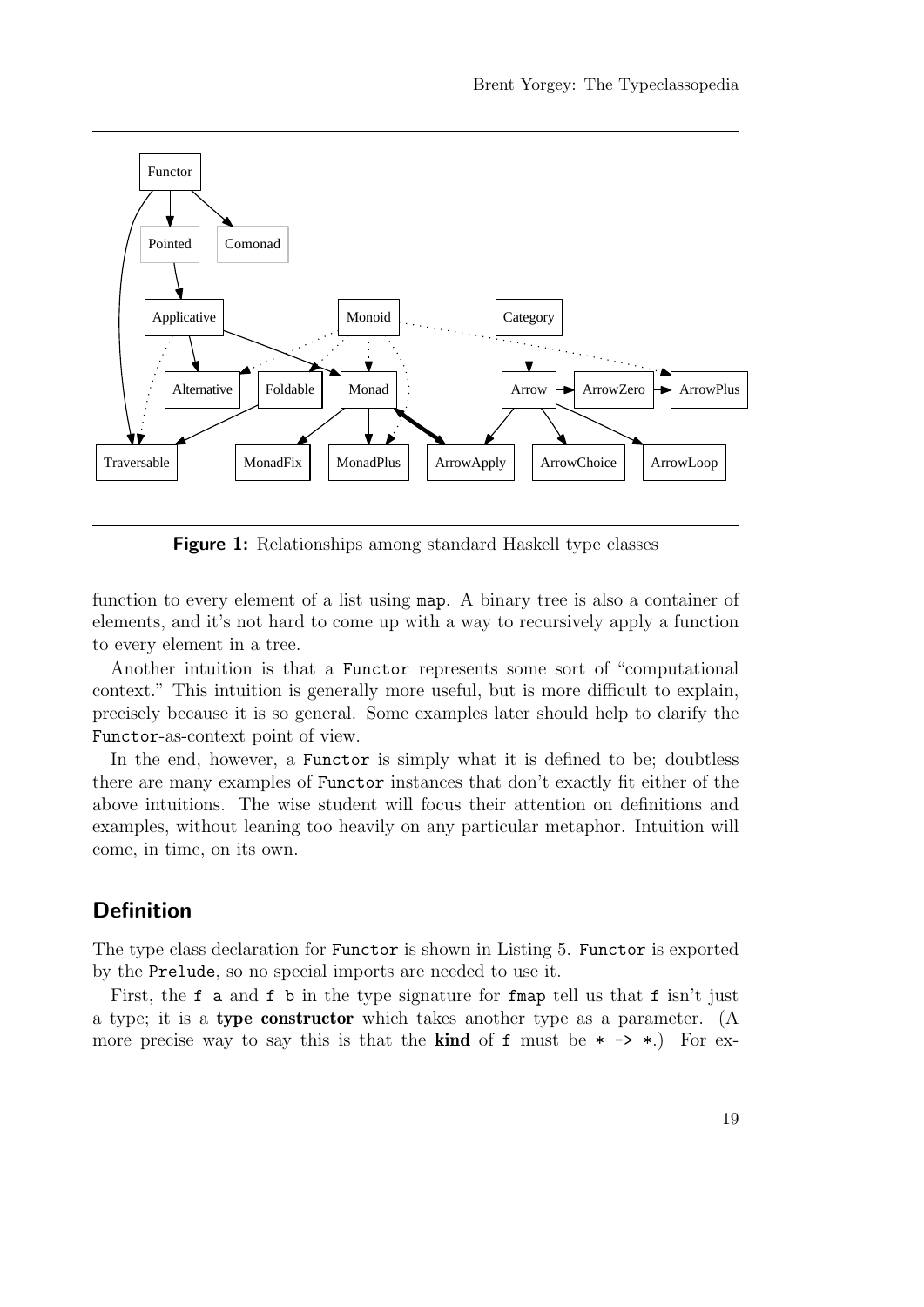**Figure 1:** Relationships among standard Haskell type classes

function to every element of a list using `map`. A binary tree is also a container of elements, and it's not hard to come up with a way to recursively apply a function to every element in a tree.

Another intuition is that a `Functor` represents some sort of "computational context." This intuition is generally more useful, but is more difficult to explain, precisely because it is so general. Some examples later should help to clarify the `Functor`-as-context point of view.

In the end, however, a `Functor` is simply what it is defined to be; doubtless there are many examples of `Functor` instances that don't exactly fit either of the above intuitions. The wise student will focus their attention on definitions and examples, without leaning too heavily on any particular metaphor. Intuition will come, in time, on its own.

## Definition

The type class declaration for `Functor` is shown in Listing 5. `Functor` is exported by the `Prelude`, so no special imports are needed to use it.

First, the `f a` and `f b` in the type signature for `fmap` tell us that `f` isn't just a type; it is a **type constructor** which takes another type as a parameter. (A more precise way to say this is that the **kind** of `f` must be `* -> *`.) For ex-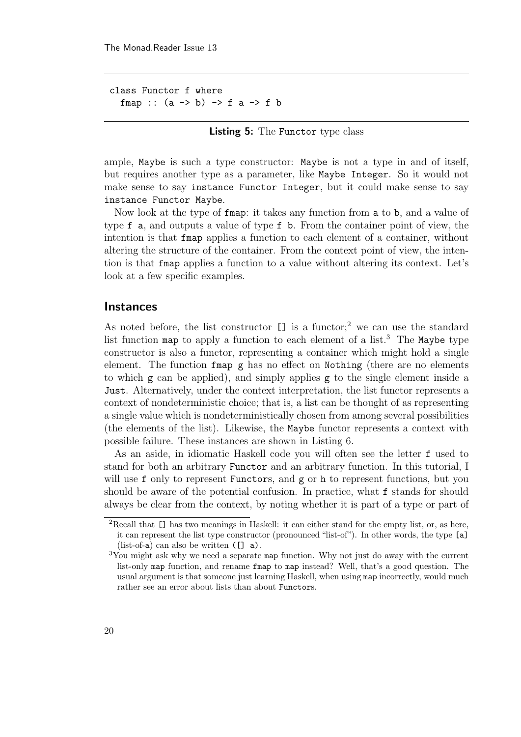```
class Functor f where
  fmap :: (a -> b) -> f a -> f b
```

**Listing 5:** The `Functor` type class

ample, `Maybe` is such a type constructor: `Maybe` is not a type in and of itself, but requires another type as a parameter, like `Maybe Integer`. So it would not make sense to say `instance Functor Integer`, but it could make sense to say `instance Functor Maybe`.

Now look at the type of `fmap`: it takes any function from `a` to `b`, and a value of type `f a`, and outputs a value of type `f b`. From the container point of view, the intention is that `fmap` applies a function to each element of a container, without altering the structure of the container. From the context point of view, the intention is that `fmap` applies a function to a value without altering its context. Let's look at a few specific examples.

## Instances

As noted before, the list constructor `[]` is a functor;[2] we can use the standard list function `map` to apply a function to each element of a list.[3] The `Maybe` type constructor is also a functor, representing a container which might hold a single element. The function `fmap g` has no effect on `Nothing` (there are no elements to which `g` can be applied), and simply applies `g` to the single element inside a `Just`. Alternatively, under the context interpretation, the list functor represents a context of nondeterministic choice; that is, a list can be thought of as representing a single value which is nondeterministically chosen from among several possibilities (the elements of the list). Likewise, the `Maybe` functor represents a context with possible failure. These instances are shown in Listing 6.

As an aside, in idiomatic Haskell code you will often see the letter `f` used to stand for both an arbitrary `Functor` and an arbitrary function. In this tutorial, I will use `f` only to represent `Functor`s, and `g` or `h` to represent functions, but you should be aware of the potential confusion. In practice, what `f` stands for should always be clear from the context, by noting whether it is part of a type or part of

[2] Recall that `[]` has two meanings in Haskell: it can either stand for the empty list, or, as here, it can represent the list type constructor (pronounced "list-of"). In other words, the type `[a]` (list-of-`a`) can also be written `([] a)`.

[3] You might ask why we need a separate `map` function. Why not just do away with the current list-only `map` function, and rename `fmap` to `map` instead? Well, that's a good question. The usual argument is that someone just learning Haskell, when using `map` incorrectly, would much rather see an error about lists than about `Functor`s.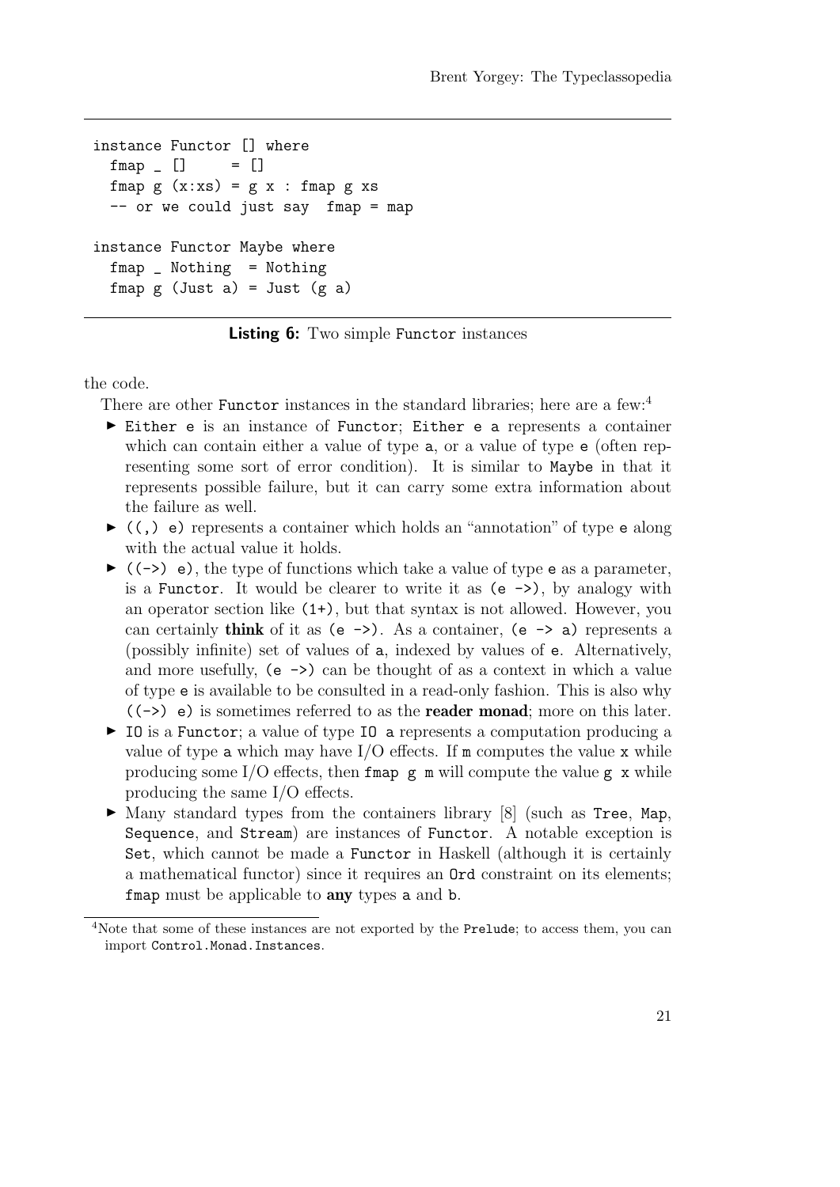```haskell
instance Functor [] where
  fmap _ []     = []
  fmap g (x:xs) = g x : fmap g xs
  -- or we could just say  fmap = map

instance Functor Maybe where
  fmap _ Nothing  = Nothing
  fmap g (Just a) = Just (g a)
```

**Listing 6:** Two simple `Functor` instances

the code.

There are other `Functor` instances in the standard libraries; here are a few:[4]

- `Either e` is an instance of `Functor`; `Either e a` represents a container which can contain either a value of type `a`, or a value of type `e` (often representing some sort of error condition). It is similar to `Maybe` in that it represents possible failure, but it can carry some extra information about the failure as well.
- `((,) e)` represents a container which holds an "annotation" of type `e` along with the actual value it holds.
- `((->) e)`, the type of functions which take a value of type `e` as a parameter, is a `Functor`. It would be clearer to write it as `(e ->)`, by analogy with an operator section like `(1+)`, but that syntax is not allowed. However, you can certainly **think** of it as `(e ->)`. As a container, `(e -> a)` represents a (possibly infinite) set of values of `a`, indexed by values of `e`. Alternatively, and more usefully, `(e ->)` can be thought of as a context in which a value of type `e` is available to be consulted in a read-only fashion. This is also why `((->) e)` is sometimes referred to as the **reader monad**; more on this later.
- `IO` is a `Functor`; a value of type `IO a` represents a computation producing a value of type `a` which may have I/O effects. If `m` computes the value `x` while producing some I/O effects, then `fmap g m` will compute the value `g x` while producing the same I/O effects.
- Many standard types from the containers library [8] (such as `Tree`, `Map`, `Sequence`, and `Stream`) are instances of `Functor`. A notable exception is `Set`, which cannot be made a `Functor` in Haskell (although it is certainly a mathematical functor) since it requires an `Ord` constraint on its elements; `fmap` must be applicable to **any** types `a` and `b`.

[4] Note that some of these instances are not exported by the `Prelude`; to access them, you can import `Control.Monad.Instances`.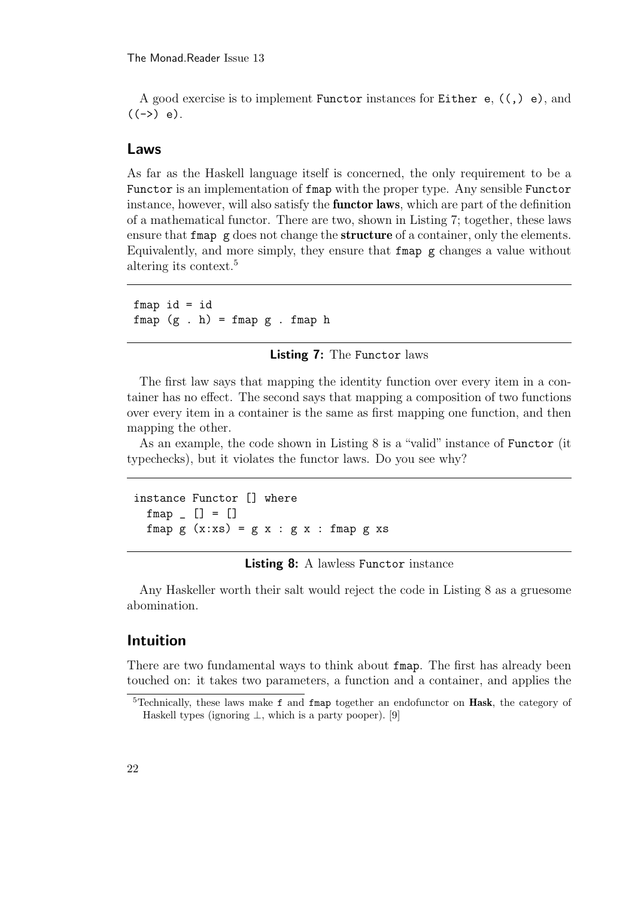A good exercise is to implement `Functor` instances for `Either e`, `((,) e)`, and `((->) e)`.

## Laws

As far as the Haskell language itself is concerned, the only requirement to be a `Functor` is an implementation of `fmap` with the proper type. Any sensible `Functor` instance, however, will also satisfy the **functor laws**, which are part of the definition of a mathematical functor. There are two, shown in Listing 7; together, these laws ensure that `fmap g` does not change the **structure** of a container, only the elements. Equivalently, and more simply, they ensure that `fmap g` changes a value without altering its context.[5]

```
fmap id = id
fmap (g . h) = fmap g . fmap h
```

**Listing 7:** The `Functor` laws

The first law says that mapping the identity function over every item in a container has no effect. The second says that mapping a composition of two functions over every item in a container is the same as first mapping one function, and then mapping the other.

As an example, the code shown in Listing 8 is a "valid" instance of `Functor` (it typechecks), but it violates the functor laws. Do you see why?

```
instance Functor [] where
  fmap _ [] = []
  fmap g (x:xs) = g x : g x : fmap g xs
```

**Listing 8:** A lawless `Functor` instance

Any Haskeller worth their salt would reject the code in Listing 8 as a gruesome abomination.

## Intuition

There are two fundamental ways to think about `fmap`. The first has already been touched on: it takes two parameters, a function and a container, and applies the

[5] Technically, these laws make `f` and `fmap` together an endofunctor on **Hask**, the category of Haskell types (ignoring $\bot$, which is a party pooper). [9]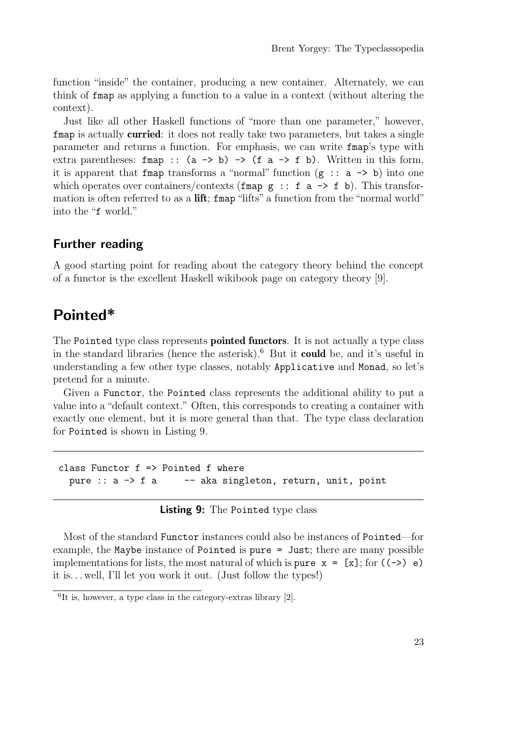function "inside" the container, producing a new container. Alternately, we can think of `fmap` as applying a function to a value in a context (without altering the context).

Just like all other Haskell functions of "more than one parameter," however, `fmap` is actually **curried**: it does not really take two parameters, but takes a single parameter and returns a function. For emphasis, we can write `fmap`'s type with extra parentheses: `fmap :: (a -> b) -> (f a -> f b)`. Written in this form, it is apparent that `fmap` transforms a "normal" function (`g :: a -> b`) into one which operates over containers/contexts (`fmap g :: f a -> f b`). This transformation is often referred to as a **lift**; `fmap` "lifts" a function from the "normal world" into the "`f` world."

### Further reading

A good starting point for reading about the category theory behind the concept of a functor is the excellent Haskell wikibook page on category theory [9].

## Pointed*

The `Pointed` type class represents **pointed functors**. It is not actually a type class in the standard libraries (hence the asterisk).[6] But it **could** be, and it's useful in understanding a few other type classes, notably `Applicative` and `Monad`, so let's pretend for a minute.

Given a `Functor`, the `Pointed` class represents the additional ability to put a value into a "default context." Often, this corresponds to creating a container with exactly one element, but it is more general than that. The type class declaration for `Pointed` is shown in Listing 9.

```
class Functor f => Pointed f where
  pure :: a -> f a     -- aka singleton, return, unit, point
```

**Listing 9:** The `Pointed` type class

Most of the standard `Functor` instances could also be instances of `Pointed`—for example, the `Maybe` instance of `Pointed` is `pure = Just`; there are many possible implementations for lists, the most natural of which is `pure x = [x]`; for `((->) e)` it is... well, I'll let you work it out. (Just follow the types!)

[6] It is, however, a type class in the category-extras library [2].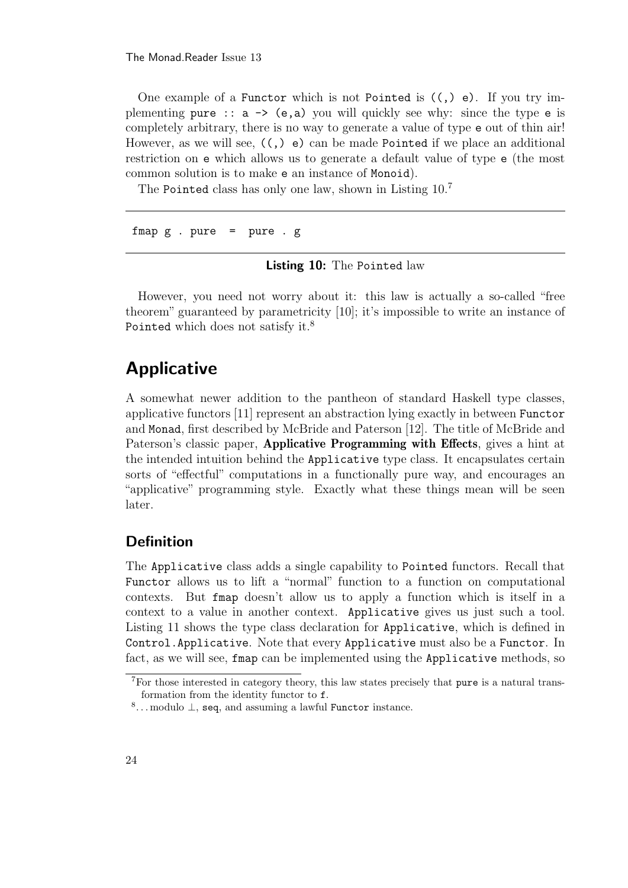One example of a `Functor` which is not `Pointed` is `((,) e)`. If you try implementing `pure :: a -> (e,a)` you will quickly see why: since the type `e` is completely arbitrary, there is no way to generate a value of type `e` out of thin air! However, as we will see, `((,) e)` can be made `Pointed` if we place an additional restriction on `e` which allows us to generate a default value of type `e` (the most common solution is to make `e` an instance of `Monoid`).

The `Pointed` class has only one law, shown in Listing 10.[7]

```
fmap g . pure  =  pure . g
```

**Listing 10:** The `Pointed` law

However, you need not worry about it: this law is actually a so-called "free theorem" guaranteed by parametricity [10]; it's impossible to write an instance of `Pointed` which does not satisfy it.[8]

## Applicative

A somewhat newer addition to the pantheon of standard Haskell type classes, applicative functors [11] represent an abstraction lying exactly in between `Functor` and `Monad`, first described by McBride and Paterson [12]. The title of McBride and Paterson's classic paper, **Applicative Programming with Effects**, gives a hint at the intended intuition behind the `Applicative` type class. It encapsulates certain sorts of "effectful" computations in a functionally pure way, and encourages an "applicative" programming style. Exactly what these things mean will be seen later.

### Definition

The `Applicative` class adds a single capability to `Pointed` functors. Recall that `Functor` allows us to lift a "normal" function to a function on computational contexts. But `fmap` doesn't allow us to apply a function which is itself in a context to a value in another context. `Applicative` gives us just such a tool. Listing 11 shows the type class declaration for `Applicative`, which is defined in `Control.Applicative`. Note that every `Applicative` must also be a `Functor`. In fact, as we will see, `fmap` can be implemented using the `Applicative` methods, so

[7] For those interested in category theory, this law states precisely that `pure` is a natural transformation from the identity functor to `f`.

[8] ... modulo ⊥, `seq`, and assuming a lawful `Functor` instance.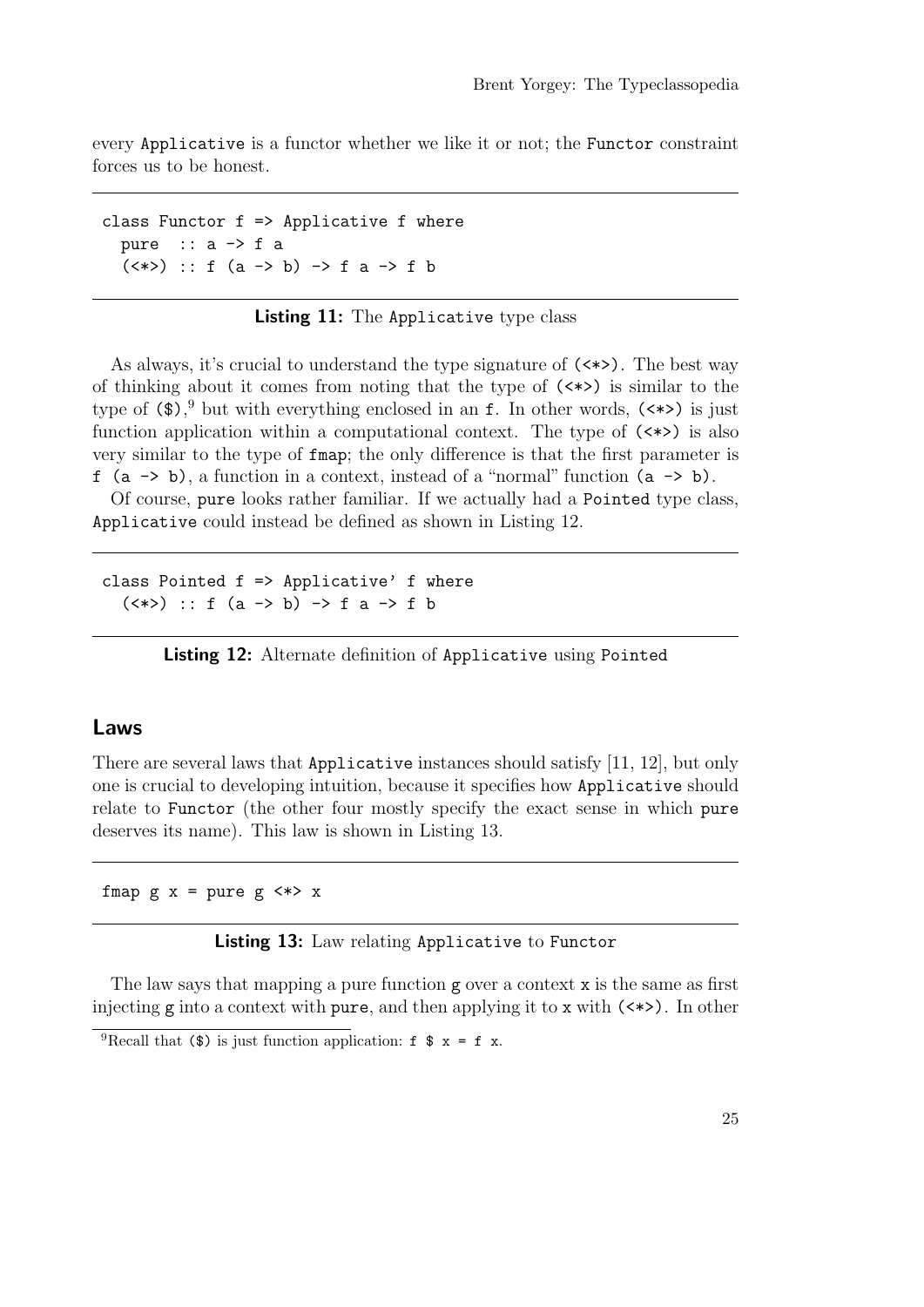every Applicative is a functor whether we like it or not; the Functor constraint forces us to be honest.

```
class Functor f => Applicative f where
  pure  :: a -> f a
  (<*>) :: f (a -> b) -> f a -> f b
```

**Listing 11:** The Applicative type class

As always, it's crucial to understand the type signature of (<*>). The best way of thinking about it comes from noting that the type of (<*>) is similar to the type of ($),[9] but with everything enclosed in an f. In other words, (<*>) is just function application within a computational context. The type of (<*>) is also very similar to the type of fmap; the only difference is that the first parameter is f (a -> b), a function in a context, instead of a "normal" function (a -> b).

Of course, pure looks rather familiar. If we actually had a Pointed type class, Applicative could instead be defined as shown in Listing 12.

```
class Pointed f => Applicative' f where
  (<*>) :: f (a -> b) -> f a -> f b
```

**Listing 12:** Alternate definition of Applicative using Pointed

## Laws

There are several laws that Applicative instances should satisfy [11, 12], but only one is crucial to developing intuition, because it specifies how Applicative should relate to Functor (the other four mostly specify the exact sense in which pure deserves its name). This law is shown in Listing 13.

```
fmap g x = pure g <*> x
```

**Listing 13:** Law relating Applicative to Functor

The law says that mapping a pure function g over a context x is the same as first injecting g into a context with pure, and then applying it to x with (<*>). In other

[9] Recall that ($) is just function application: f $ x = f x.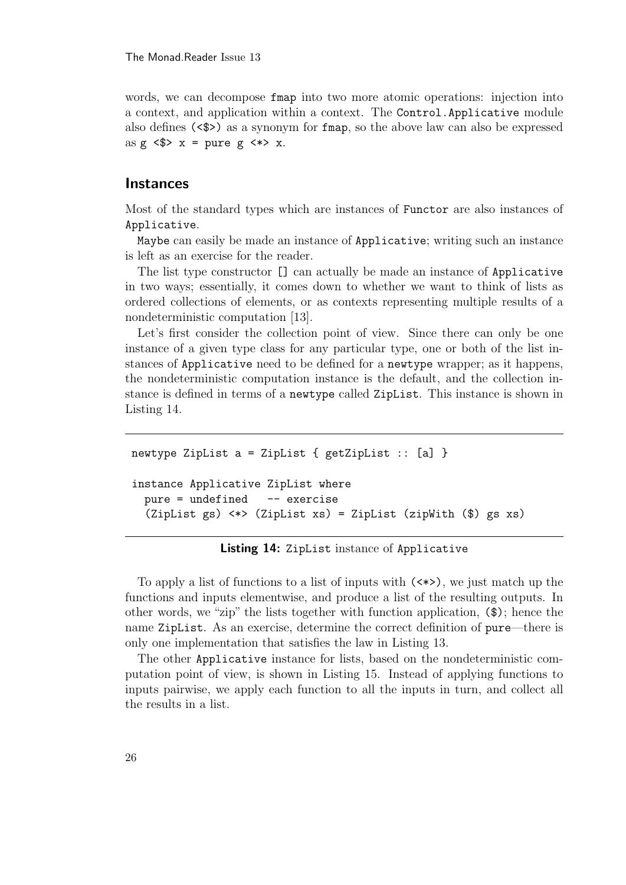words, we can decompose `fmap` into two more atomic operations: injection into a context, and application within a context. The `Control.Applicative` module also defines `(<$>)` as a synonym for `fmap`, so the above law can also be expressed as `g <$> x = pure g <*> x`.

## Instances

Most of the standard types which are instances of `Functor` are also instances of `Applicative`.

`Maybe` can easily be made an instance of `Applicative`; writing such an instance is left as an exercise for the reader.

The list type constructor `[]` can actually be made an instance of `Applicative` in two ways; essentially, it comes down to whether we want to think of lists as ordered collections of elements, or as contexts representing multiple results of a nondeterministic computation [13].

Let's first consider the collection point of view. Since there can only be one instance of a given type class for any particular type, one or both of the list instances of `Applicative` need to be defined for a `newtype` wrapper; as it happens, the nondeterministic computation instance is the default, and the collection instance is defined in terms of a `newtype` called `ZipList`. This instance is shown in Listing 14.

```
newtype ZipList a = ZipList { getZipList :: [a] }

instance Applicative ZipList where
  pure = undefined   -- exercise
  (ZipList gs) <*> (ZipList xs) = ZipList (zipWith ($) gs xs)
```

**Listing 14:** `ZipList` instance of `Applicative`

To apply a list of functions to a list of inputs with `(<*>)`, we just match up the functions and inputs elementwise, and produce a list of the resulting outputs. In other words, we "zip" the lists together with function application, `($)`; hence the name `ZipList`. As an exercise, determine the correct definition of `pure`—there is only one implementation that satisfies the law in Listing 13.

The other `Applicative` instance for lists, based on the nondeterministic computation point of view, is shown in Listing 15. Instead of applying functions to inputs pairwise, we apply each function to all the inputs in turn, and collect all the results in a list.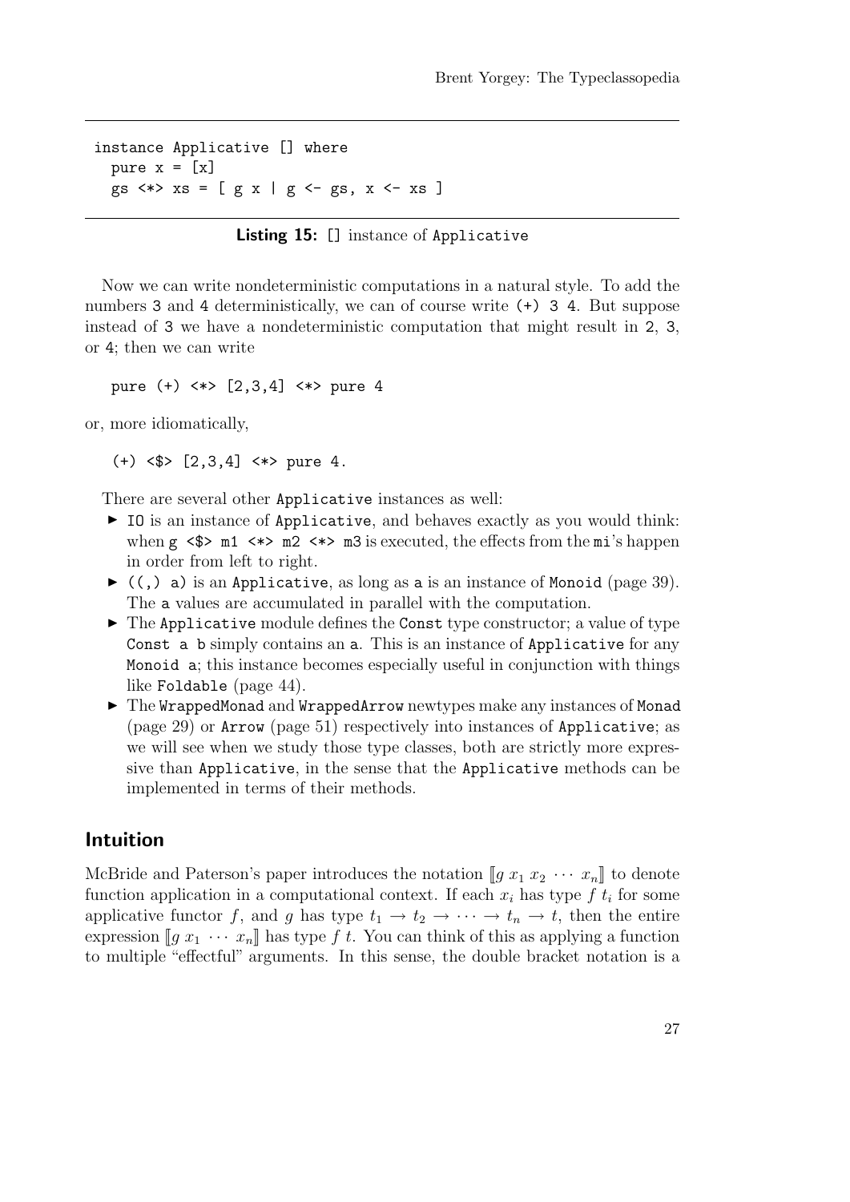```haskell
instance Applicative [] where
  pure x = [x]
  gs <*> xs = [ g x | g <- gs, x <- xs ]
```

**Listing 15:** `[]` instance of `Applicative`

Now we can write nondeterministic computations in a natural style. To add the numbers `3` and `4` deterministically, we can of course write `(+) 3 4`. But suppose instead of `3` we have a nondeterministic computation that might result in `2`, `3`, or `4`; then we can write

```haskell
pure (+) <*> [2,3,4] <*> pure 4
```

or, more idiomatically,

```haskell
(+) <$> [2,3,4] <*> pure 4.
```

There are several other `Applicative` instances as well:

- `IO` is an instance of `Applicative`, and behaves exactly as you would think: when `g <$> m1 <*> m2 <*> m3` is executed, the effects from the `mi`'s happen in order from left to right.
- `((,) a)` is an `Applicative`, as long as `a` is an instance of `Monoid` (page 39). The `a` values are accumulated in parallel with the computation.
- The `Applicative` module defines the `Const` type constructor; a value of type `Const a b` simply contains an `a`. This is an instance of `Applicative` for any `Monoid a`; this instance becomes especially useful in conjunction with things like `Foldable` (page 44).
- The `WrappedMonad` and `WrappedArrow` newtypes make any instances of `Monad` (page 29) or `Arrow` (page 51) respectively into instances of `Applicative`; as we will see when we study those type classes, both are strictly more expressive than `Applicative`, in the sense that the `Applicative` methods can be implemented in terms of their methods.

## Intuition

McBride and Paterson's paper introduces the notation $[\![g\ x_1\ x_2\ \cdots\ x_n]\!]$ to denote function application in a computational context. If each $x_i$ has type $f\ t_i$ for some applicative functor $f$, and $g$ has type $t_1 \to t_2 \to \cdots \to t_n \to t$, then the entire expression $[\![g\ x_1\ \cdots\ x_n]\!]$ has type $f\ t$. You can think of this as applying a function to multiple "effectful" arguments. In this sense, the double bracket notation is a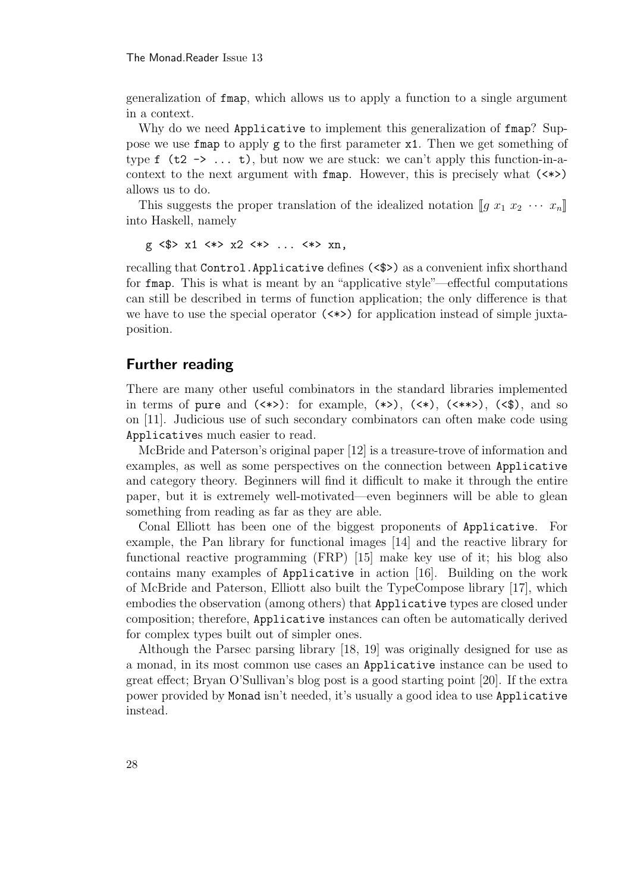generalization of fmap, which allows us to apply a function to a single argument in a context.

Why do we need Applicative to implement this generalization of fmap? Suppose we use fmap to apply g to the first parameter x1. Then we get something of type f (t2 -> ... t), but now we are stuck: we can't apply this function-in-a-context to the next argument with fmap. However, this is precisely what (<*>) allows us to do.

This suggests the proper translation of the idealized notation $[\![g\ x_1\ x_2\ \cdots\ x_n]\!]$ into Haskell, namely

```
g <$> x1 <*> x2 <*> ... <*> xn,
```

recalling that Control.Applicative defines (<$>) as a convenient infix shorthand for fmap. This is what is meant by an "applicative style"—effectful computations can still be described in terms of function application; the only difference is that we have to use the special operator (<*>) for application instead of simple juxtaposition.

## Further reading

There are many other useful combinators in the standard libraries implemented in terms of pure and (<*>): for example, (*>), (<*), (<**>), (<$), and so on [11]. Judicious use of such secondary combinators can often make code using Applicatives much easier to read.

McBride and Paterson's original paper [12] is a treasure-trove of information and examples, as well as some perspectives on the connection between Applicative and category theory. Beginners will find it difficult to make it through the entire paper, but it is extremely well-motivated—even beginners will be able to glean something from reading as far as they are able.

Conal Elliott has been one of the biggest proponents of Applicative. For example, the Pan library for functional images [14] and the reactive library for functional reactive programming (FRP) [15] make key use of it; his blog also contains many examples of Applicative in action [16]. Building on the work of McBride and Paterson, Elliott also built the TypeCompose library [17], which embodies the observation (among others) that Applicative types are closed under composition; therefore, Applicative instances can often be automatically derived for complex types built out of simpler ones.

Although the Parsec parsing library [18, 19] was originally designed for use as a monad, in its most common use cases an Applicative instance can be used to great effect; Bryan O'Sullivan's blog post is a good starting point [20]. If the extra power provided by Monad isn't needed, it's usually a good idea to use Applicative instead.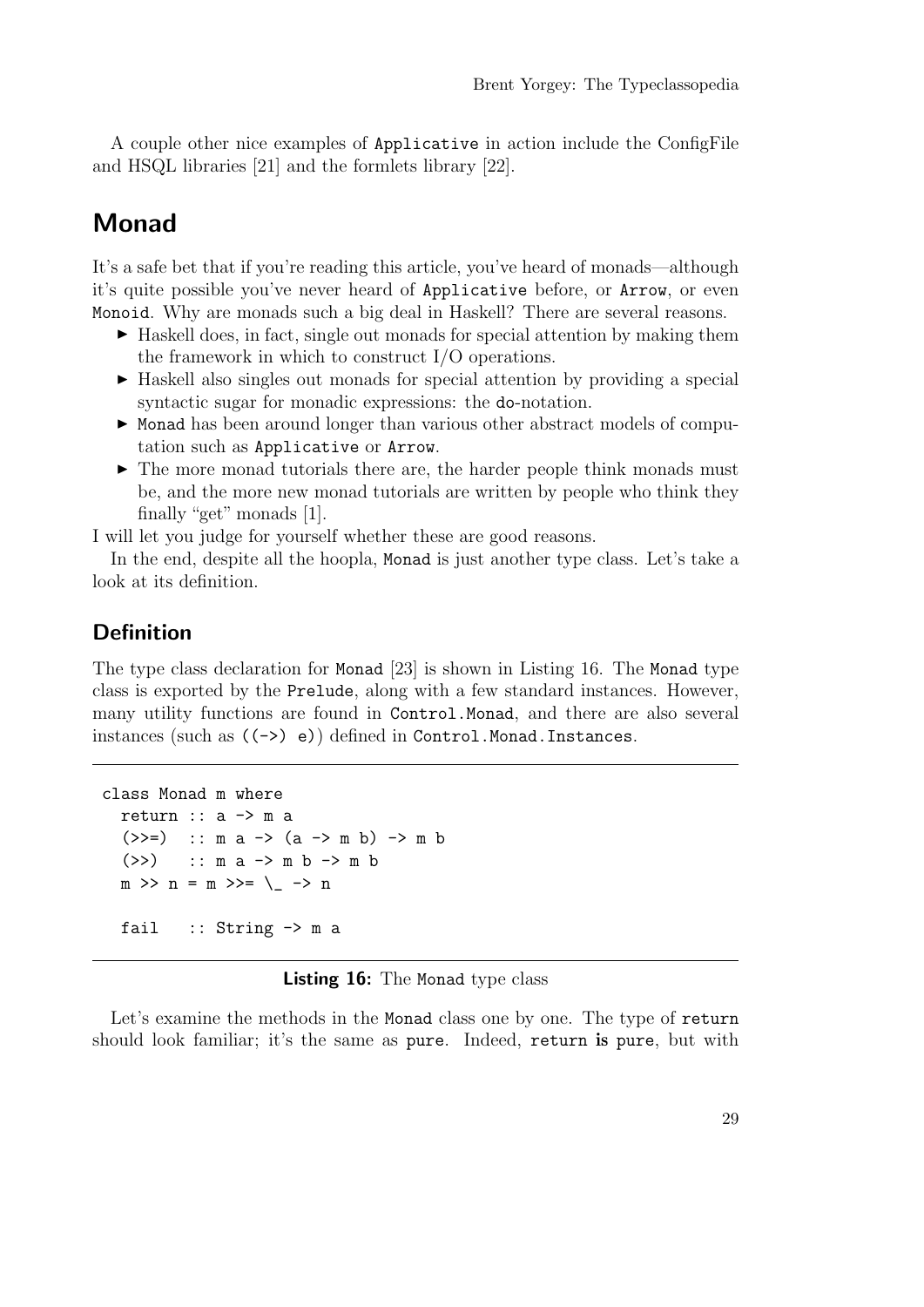A couple other nice examples of `Applicative` in action include the ConfigFile and HSQL libraries [21] and the formlets library [22].

## Monad

It's a safe bet that if you're reading this article, you've heard of monads—although it's quite possible you've never heard of `Applicative` before, or `Arrow`, or even `Monoid`. Why are monads such a big deal in Haskell? There are several reasons.

- Haskell does, in fact, single out monads for special attention by making them the framework in which to construct I/O operations.
- Haskell also singles out monads for special attention by providing a special syntactic sugar for monadic expressions: the `do`-notation.
- `Monad` has been around longer than various other abstract models of computation such as `Applicative` or `Arrow`.
- The more monad tutorials there are, the harder people think monads must be, and the more new monad tutorials are written by people who think they finally "get" monads [1].

I will let you judge for yourself whether these are good reasons.

In the end, despite all the hoopla, `Monad` is just another type class. Let's take a look at its definition.

### Definition

The type class declaration for `Monad` [23] is shown in Listing 16. The `Monad` type class is exported by the `Prelude`, along with a few standard instances. However, many utility functions are found in `Control.Monad`, and there are also several instances (such as `((->) e)`) defined in `Control.Monad.Instances`.

```
class Monad m where
  return :: a -> m a
  (>>=)  :: m a -> (a -> m b) -> m b
  (>>)   :: m a -> m b -> m b
  m >> n = m >>= \_ -> n

  fail   :: String -> m a
```

**Listing 16:** The `Monad` type class

Let's examine the methods in the `Monad` class one by one. The type of `return` should look familiar; it's the same as `pure`. Indeed, `return` **is** `pure`, but with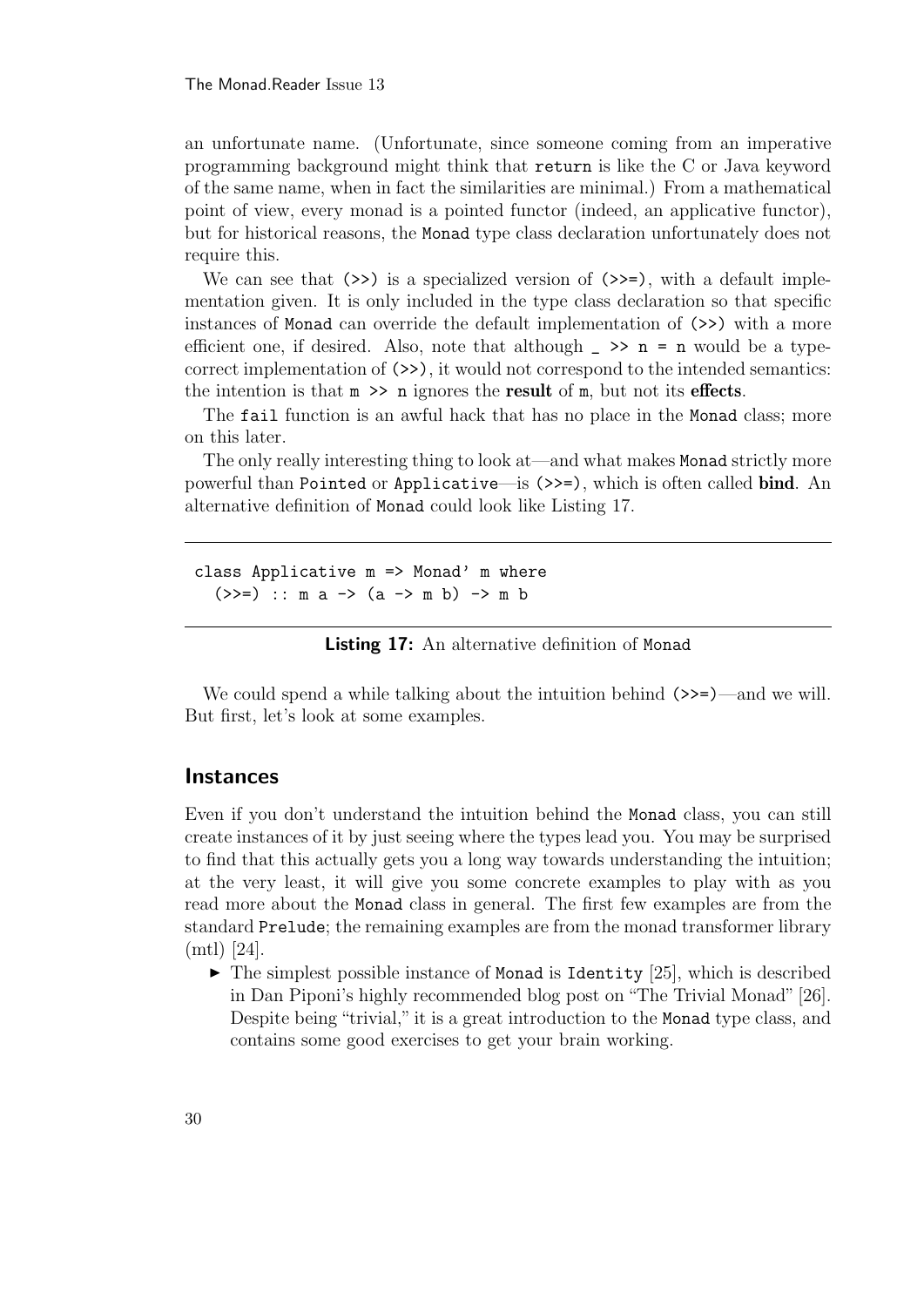an unfortunate name. (Unfortunate, since someone coming from an imperative programming background might think that `return` is like the C or Java keyword of the same name, when in fact the similarities are minimal.) From a mathematical point of view, every monad is a pointed functor (indeed, an applicative functor), but for historical reasons, the `Monad` type class declaration unfortunately does not require this.

We can see that `(>>)` is a specialized version of `(>>=)`, with a default implementation given. It is only included in the type class declaration so that specific instances of `Monad` can override the default implementation of `(>>)` with a more efficient one, if desired. Also, note that although `_ >> n = n` would be a type-correct implementation of `(>>)`, it would not correspond to the intended semantics: the intention is that `m >> n` ignores the **result** of `m`, but not its **effects**.

The `fail` function is an awful hack that has no place in the `Monad` class; more on this later.

The only really interesting thing to look at—and what makes `Monad` strictly more powerful than `Pointed` or `Applicative`—is `(>>=)`, which is often called **bind**. An alternative definition of `Monad` could look like Listing 17.

```
class Applicative m => Monad' m where
  (>>=) :: m a -> (a -> m b) -> m b
```

**Listing 17:** An alternative definition of `Monad`

We could spend a while talking about the intuition behind `(>>=)`—and we will. But first, let's look at some examples.

## Instances

Even if you don't understand the intuition behind the `Monad` class, you can still create instances of it by just seeing where the types lead you. You may be surprised to find that this actually gets you a long way towards understanding the intuition; at the very least, it will give you some concrete examples to play with as you read more about the `Monad` class in general. The first few examples are from the standard `Prelude`; the remaining examples are from the monad transformer library (mtl) [24].

- The simplest possible instance of `Monad` is `Identity` [25], which is described in Dan Piponi's highly recommended blog post on "The Trivial Monad" [26]. Despite being "trivial," it is a great introduction to the `Monad` type class, and contains some good exercises to get your brain working.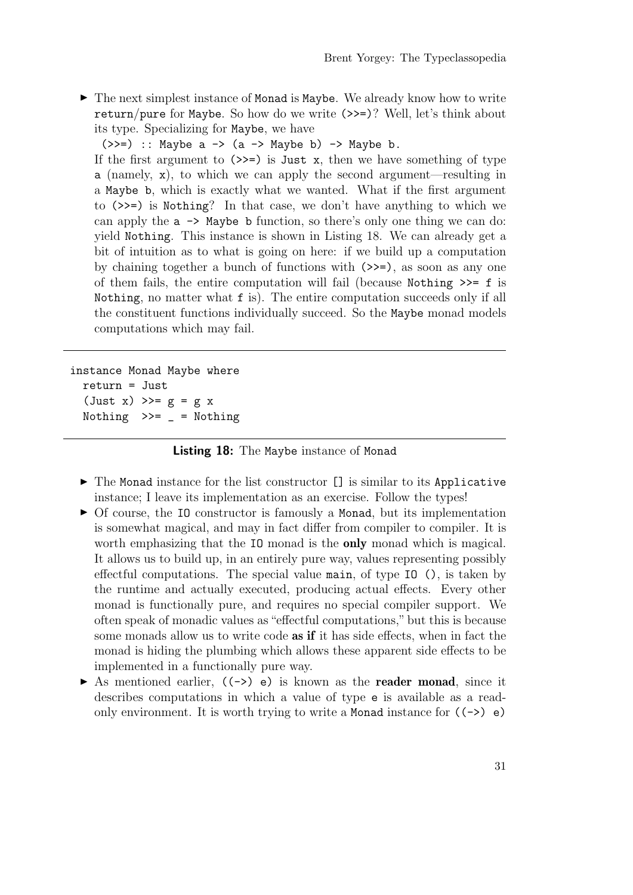- The next simplest instance of `Monad` is `Maybe`. We already know how to write `return`/`pure` for `Maybe`. So how do we write `(>>=)`? Well, let's think about its type. Specializing for `Maybe`, we have
  `(>>=) :: Maybe a -> (a -> Maybe b) -> Maybe b.`
  If the first argument to `(>>=)` is `Just x`, then we have something of type `a` (namely, `x`), to which we can apply the second argument—resulting in a `Maybe b`, which is exactly what we wanted. What if the first argument to `(>>=)` is `Nothing`? In that case, we don't have anything to which we can apply the `a -> Maybe b` function, so there's only one thing we can do: yield `Nothing`. This instance is shown in Listing 18. We can already get a bit of intuition as to what is going on here: if we build up a computation by chaining together a bunch of functions with `(>>=)`, as soon as any one of them fails, the entire computation will fail (because `Nothing >>= f` is `Nothing`, no matter what `f` is). The entire computation succeeds only if all the constituent functions individually succeed. So the `Maybe` monad models computations which may fail.

```
instance Monad Maybe where
  return = Just
  (Just x) >>= g = g x
  Nothing  >>= _ = Nothing
```

**Listing 18:** The `Maybe` instance of `Monad`

- The `Monad` instance for the list constructor `[]` is similar to its `Applicative` instance; I leave its implementation as an exercise. Follow the types!
- Of course, the `IO` constructor is famously a `Monad`, but its implementation is somewhat magical, and may in fact differ from compiler to compiler. It is worth emphasizing that the `IO` monad is the **only** monad which is magical. It allows us to build up, in an entirely pure way, values representing possibly effectful computations. The special value `main`, of type `IO ()`, is taken by the runtime and actually executed, producing actual effects. Every other monad is functionally pure, and requires no special compiler support. We often speak of monadic values as "effectful computations," but this is because some monads allow us to write code **as if** it has side effects, when in fact the monad is hiding the plumbing which allows these apparent side effects to be implemented in a functionally pure way.
- As mentioned earlier, `((->) e)` is known as the **reader monad**, since it describes computations in which a value of type `e` is available as a read-only environment. It is worth trying to write a `Monad` instance for `((->) e)`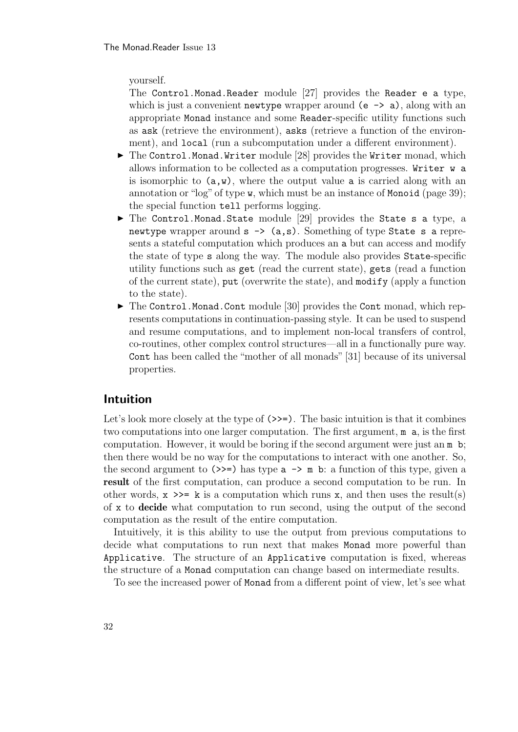yourself.

The `Control.Monad.Reader` module [27] provides the `Reader e a` type, which is just a convenient `newtype` wrapper around `(e -> a)`, along with an appropriate `Monad` instance and some `Reader`-specific utility functions such as `ask` (retrieve the environment), `asks` (retrieve a function of the environment), and `local` (run a subcomputation under a different environment).

- The `Control.Monad.Writer` module [28] provides the `Writer` monad, which allows information to be collected as a computation progresses. `Writer w a` is isomorphic to `(a,w)`, where the output value `a` is carried along with an annotation or "log" of type `w`, which must be an instance of `Monoid` (page 39); the special function `tell` performs logging.
- The `Control.Monad.State` module [29] provides the `State s a` type, a `newtype` wrapper around `s -> (a,s)`. Something of type `State s a` represents a stateful computation which produces an `a` but can access and modify the state of type `s` along the way. The module also provides `State`-specific utility functions such as `get` (read the current state), `gets` (read a function of the current state), `put` (overwrite the state), and `modify` (apply a function to the state).
- The `Control.Monad.Cont` module [30] provides the `Cont` monad, which represents computations in continuation-passing style. It can be used to suspend and resume computations, and to implement non-local transfers of control, co-routines, other complex control structures—all in a functionally pure way. `Cont` has been called the "mother of all monads" [31] because of its universal properties.

## Intuition

Let's look more closely at the type of `(>>=)`. The basic intuition is that it combines two computations into one larger computation. The first argument, `m a`, is the first computation. However, it would be boring if the second argument were just an `m b`; then there would be no way for the computations to interact with one another. So, the second argument to `(>>=)` has type `a -> m b`: a function of this type, given a **result** of the first computation, can produce a second computation to be run. In other words, `x >>= k` is a computation which runs `x`, and then uses the result(s) of `x` to **decide** what computation to run second, using the output of the second computation as the result of the entire computation.

Intuitively, it is this ability to use the output from previous computations to decide what computations to run next that makes `Monad` more powerful than `Applicative`. The structure of an `Applicative` computation is fixed, whereas the structure of a `Monad` computation can change based on intermediate results.

To see the increased power of `Monad` from a different point of view, let's see what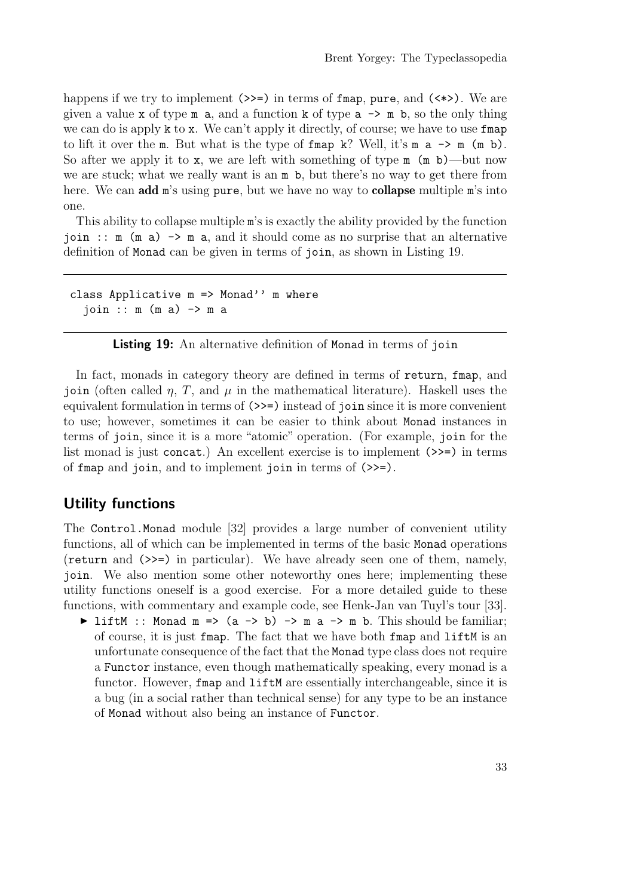happens if we try to implement `(>>=)` in terms of `fmap`, `pure`, and `(<*>)`. We are given a value `x` of type `m a`, and a function `k` of type `a -> m b`, so the only thing we can do is apply `k` to `x`. We can't apply it directly, of course; we have to use `fmap` to lift it over the `m`. But what is the type of `fmap k`? Well, it's `m a -> m (m b)`. So after we apply it to `x`, we are left with something of type `m (m b)`—but now we are stuck; what we really want is an `m b`, but there's no way to get there from here. We can **add** `m`'s using `pure`, but we have no way to **collapse** multiple `m`'s into one.

This ability to collapse multiple `m`'s is exactly the ability provided by the function `join :: m (m a) -> m a`, and it should come as no surprise that an alternative definition of `Monad` can be given in terms of `join`, as shown in Listing 19.

```
class Applicative m => Monad'' m where
  join :: m (m a) -> m a
```

**Listing 19:** An alternative definition of `Monad` in terms of `join`

In fact, monads in category theory are defined in terms of `return`, `fmap`, and `join` (often called $\eta$, $T$, and $\mu$ in the mathematical literature). Haskell uses the equivalent formulation in terms of `(>>=)` instead of `join` since it is more convenient to use; however, sometimes it can be easier to think about `Monad` instances in terms of `join`, since it is a more "atomic" operation. (For example, `join` for the list monad is just `concat`.) An excellent exercise is to implement `(>>=)` in terms of `fmap` and `join`, and to implement `join` in terms of `(>>=)`.

## Utility functions

The `Control.Monad` module [32] provides a large number of convenient utility functions, all of which can be implemented in terms of the basic `Monad` operations (`return` and `(>>=)` in particular). We have already seen one of them, namely, `join`. We also mention some other noteworthy ones here; implementing these utility functions oneself is a good exercise. For a more detailed guide to these functions, with commentary and example code, see Henk-Jan van Tuyl's tour [33].

- `liftM :: Monad m => (a -> b) -> m a -> m b`. This should be familiar; of course, it is just `fmap`. The fact that we have both `fmap` and `liftM` is an unfortunate consequence of the fact that the `Monad` type class does not require a `Functor` instance, even though mathematically speaking, every monad is a functor. However, `fmap` and `liftM` are essentially interchangeable, since it is a bug (in a social rather than technical sense) for any type to be an instance of `Monad` without also being an instance of `Functor`.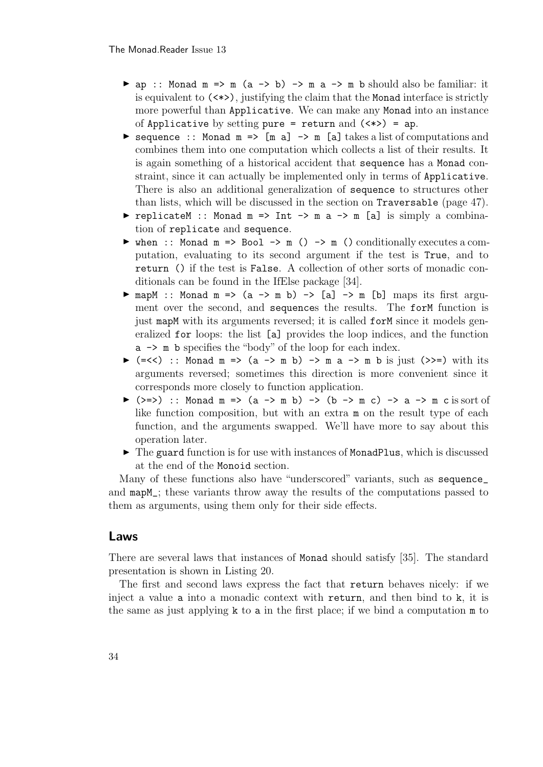- `ap :: Monad m => m (a -> b) -> m a -> m b` should also be familiar: it is equivalent to `(<*>)`, justifying the claim that the `Monad` interface is strictly more powerful than `Applicative`. We can make any `Monad` into an instance of `Applicative` by setting `pure = return` and `(<*>) = ap`.
- `sequence :: Monad m => [m a] -> m [a]` takes a list of computations and combines them into one computation which collects a list of their results. It is again something of a historical accident that `sequence` has a `Monad` constraint, since it can actually be implemented only in terms of `Applicative`. There is also an additional generalization of `sequence` to structures other than lists, which will be discussed in the section on `Traversable` (page 47).
- `replicateM :: Monad m => Int -> m a -> m [a]` is simply a combination of `replicate` and `sequence`.
- `when :: Monad m => Bool -> m () -> m ()` conditionally executes a computation, evaluating to its second argument if the test is `True`, and to `return ()` if the test is `False`. A collection of other sorts of monadic conditionals can be found in the IfElse package [34].
- `mapM :: Monad m => (a -> m b) -> [a] -> m [b]` maps its first argument over the second, and `sequence`s the results. The `forM` function is just `mapM` with its arguments reversed; it is called `forM` since it models generalized `for` loops: the list `[a]` provides the loop indices, and the function `a -> m b` specifies the "body" of the loop for each index.
- `(=<<) :: Monad m => (a -> m b) -> m a -> m b` is just `(>>=)` with its arguments reversed; sometimes this direction is more convenient since it corresponds more closely to function application.
- `(>=>) :: Monad m => (a -> m b) -> (b -> m c) -> a -> m c` is sort of like function composition, but with an extra `m` on the result type of each function, and the arguments swapped. We'll have more to say about this operation later.
- The `guard` function is for use with instances of `MonadPlus`, which is discussed at the end of the `Monoid` section.

Many of these functions also have "underscored" variants, such as `sequence_` and `mapM_`; these variants throw away the results of the computations passed to them as arguments, using them only for their side effects.

## Laws

There are several laws that instances of `Monad` should satisfy [35]. The standard presentation is shown in Listing 20.

The first and second laws express the fact that `return` behaves nicely: if we inject a value `a` into a monadic context with `return`, and then bind to `k`, it is the same as just applying `k` to `a` in the first place; if we bind a computation `m` to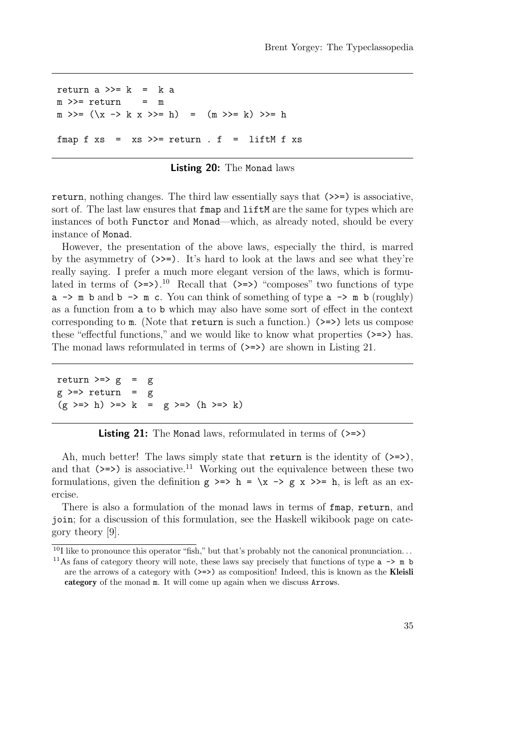```
return a >>= k  =  k a
m >>= return    =  m
m >>= (\x -> k x >>= h)  =  (m >>= k) >>= h

fmap f xs  =  xs >>= return . f  =  liftM f xs
```

**Listing 20:** The `Monad` laws

`return`, nothing changes. The third law essentially says that `(>>=)` is associative, sort of. The last law ensures that `fmap` and `liftM` are the same for types which are instances of both `Functor` and `Monad`—which, as already noted, should be every instance of `Monad`.

However, the presentation of the above laws, especially the third, is marred by the asymmetry of `(>>=)`. It's hard to look at the laws and see what they're really saying. I prefer a much more elegant version of the laws, which is formulated in terms of `(>=>)`.[10] Recall that `(>=>)` "composes" two functions of type `a -> m b` and `b -> m c`. You can think of something of type `a -> m b` (roughly) as a function from `a` to `b` which may also have some sort of effect in the context corresponding to `m`. (Note that `return` is such a function.) `(>=>)` lets us compose these "effectful functions," and we would like to know what properties `(>=>)` has. The monad laws reformulated in terms of `(>=>)` are shown in Listing 21.

```
return >=> g  =  g
g >=> return  =  g
(g >=> h) >=> k  =  g >=> (h >=> k)
```

**Listing 21:** The `Monad` laws, reformulated in terms of `(>=>)`

Ah, much better! The laws simply state that `return` is the identity of `(>=>)`, and that `(>=>)` is associative.[11] Working out the equivalence between these two formulations, given the definition `g >=> h = \x -> g x >>= h`, is left as an exercise.

There is also a formulation of the monad laws in terms of `fmap`, `return`, and `join`; for a discussion of this formulation, see the Haskell wikibook page on category theory [9].

---

[10] I like to pronounce this operator "fish," but that's probably not the canonical pronunciation...

[11] As fans of category theory will note, these laws say precisely that functions of type `a -> m b` are the arrows of a category with `(>=>)` as composition! Indeed, this is known as the **Kleisli category** of the monad `m`. It will come up again when we discuss `Arrow`s.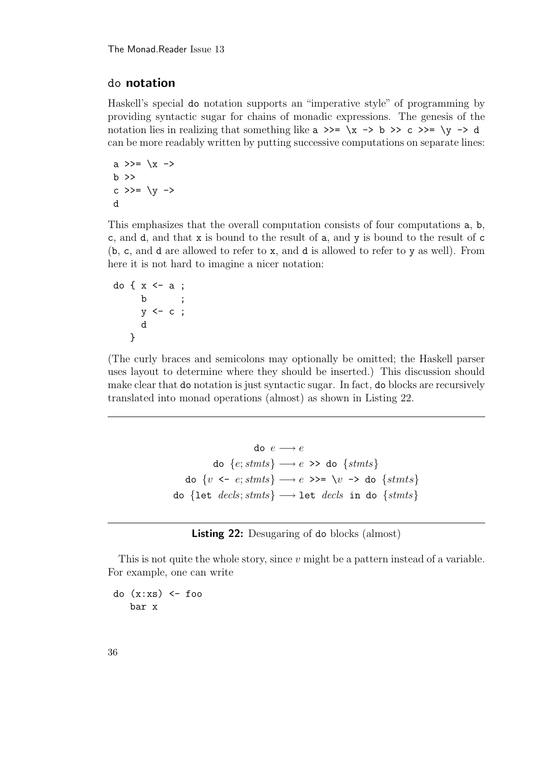## `do` notation

Haskell's special `do` notation supports an "imperative style" of programming by providing syntactic sugar for chains of monadic expressions. The genesis of the notation lies in realizing that something like `a >>= \x -> b >> c >>= \y -> d` can be more readably written by putting successive computations on separate lines:

```
a >>= \x ->
b >>
c >>= \y ->
d
```

This emphasizes that the overall computation consists of four computations `a`, `b`, `c`, and `d`, and that `x` is bound to the result of `a`, and `y` is bound to the result of `c` (`b`, `c`, and `d` are allowed to refer to `x`, and `d` is allowed to refer to `y` as well). From here it is not hard to imagine a nicer notation:

```
do { x <- a ;
     b      ;
     y <- c ;
     d
   }
```

(The curly braces and semicolons may optionally be omitted; the Haskell parser uses layout to determine where they should be inserted.) This discussion should make clear that `do` notation is just syntactic sugar. In fact, `do` blocks are recursively translated into monad operations (almost) as shown in Listing 22.

$$
\begin{aligned}
\texttt{do}\ e &\longrightarrow e \\
\texttt{do}\ \{e; \mathit{stmts}\} &\longrightarrow e\ \texttt{>>}\ \texttt{do}\ \{\mathit{stmts}\} \\
\texttt{do}\ \{v\ \texttt{<-}\ e; \mathit{stmts}\} &\longrightarrow e\ \texttt{>>=}\ \texttt{\textbackslash}v\ \texttt{->}\ \texttt{do}\ \{\mathit{stmts}\} \\
\texttt{do}\ \{\texttt{let}\ \mathit{decls}; \mathit{stmts}\} &\longrightarrow \texttt{let}\ \mathit{decls}\ \texttt{in}\ \texttt{do}\ \{\mathit{stmts}\}
\end{aligned}
$$

**Listing 22:** Desugaring of `do` blocks (almost)

This is not quite the whole story, since $v$ might be a pattern instead of a variable. For example, one can write

```
do (x:xs) <- foo
   bar x
```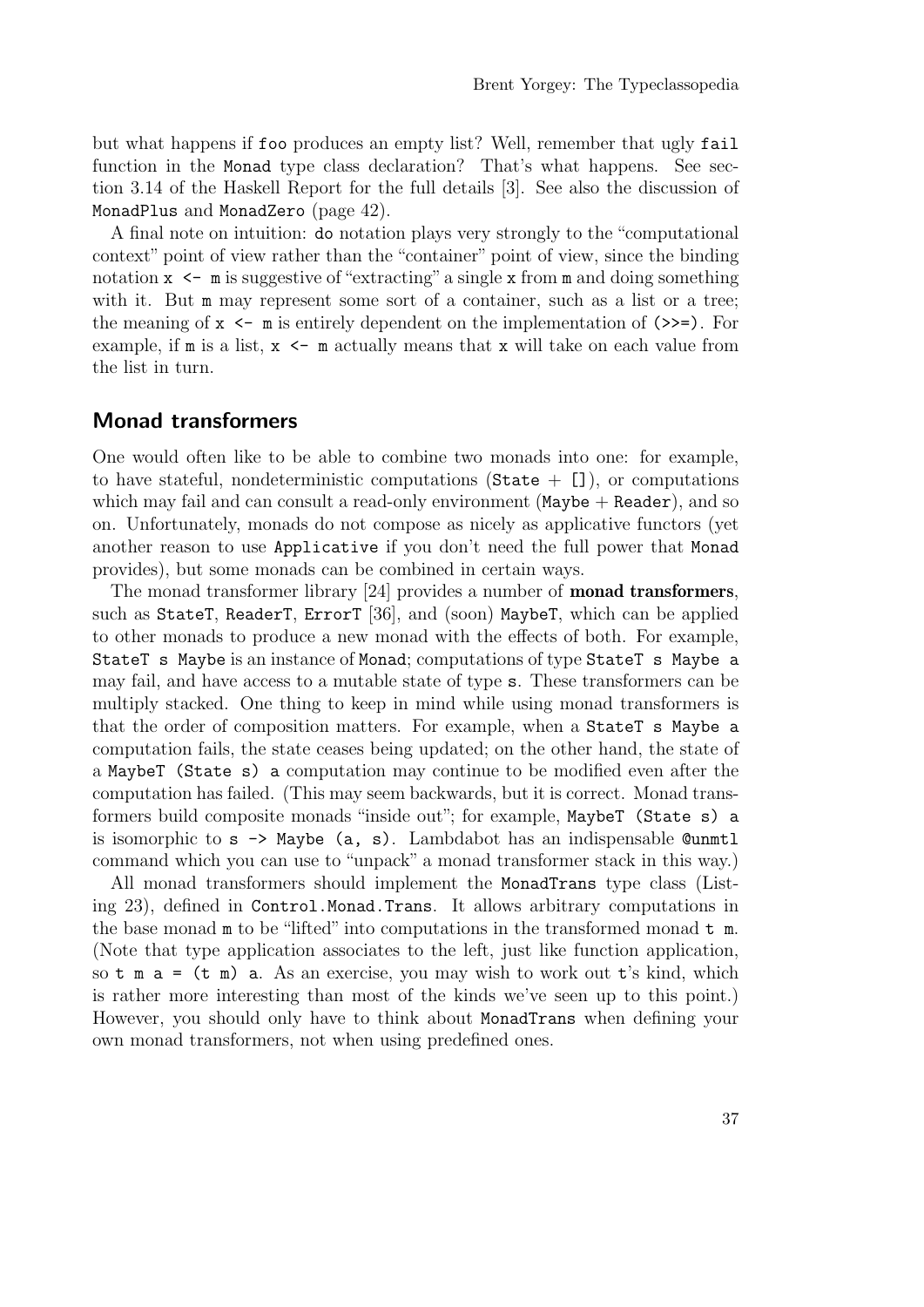but what happens if `foo` produces an empty list? Well, remember that ugly `fail` function in the `Monad` type class declaration? That's what happens. See section 3.14 of the Haskell Report for the full details [3]. See also the discussion of `MonadPlus` and `MonadZero` (page 42).

A final note on intuition: `do` notation plays very strongly to the "computational context" point of view rather than the "container" point of view, since the binding notation `x <- m` is suggestive of "extracting" a single `x` from `m` and doing something with it. But `m` may represent some sort of a container, such as a list or a tree; the meaning of `x <- m` is entirely dependent on the implementation of `(>>=)`. For example, if `m` is a list, `x <- m` actually means that `x` will take on each value from the list in turn.

## Monad transformers

One would often like to be able to combine two monads into one: for example, to have stateful, nondeterministic computations (`State` + `[]`), or computations which may fail and can consult a read-only environment (`Maybe` + `Reader`), and so on. Unfortunately, monads do not compose as nicely as applicative functors (yet another reason to use `Applicative` if you don't need the full power that `Monad` provides), but some monads can be combined in certain ways.

The monad transformer library [24] provides a number of **monad transformers**, such as `StateT`, `ReaderT`, `ErrorT` [36], and (soon) `MaybeT`, which can be applied to other monads to produce a new monad with the effects of both. For example, `StateT s Maybe` is an instance of `Monad`; computations of type `StateT s Maybe a` may fail, and have access to a mutable state of type `s`. These transformers can be multiply stacked. One thing to keep in mind while using monad transformers is that the order of composition matters. For example, when a `StateT s Maybe a` computation fails, the state ceases being updated; on the other hand, the state of a `MaybeT (State s) a` computation may continue to be modified even after the computation has failed. (This may seem backwards, but it is correct. Monad transformers build composite monads "inside out"; for example, `MaybeT (State s) a` is isomorphic to `s -> Maybe (a, s)`. Lambdabot has an indispensable `@unmtl` command which you can use to "unpack" a monad transformer stack in this way.)

All monad transformers should implement the `MonadTrans` type class (Listing 23), defined in `Control.Monad.Trans`. It allows arbitrary computations in the base monad `m` to be "lifted" into computations in the transformed monad `t m`. (Note that type application associates to the left, just like function application, so `t m a = (t m) a`. As an exercise, you may wish to work out `t`'s kind, which is rather more interesting than most of the kinds we've seen up to this point.) However, you should only have to think about `MonadTrans` when defining your own monad transformers, not when using predefined ones.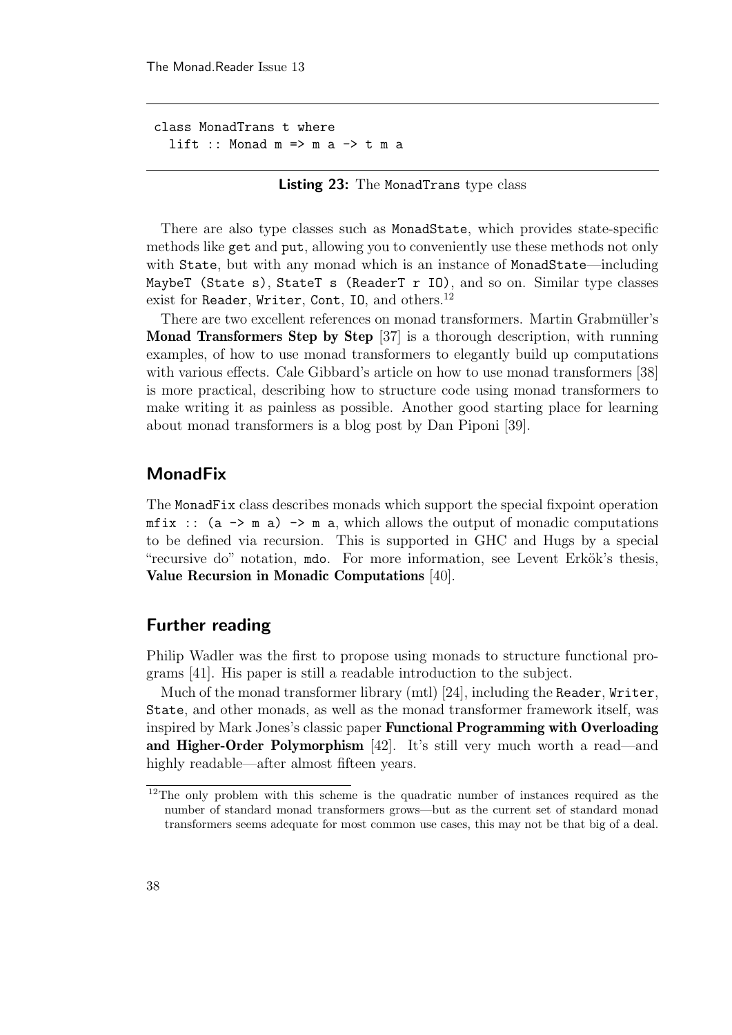```haskell
class MonadTrans t where
  lift :: Monad m => m a -> t m a
```

**Listing 23:** The `MonadTrans` type class

There are also type classes such as `MonadState`, which provides state-specific methods like `get` and `put`, allowing you to conveniently use these methods not only with `State`, but with any monad which is an instance of `MonadState`—including `MaybeT (State s)`, `StateT s (ReaderT r IO)`, and so on. Similar type classes exist for `Reader`, `Writer`, `Cont`, `IO`, and others.[12]

There are two excellent references on monad transformers. Martin Grabmüller's **Monad Transformers Step by Step** [37] is a thorough description, with running examples, of how to use monad transformers to elegantly build up computations with various effects. Cale Gibbard's article on how to use monad transformers [38] is more practical, describing how to structure code using monad transformers to make writing it as painless as possible. Another good starting place for learning about monad transformers is a blog post by Dan Piponi [39].

## MonadFix

The `MonadFix` class describes monads which support the special fixpoint operation `mfix :: (a -> m a) -> m a`, which allows the output of monadic computations to be defined via recursion. This is supported in GHC and Hugs by a special "recursive do" notation, `mdo`. For more information, see Levent Erkök's thesis, **Value Recursion in Monadic Computations** [40].

## Further reading

Philip Wadler was the first to propose using monads to structure functional programs [41]. His paper is still a readable introduction to the subject.

Much of the monad transformer library (mtl) [24], including the `Reader`, `Writer`, `State`, and other monads, as well as the monad transformer framework itself, was inspired by Mark Jones's classic paper **Functional Programming with Overloading and Higher-Order Polymorphism** [42]. It's still very much worth a read—and highly readable—after almost fifteen years.

[12] The only problem with this scheme is the quadratic number of instances required as the number of standard monad transformers grows—but as the current set of standard monad transformers seems adequate for most common use cases, this may not be that big of a deal.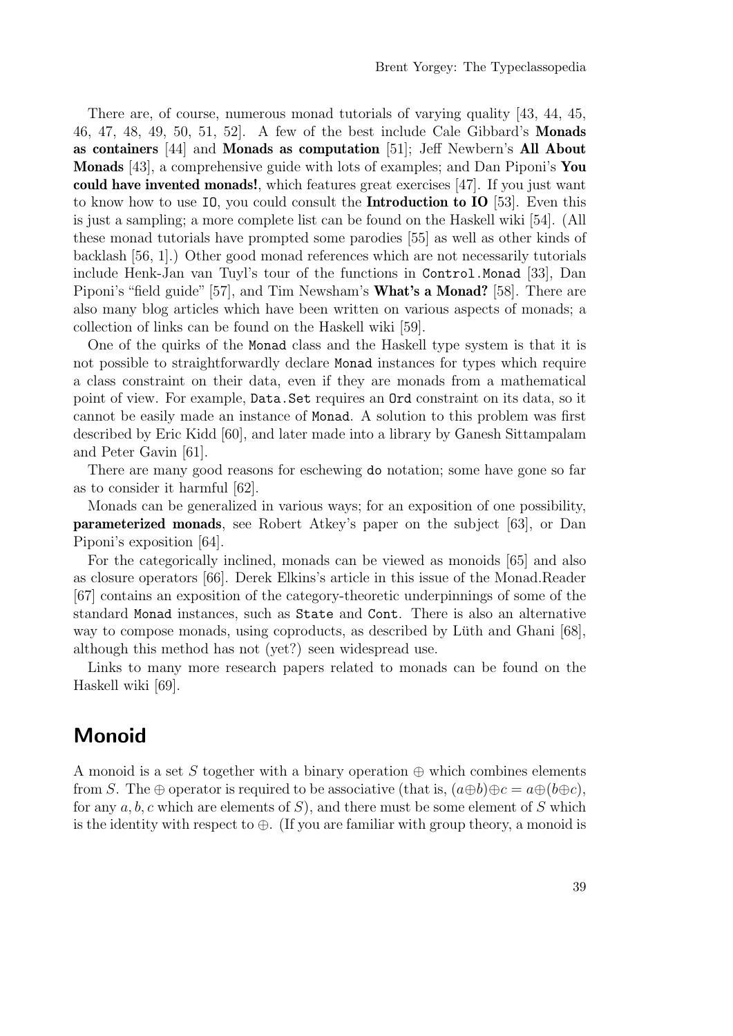There are, of course, numerous monad tutorials of varying quality [43, 44, 45, 46, 47, 48, 49, 50, 51, 52]. A few of the best include Cale Gibbard's **Monads as containers** [44] and **Monads as computation** [51]; Jeff Newbern's **All About Monads** [43], a comprehensive guide with lots of examples; and Dan Piponi's **You could have invented monads!**, which features great exercises [47]. If you just want to know how to use `IO`, you could consult the **Introduction to IO** [53]. Even this is just a sampling; a more complete list can be found on the Haskell wiki [54]. (All these monad tutorials have prompted some parodies [55] as well as other kinds of backlash [56, 1].) Other good monad references which are not necessarily tutorials include Henk-Jan van Tuyl's tour of the functions in `Control.Monad` [33], Dan Piponi's "field guide" [57], and Tim Newsham's **What's a Monad?** [58]. There are also many blog articles which have been written on various aspects of monads; a collection of links can be found on the Haskell wiki [59].

One of the quirks of the `Monad` class and the Haskell type system is that it is not possible to straightforwardly declare `Monad` instances for types which require a class constraint on their data, even if they are monads from a mathematical point of view. For example, `Data.Set` requires an `Ord` constraint on its data, so it cannot be easily made an instance of `Monad`. A solution to this problem was first described by Eric Kidd [60], and later made into a library by Ganesh Sittampalam and Peter Gavin [61].

There are many good reasons for eschewing `do` notation; some have gone so far as to consider it harmful [62].

Monads can be generalized in various ways; for an exposition of one possibility, **parameterized monads**, see Robert Atkey's paper on the subject [63], or Dan Piponi's exposition [64].

For the categorically inclined, monads can be viewed as monoids [65] and also as closure operators [66]. Derek Elkins's article in this issue of the Monad.Reader [67] contains an exposition of the category-theoretic underpinnings of some of the standard `Monad` instances, such as `State` and `Cont`. There is also an alternative way to compose monads, using coproducts, as described by Lüth and Ghani [68], although this method has not (yet?) seen widespread use.

Links to many more research papers related to monads can be found on the Haskell wiki [69].

## Monoid

A monoid is a set $S$ together with a binary operation $\oplus$ which combines elements from $S$. The $\oplus$ operator is required to be associative (that is, $(a \oplus b) \oplus c = a \oplus (b \oplus c)$, for any $a, b, c$ which are elements of $S$), and there must be some element of $S$ which is the identity with respect to $\oplus$. (If you are familiar with group theory, a monoid is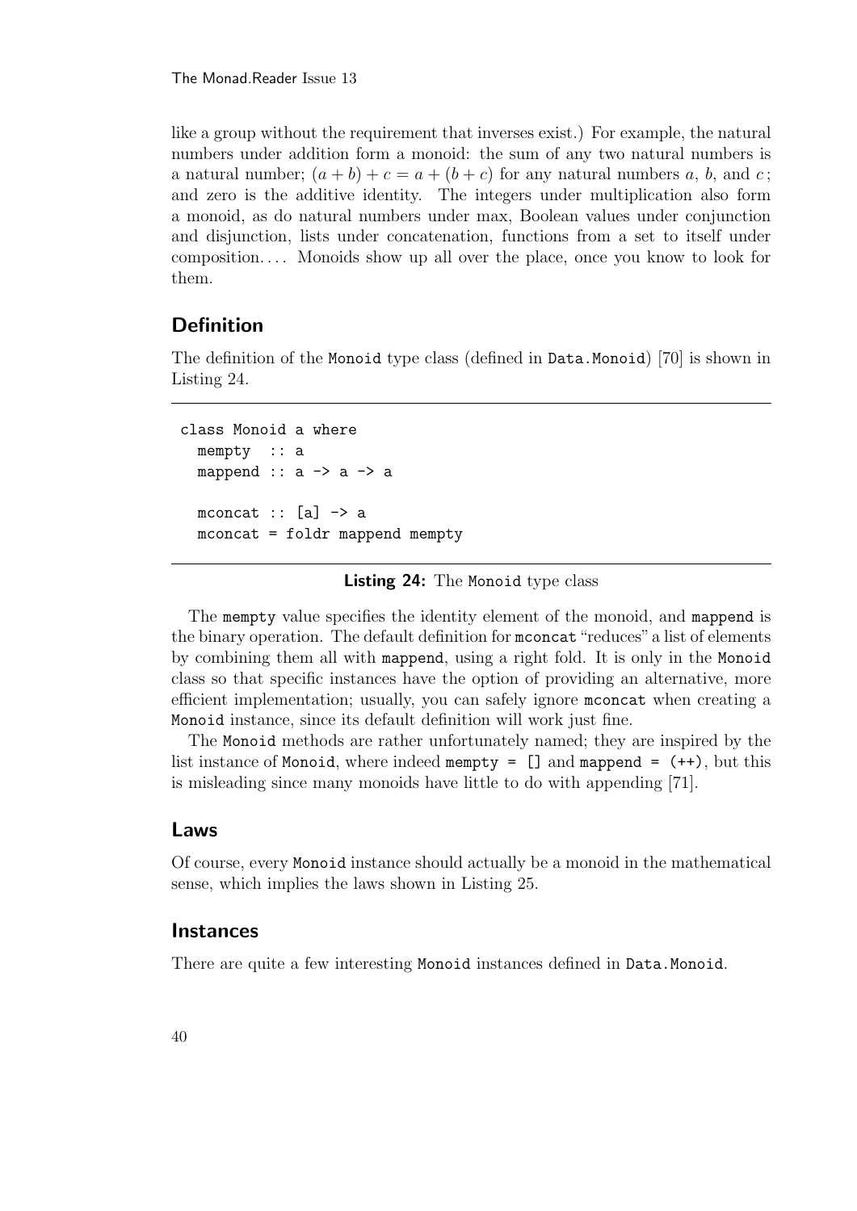like a group without the requirement that inverses exist.) For example, the natural numbers under addition form a monoid: the sum of any two natural numbers is a natural number; $(a + b) + c = a + (b + c)$ for any natural numbers $a$, $b$, and $c$; and zero is the additive identity. The integers under multiplication also form a monoid, as do natural numbers under max, Boolean values under conjunction and disjunction, lists under concatenation, functions from a set to itself under composition.... Monoids show up all over the place, once you know to look for them.

## Definition

The definition of the `Monoid` type class (defined in `Data.Monoid`) [70] is shown in Listing 24.

```
class Monoid a where
  mempty  :: a
  mappend :: a -> a -> a

  mconcat :: [a] -> a
  mconcat = foldr mappend mempty
```

**Listing 24:** The `Monoid` type class

The `mempty` value specifies the identity element of the monoid, and `mappend` is the binary operation. The default definition for `mconcat` "reduces" a list of elements by combining them all with `mappend`, using a right fold. It is only in the `Monoid` class so that specific instances have the option of providing an alternative, more efficient implementation; usually, you can safely ignore `mconcat` when creating a `Monoid` instance, since its default definition will work just fine.

The `Monoid` methods are rather unfortunately named; they are inspired by the list instance of `Monoid`, where indeed `mempty = []` and `mappend = (++)`, but this is misleading since many monoids have little to do with appending [71].

## Laws

Of course, every `Monoid` instance should actually be a monoid in the mathematical sense, which implies the laws shown in Listing 25.

## Instances

There are quite a few interesting `Monoid` instances defined in `Data.Monoid`.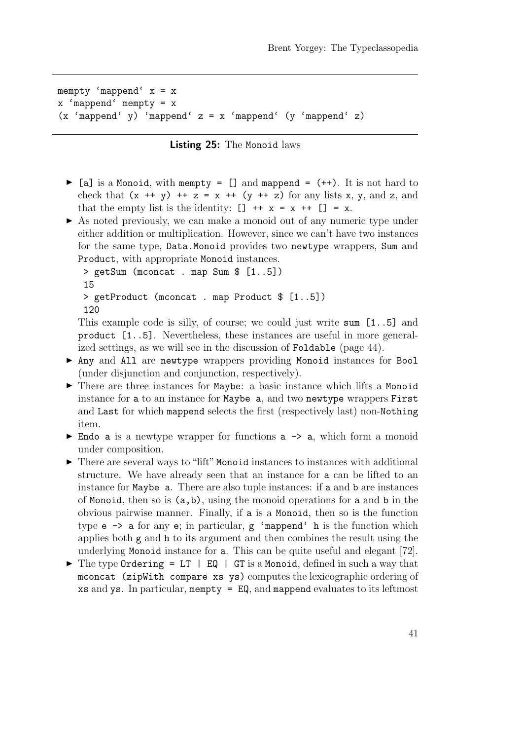```
mempty `mappend` x = x
x `mappend` mempty = x
(x `mappend` y) `mappend` z = x `mappend` (y `mappend` z)
```

**Listing 25:** The `Monoid` laws

- `[a]` is a `Monoid`, with `mempty = []` and `mappend = (++)`. It is not hard to check that `(x ++ y) ++ z = x ++ (y ++ z)` for any lists `x`, `y`, and `z`, and that the empty list is the identity: `[] ++ x = x ++ [] = x`.
- As noted previously, we can make a monoid out of any numeric type under either addition or multiplication. However, since we can't have two instances for the same type, `Data.Monoid` provides two `newtype` wrappers, `Sum` and `Product`, with appropriate `Monoid` instances.

  ```
  > getSum (mconcat . map Sum $ [1..5])
  15
  > getProduct (mconcat . map Product $ [1..5])
  120
  ```

  This example code is silly, of course; we could just write `sum [1..5]` and `product [1..5]`. Nevertheless, these instances are useful in more generalized settings, as we will see in the discussion of `Foldable` (page 44).
- `Any` and `All` are `newtype` wrappers providing `Monoid` instances for `Bool` (under disjunction and conjunction, respectively).
- There are three instances for `Maybe`: a basic instance which lifts a `Monoid` instance for `a` to an instance for `Maybe a`, and two `newtype` wrappers `First` and `Last` for which `mappend` selects the first (respectively last) non-`Nothing` item.
- `Endo a` is a newtype wrapper for functions `a -> a`, which form a monoid under composition.
- There are several ways to "lift" `Monoid` instances to instances with additional structure. We have already seen that an instance for `a` can be lifted to an instance for `Maybe a`. There are also tuple instances: if `a` and `b` are instances of `Monoid`, then so is `(a,b)`, using the monoid operations for `a` and `b` in the obvious pairwise manner. Finally, if `a` is a `Monoid`, then so is the function type `e -> a` for any `e`; in particular, ``g `mappend` h`` is the function which applies both `g` and `h` to its argument and then combines the result using the underlying `Monoid` instance for `a`. This can be quite useful and elegant [72].
- The type `Ordering = LT | EQ | GT` is a `Monoid`, defined in such a way that `mconcat (zipWith compare xs ys)` computes the lexicographic ordering of `xs` and `ys`. In particular, `mempty = EQ`, and `mappend` evaluates to its leftmost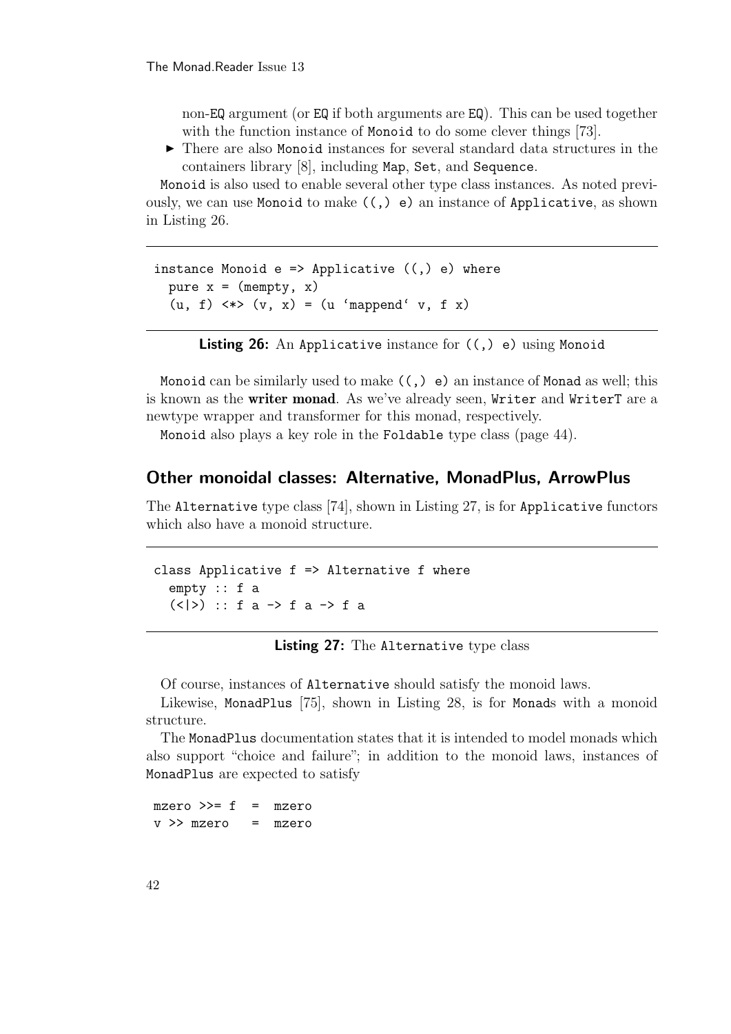non-EQ argument (or EQ if both arguments are EQ). This can be used together with the function instance of Monoid to do some clever things [73].

- There are also Monoid instances for several standard data structures in the containers library [8], including Map, Set, and Sequence.

Monoid is also used to enable several other type class instances. As noted previously, we can use Monoid to make ((,) e) an instance of Applicative, as shown in Listing 26.

```
instance Monoid e => Applicative ((,) e) where
  pure x = (mempty, x)
  (u, f) <*> (v, x) = (u `mappend` v, f x)
```

**Listing 26:** An Applicative instance for ((,) e) using Monoid

Monoid can be similarly used to make ((,) e) an instance of Monad as well; this is known as the **writer monad**. As we've already seen, Writer and WriterT are a newtype wrapper and transformer for this monad, respectively.

Monoid also plays a key role in the Foldable type class (page 44).

## Other monoidal classes: Alternative, MonadPlus, ArrowPlus

The Alternative type class [74], shown in Listing 27, is for Applicative functors which also have a monoid structure.

```
class Applicative f => Alternative f where
  empty :: f a
  (<|>) :: f a -> f a -> f a
```

**Listing 27:** The Alternative type class

Of course, instances of Alternative should satisfy the monoid laws.

Likewise, MonadPlus [75], shown in Listing 28, is for Monads with a monoid structure.

The MonadPlus documentation states that it is intended to model monads which also support "choice and failure"; in addition to the monoid laws, instances of MonadPlus are expected to satisfy

```
mzero >>= f  =  mzero
v >> mzero   =  mzero
```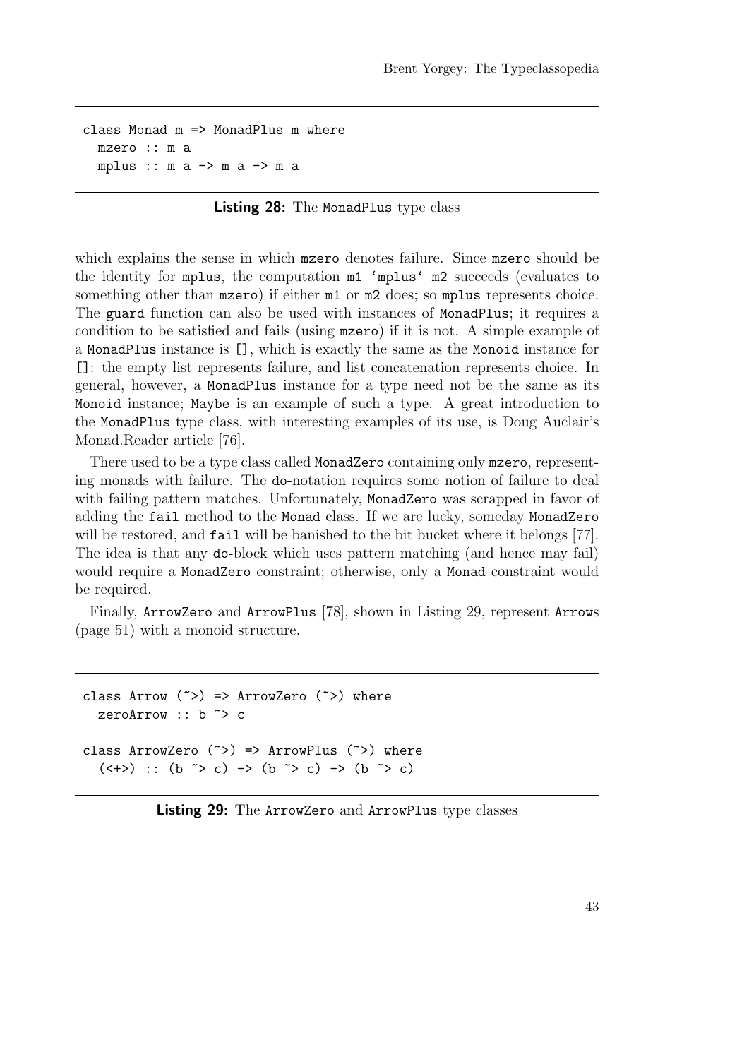```haskell
class Monad m => MonadPlus m where
  mzero :: m a
  mplus :: m a -> m a -> m a
```

**Listing 28:** The MonadPlus type class

which explains the sense in which mzero denotes failure. Since mzero should be the identity for mplus, the computation m1 'mplus' m2 succeeds (evaluates to something other than mzero) if either m1 or m2 does; so mplus represents choice. The guard function can also be used with instances of MonadPlus; it requires a condition to be satisfied and fails (using mzero) if it is not. A simple example of a MonadPlus instance is [], which is exactly the same as the Monoid instance for []: the empty list represents failure, and list concatenation represents choice. In general, however, a MonadPlus instance for a type need not be the same as its Monoid instance; Maybe is an example of such a type. A great introduction to the MonadPlus type class, with interesting examples of its use, is Doug Auclair's Monad.Reader article [76].

There used to be a type class called MonadZero containing only mzero, representing monads with failure. The do-notation requires some notion of failure to deal with failing pattern matches. Unfortunately, MonadZero was scrapped in favor of adding the fail method to the Monad class. If we are lucky, someday MonadZero will be restored, and fail will be banished to the bit bucket where it belongs [77]. The idea is that any do-block which uses pattern matching (and hence may fail) would require a MonadZero constraint; otherwise, only a Monad constraint would be required.

Finally, ArrowZero and ArrowPlus [78], shown in Listing 29, represent Arrows (page 51) with a monoid structure.

```haskell
class Arrow (~>) => ArrowZero (~>) where
  zeroArrow :: b ~> c

class ArrowZero (~>) => ArrowPlus (~>) where
  (<+>) :: (b ~> c) -> (b ~> c) -> (b ~> c)
```

**Listing 29:** The ArrowZero and ArrowPlus type classes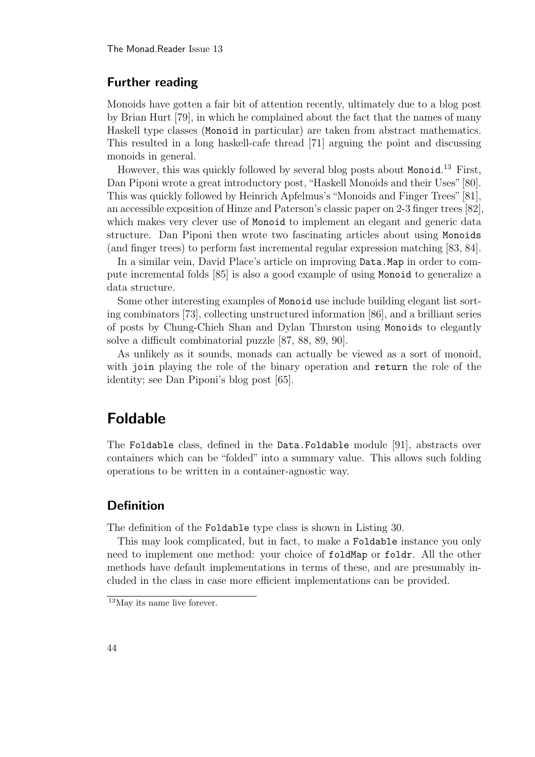## Further reading

Monoids have gotten a fair bit of attention recently, ultimately due to a blog post by Brian Hurt [79], in which he complained about the fact that the names of many Haskell type classes (`Monoid` in particular) are taken from abstract mathematics. This resulted in a long haskell-cafe thread [71] arguing the point and discussing monoids in general.

However, this was quickly followed by several blog posts about `Monoid`.[13] First, Dan Piponi wrote a great introductory post, "Haskell Monoids and their Uses" [80]. This was quickly followed by Heinrich Apfelmus's "Monoids and Finger Trees" [81], an accessible exposition of Hinze and Paterson's classic paper on 2-3 finger trees [82], which makes very clever use of `Monoid` to implement an elegant and generic data structure. Dan Piponi then wrote two fascinating articles about using `Monoids` (and finger trees) to perform fast incremental regular expression matching [83, 84].

In a similar vein, David Place's article on improving `Data.Map` in order to compute incremental folds [85] is also a good example of using `Monoid` to generalize a data structure.

Some other interesting examples of `Monoid` use include building elegant list sorting combinators [73], collecting unstructured information [86], and a brilliant series of posts by Chung-Chieh Shan and Dylan Thurston using `Monoid`s to elegantly solve a difficult combinatorial puzzle [87, 88, 89, 90].

As unlikely as it sounds, monads can actually be viewed as a sort of monoid, with `join` playing the role of the binary operation and `return` the role of the identity; see Dan Piponi's blog post [65].

# Foldable

The `Foldable` class, defined in the `Data.Foldable` module [91], abstracts over containers which can be "folded" into a summary value. This allows such folding operations to be written in a container-agnostic way.

## Definition

The definition of the `Foldable` type class is shown in Listing 30.

This may look complicated, but in fact, to make a `Foldable` instance you only need to implement one method: your choice of `foldMap` or `foldr`. All the other methods have default implementations in terms of these, and are presumably included in the class in case more efficient implementations can be provided.

[13] May its name live forever.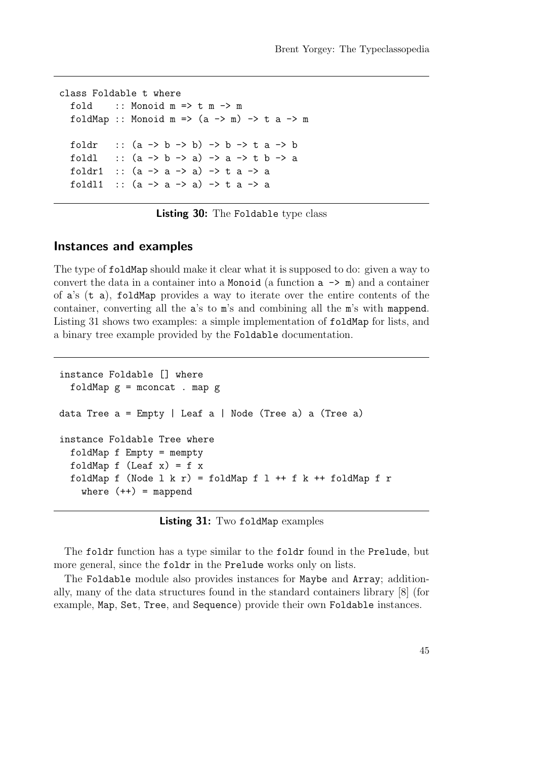```
class Foldable t where
  fold    :: Monoid m => t m -> m
  foldMap :: Monoid m => (a -> m) -> t a -> m

  foldr   :: (a -> b -> b) -> b -> t a -> b
  foldl   :: (a -> b -> a) -> a -> t b -> a
  foldr1  :: (a -> a -> a) -> t a -> a
  foldl1  :: (a -> a -> a) -> t a -> a
```

**Listing 30:** The `Foldable` type class

## Instances and examples

The type of `foldMap` should make it clear what it is supposed to do: given a way to convert the data in a container into a `Monoid` (a function `a -> m`) and a container of `a`'s (`t a`), `foldMap` provides a way to iterate over the entire contents of the container, converting all the `a`'s to `m`'s and combining all the `m`'s with `mappend`. Listing 31 shows two examples: a simple implementation of `foldMap` for lists, and a binary tree example provided by the `Foldable` documentation.

```
instance Foldable [] where
  foldMap g = mconcat . map g

data Tree a = Empty | Leaf a | Node (Tree a) a (Tree a)

instance Foldable Tree where
  foldMap f Empty = mempty
  foldMap f (Leaf x) = f x
  foldMap f (Node l k r) = foldMap f l ++ f k ++ foldMap f r
    where (++) = mappend
```

**Listing 31:** Two `foldMap` examples

The `foldr` function has a type similar to the `foldr` found in the `Prelude`, but more general, since the `foldr` in the `Prelude` works only on lists.

The `Foldable` module also provides instances for `Maybe` and `Array`; additionally, many of the data structures found in the standard containers library [8] (for example, `Map`, `Set`, `Tree`, and `Sequence`) provide their own `Foldable` instances.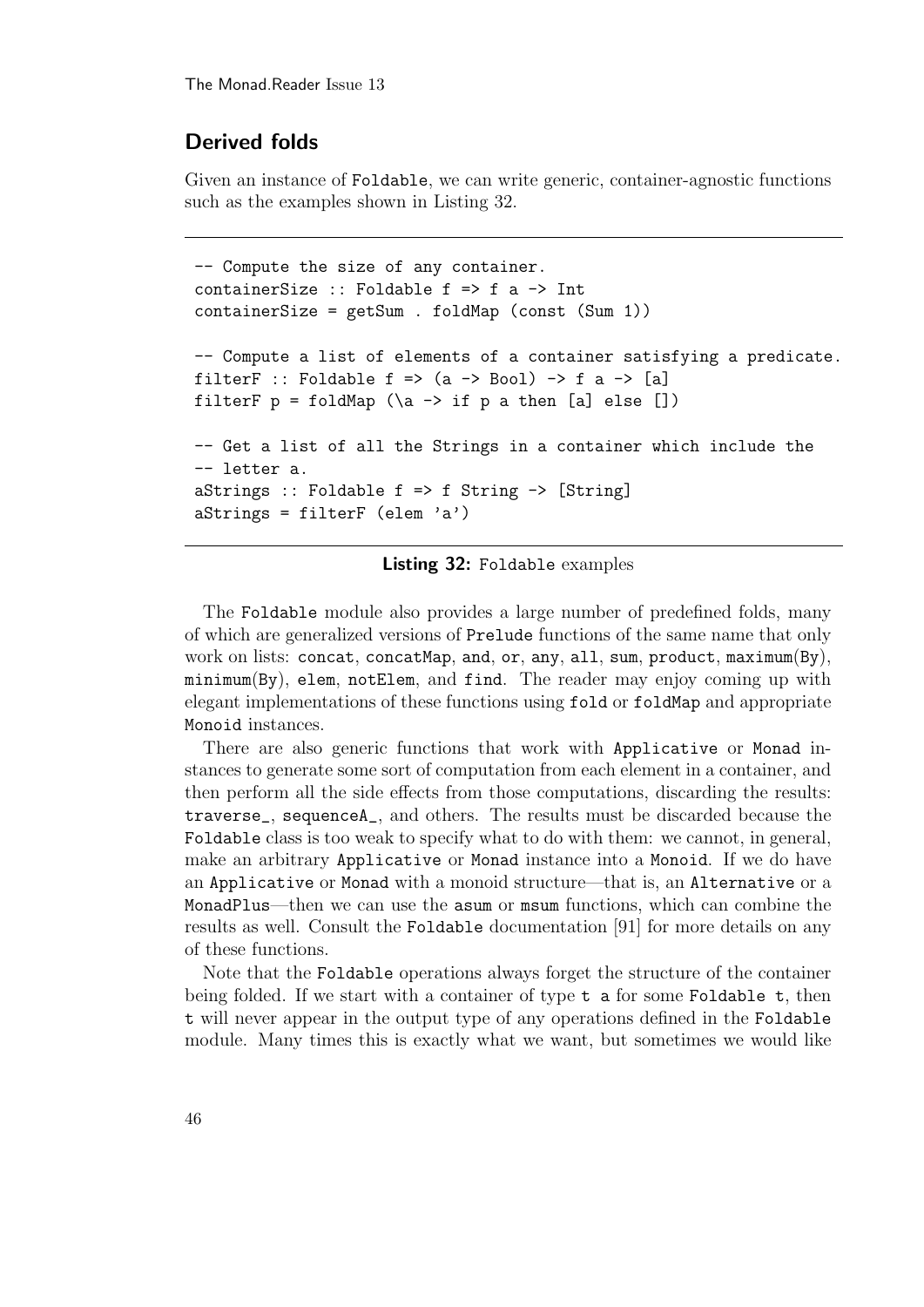## Derived folds

Given an instance of Foldable, we can write generic, container-agnostic functions such as the examples shown in Listing 32.

```
-- Compute the size of any container.
containerSize :: Foldable f => f a -> Int
containerSize = getSum . foldMap (const (Sum 1))

-- Compute a list of elements of a container satisfying a predicate.
filterF :: Foldable f => (a -> Bool) -> f a -> [a]
filterF p = foldMap (\a -> if p a then [a] else [])

-- Get a list of all the Strings in a container which include the
-- letter a.
aStrings :: Foldable f => f String -> [String]
aStrings = filterF (elem 'a')
```

**Listing 32:** Foldable examples

The Foldable module also provides a large number of predefined folds, many of which are generalized versions of Prelude functions of the same name that only work on lists: concat, concatMap, and, or, any, all, sum, product, maximum(By), minimum(By), elem, notElem, and find. The reader may enjoy coming up with elegant implementations of these functions using fold or foldMap and appropriate Monoid instances.

There are also generic functions that work with Applicative or Monad instances to generate some sort of computation from each element in a container, and then perform all the side effects from those computations, discarding the results: traverse_, sequenceA_, and others. The results must be discarded because the Foldable class is too weak to specify what to do with them: we cannot, in general, make an arbitrary Applicative or Monad instance into a Monoid. If we do have an Applicative or Monad with a monoid structure—that is, an Alternative or a MonadPlus—then we can use the asum or msum functions, which can combine the results as well. Consult the Foldable documentation [91] for more details on any of these functions.

Note that the Foldable operations always forget the structure of the container being folded. If we start with a container of type t a for some Foldable t, then t will never appear in the output type of any operations defined in the Foldable module. Many times this is exactly what we want, but sometimes we would like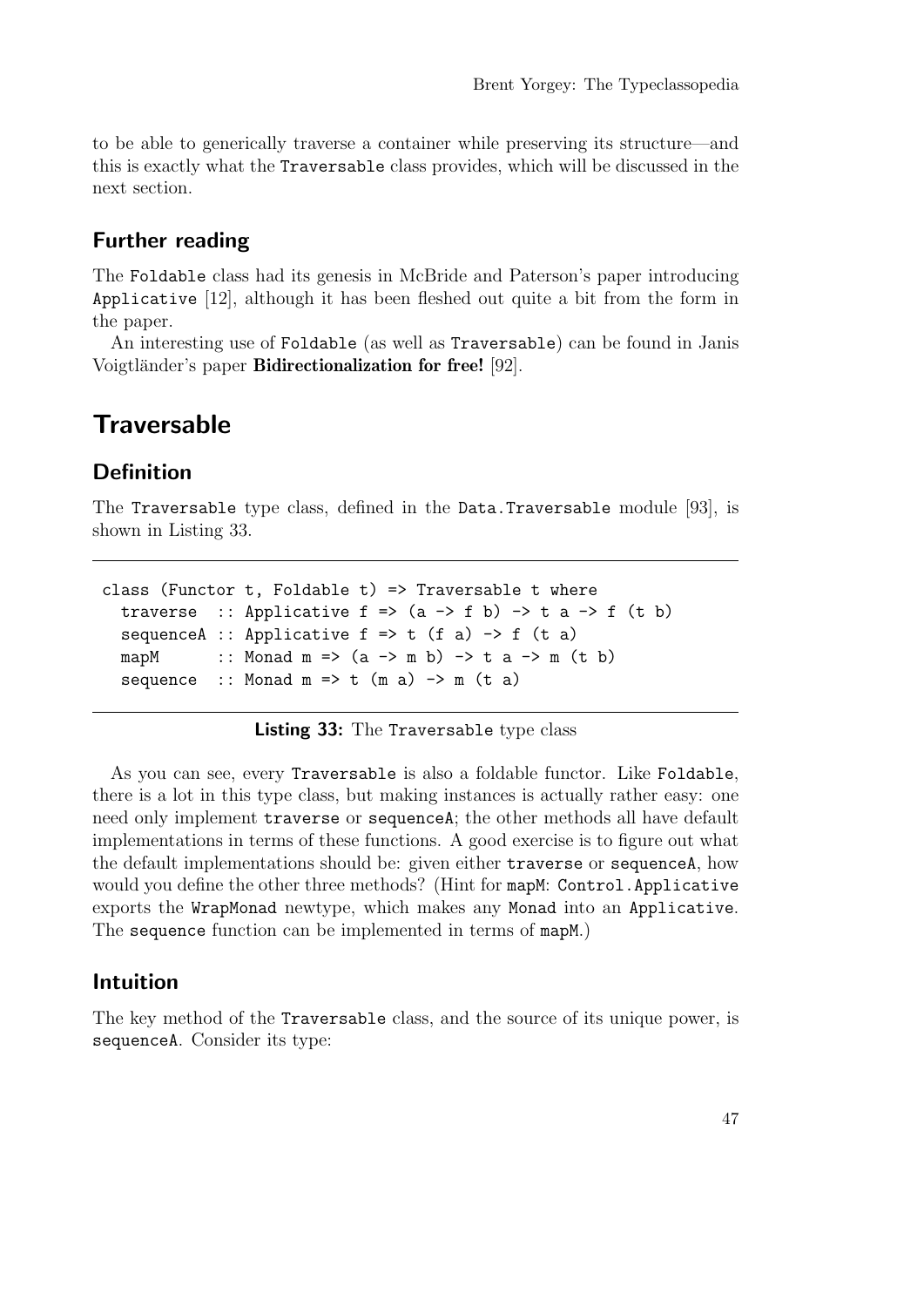to be able to generically traverse a container while preserving its structure—and this is exactly what the `Traversable` class provides, which will be discussed in the next section.

### Further reading

The `Foldable` class had its genesis in McBride and Paterson's paper introducing `Applicative` [12], although it has been fleshed out quite a bit from the form in the paper.

An interesting use of `Foldable` (as well as `Traversable`) can be found in Janis Voigtländer's paper **Bidirectionalization for free!** [92].

## Traversable

### Definition

The `Traversable` type class, defined in the `Data.Traversable` module [93], is shown in Listing 33.

```
class (Functor t, Foldable t) => Traversable t where
  traverse  :: Applicative f => (a -> f b) -> t a -> f (t b)
  sequenceA :: Applicative f => t (f a) -> f (t a)
  mapM      :: Monad m => (a -> m b) -> t a -> m (t b)
  sequence  :: Monad m => t (m a) -> m (t a)
```

**Listing 33:** The `Traversable` type class

As you can see, every `Traversable` is also a foldable functor. Like `Foldable`, there is a lot in this type class, but making instances is actually rather easy: one need only implement `traverse` or `sequenceA`; the other methods all have default implementations in terms of these functions. A good exercise is to figure out what the default implementations should be: given either `traverse` or `sequenceA`, how would you define the other three methods? (Hint for `mapM`: `Control.Applicative` exports the `WrapMonad` newtype, which makes any `Monad` into an `Applicative`. The `sequence` function can be implemented in terms of `mapM`.)

### Intuition

The key method of the `Traversable` class, and the source of its unique power, is `sequenceA`. Consider its type: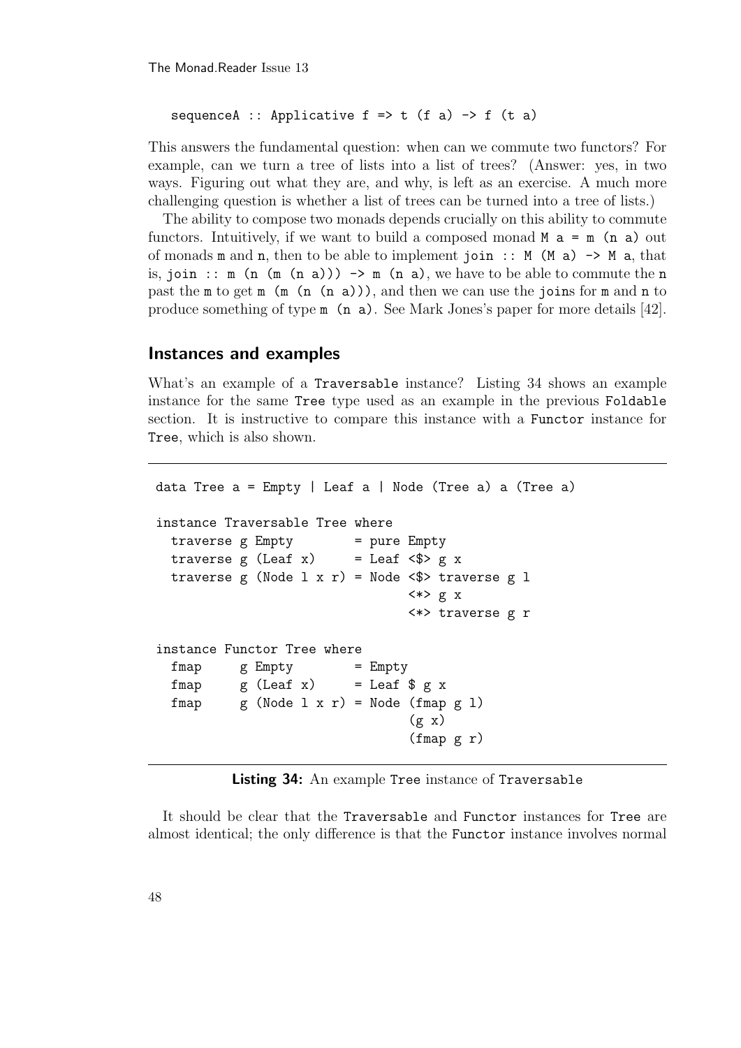```
sequenceA :: Applicative f => t (f a) -> f (t a)
```

This answers the fundamental question: when can we commute two functors? For example, can we turn a tree of lists into a list of trees? (Answer: yes, in two ways. Figuring out what they are, and why, is left as an exercise. A much more challenging question is whether a list of trees can be turned into a tree of lists.)

The ability to compose two monads depends crucially on this ability to commute functors. Intuitively, if we want to build a composed monad `M a = m (n a)` out of monads `m` and `n`, then to be able to implement `join :: M (M a) -> M a`, that is, `join :: m (n (m (n a))) -> m (n a)`, we have to be able to commute the `n` past the `m` to get `m (m (n (n a)))`, and then we can use the `join`s for `m` and `n` to produce something of type `m (n a)`. See Mark Jones's paper for more details [42].

## Instances and examples

What's an example of a `Traversable` instance? Listing 34 shows an example instance for the same `Tree` type used as an example in the previous `Foldable` section. It is instructive to compare this instance with a `Functor` instance for `Tree`, which is also shown.

```
data Tree a = Empty | Leaf a | Node (Tree a) a (Tree a)

instance Traversable Tree where
  traverse g Empty        = pure Empty
  traverse g (Leaf x)     = Leaf <$> g x
  traverse g (Node l x r) = Node <$> traverse g l
                                 <*> g x
                                 <*> traverse g r

instance Functor Tree where
  fmap     g Empty        = Empty
  fmap     g (Leaf x)     = Leaf $ g x
  fmap     g (Node l x r) = Node (fmap g l)
                                 (g x)
                                 (fmap g r)
```

**Listing 34:** An example `Tree` instance of `Traversable`

It should be clear that the `Traversable` and `Functor` instances for `Tree` are almost identical; the only difference is that the `Functor` instance involves normal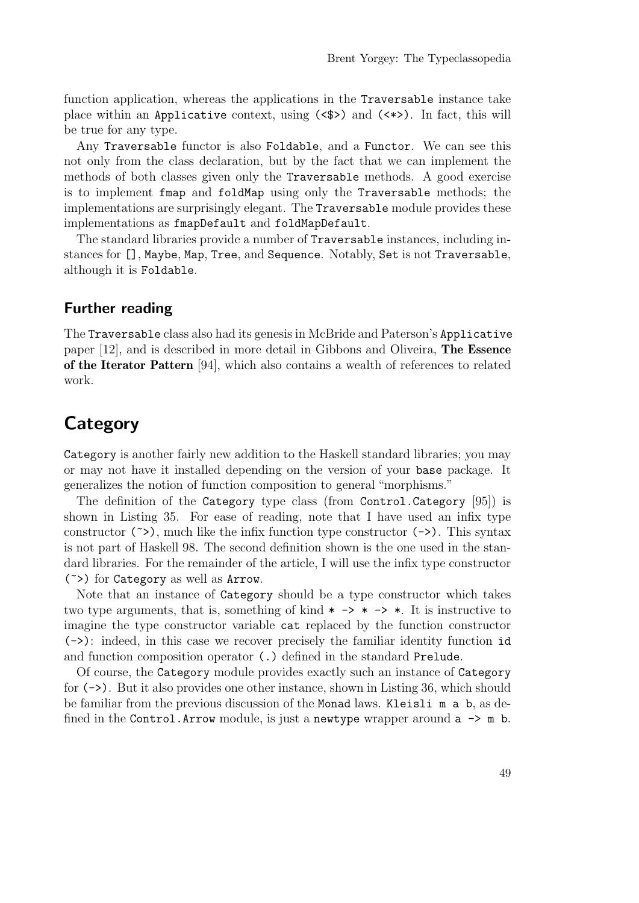function application, whereas the applications in the `Traversable` instance take place within an `Applicative` context, using `(<$>)` and `(<*>)`. In fact, this will be true for any type.

Any `Traversable` functor is also `Foldable`, and a `Functor`. We can see this not only from the class declaration, but by the fact that we can implement the methods of both classes given only the `Traversable` methods. A good exercise is to implement `fmap` and `foldMap` using only the `Traversable` methods; the implementations are surprisingly elegant. The `Traversable` module provides these implementations as `fmapDefault` and `foldMapDefault`.

The standard libraries provide a number of `Traversable` instances, including instances for `[]`, `Maybe`, `Map`, `Tree`, and `Sequence`. Notably, `Set` is not `Traversable`, although it is `Foldable`.

### Further reading

The `Traversable` class also had its genesis in McBride and Paterson's `Applicative` paper [12], and is described in more detail in Gibbons and Oliveira, **The Essence of the Iterator Pattern** [94], which also contains a wealth of references to related work.

## Category

`Category` is another fairly new addition to the Haskell standard libraries; you may or may not have it installed depending on the version of your `base` package. It generalizes the notion of function composition to general "morphisms."

The definition of the `Category` type class (from `Control.Category` [95]) is shown in Listing 35. For ease of reading, note that I have used an infix type constructor `(~>)`, much like the infix function type constructor `(->)`. This syntax is not part of Haskell 98. The second definition shown is the one used in the standard libraries. For the remainder of the article, I will use the infix type constructor `(~>)` for `Category` as well as `Arrow`.

Note that an instance of `Category` should be a type constructor which takes two type arguments, that is, something of kind `* -> * -> *`. It is instructive to imagine the type constructor variable `cat` replaced by the function constructor `(->)`: indeed, in this case we recover precisely the familiar identity function `id` and function composition operator `(.)` defined in the standard `Prelude`.

Of course, the `Category` module provides exactly such an instance of `Category` for `(->)`. But it also provides one other instance, shown in Listing 36, which should be familiar from the previous discussion of the `Monad` laws. `Kleisli m a b`, as defined in the `Control.Arrow` module, is just a `newtype` wrapper around `a -> m b`.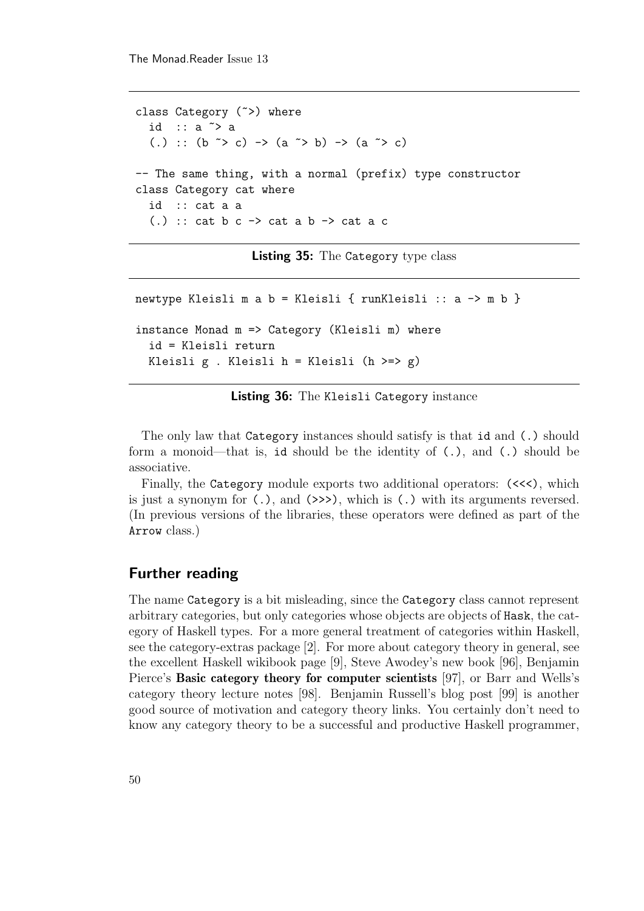```
class Category (~>) where
  id  :: a ~> a
  (.) :: (b ~> c) -> (a ~> b) -> (a ~> c)

-- The same thing, with a normal (prefix) type constructor
class Category cat where
  id  :: cat a a
  (.) :: cat b c -> cat a b -> cat a c
```

**Listing 35:** The Category type class

```
newtype Kleisli m a b = Kleisli { runKleisli :: a -> m b }

instance Monad m => Category (Kleisli m) where
  id = Kleisli return
  Kleisli g . Kleisli h = Kleisli (h >=> g)
```

**Listing 36:** The Kleisli Category instance

The only law that `Category` instances should satisfy is that `id` and `(.)` should form a monoid—that is, `id` should be the identity of `(.)`, and `(.)` should be associative.

Finally, the `Category` module exports two additional operators: `(<<<)`, which is just a synonym for `(.)`, and `(>>>)`, which is `(.)` with its arguments reversed. (In previous versions of the libraries, these operators were defined as part of the `Arrow` class.)

## Further reading

The name `Category` is a bit misleading, since the `Category` class cannot represent arbitrary categories, but only categories whose objects are objects of `Hask`, the category of Haskell types. For a more general treatment of categories within Haskell, see the category-extras package [2]. For more about category theory in general, see the excellent Haskell wikibook page [9], Steve Awodey's new book [96], Benjamin Pierce's **Basic category theory for computer scientists** [97], or Barr and Wells's category theory lecture notes [98]. Benjamin Russell's blog post [99] is another good source of motivation and category theory links. You certainly don't need to know any category theory to be a successful and productive Haskell programmer,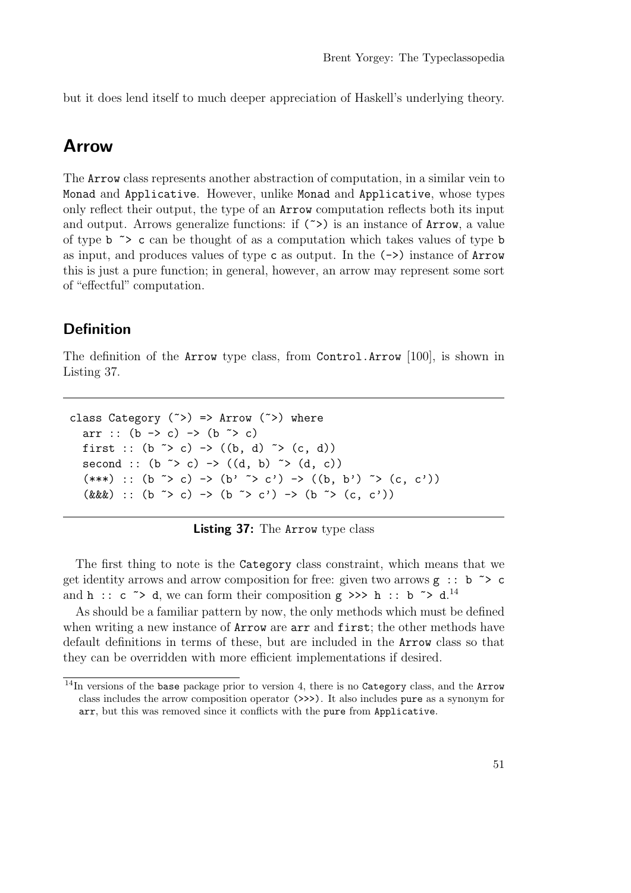but it does lend itself to much deeper appreciation of Haskell's underlying theory.

## Arrow

The `Arrow` class represents another abstraction of computation, in a similar vein to `Monad` and `Applicative`. However, unlike `Monad` and `Applicative`, whose types only reflect their output, the type of an `Arrow` computation reflects both its input and output. Arrows generalize functions: if `(~>)` is an instance of `Arrow`, a value of type `b ~> c` can be thought of as a computation which takes values of type `b` as input, and produces values of type `c` as output. In the `(->)` instance of `Arrow` this is just a pure function; in general, however, an arrow may represent some sort of "effectful" computation.

### Definition

The definition of the `Arrow` type class, from `Control.Arrow` [100], is shown in Listing 37.

```
class Category (~>) => Arrow (~>) where
  arr :: (b -> c) -> (b ~> c)
  first :: (b ~> c) -> ((b, d) ~> (c, d))
  second :: (b ~> c) -> ((d, b) ~> (d, c))
  (***) :: (b ~> c) -> (b' ~> c') -> ((b, b') ~> (c, c'))
  (&&&) :: (b ~> c) -> (b ~> c') -> (b ~> (c, c'))
```

**Listing 37:** The `Arrow` type class

The first thing to note is the `Category` class constraint, which means that we get identity arrows and arrow composition for free: given two arrows `g :: b ~> c` and `h :: c ~> d`, we can form their composition `g >>> h :: b ~> d`.[14]

As should be a familiar pattern by now, the only methods which must be defined when writing a new instance of `Arrow` are `arr` and `first`; the other methods have default definitions in terms of these, but are included in the `Arrow` class so that they can be overridden with more efficient implementations if desired.

[14] In versions of the `base` package prior to version 4, there is no `Category` class, and the `Arrow` class includes the arrow composition operator `(>>>)`. It also includes `pure` as a synonym for `arr`, but this was removed since it conflicts with the `pure` from `Applicative`.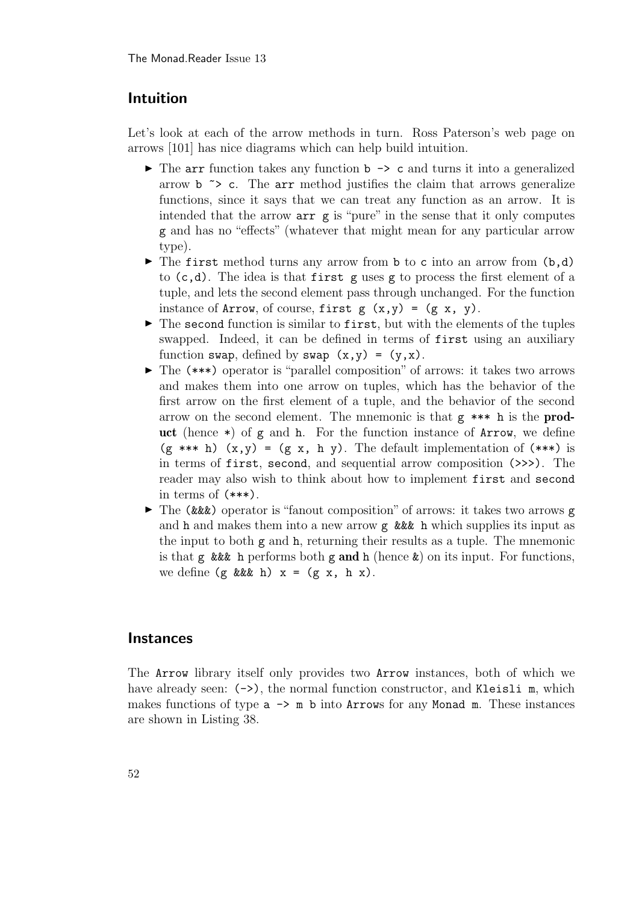## Intuition

Let's look at each of the arrow methods in turn. Ross Paterson's web page on arrows [101] has nice diagrams which can help build intuition.

- The `arr` function takes any function `b -> c` and turns it into a generalized arrow `b ~> c`. The `arr` method justifies the claim that arrows generalize functions, since it says that we can treat any function as an arrow. It is intended that the arrow `arr g` is "pure" in the sense that it only computes `g` and has no "effects" (whatever that might mean for any particular arrow type).
- The `first` method turns any arrow from `b` to `c` into an arrow from `(b,d)` to `(c,d)`. The idea is that `first g` uses `g` to process the first element of a tuple, and lets the second element pass through unchanged. For the function instance of `Arrow`, of course, `first g (x,y) = (g x, y)`.
- The `second` function is similar to `first`, but with the elements of the tuples swapped. Indeed, it can be defined in terms of `first` using an auxiliary function `swap`, defined by `swap (x,y) = (y,x)`.
- The `(***)` operator is "parallel composition" of arrows: it takes two arrows and makes them into one arrow on tuples, which has the behavior of the first arrow on the first element of a tuple, and the behavior of the second arrow on the second element. The mnemonic is that `g *** h` is the **product** (hence `*`) of `g` and `h`. For the function instance of `Arrow`, we define `(g *** h) (x,y) = (g x, h y)`. The default implementation of `(***)` is in terms of `first`, `second`, and sequential arrow composition `(>>>)`. The reader may also wish to think about how to implement `first` and `second` in terms of `(***)`.
- The `(&&&)` operator is "fanout composition" of arrows: it takes two arrows `g` and `h` and makes them into a new arrow `g &&& h` which supplies its input as the input to both `g` and `h`, returning their results as a tuple. The mnemonic is that `g &&& h` performs both `g` **and** `h` (hence `&`) on its input. For functions, we define `(g &&& h) x = (g x, h x)`.

## Instances

The `Arrow` library itself only provides two `Arrow` instances, both of which we have already seen: `(->)`, the normal function constructor, and `Kleisli m`, which makes functions of type `a -> m b` into `Arrow`s for any `Monad m`. These instances are shown in Listing 38.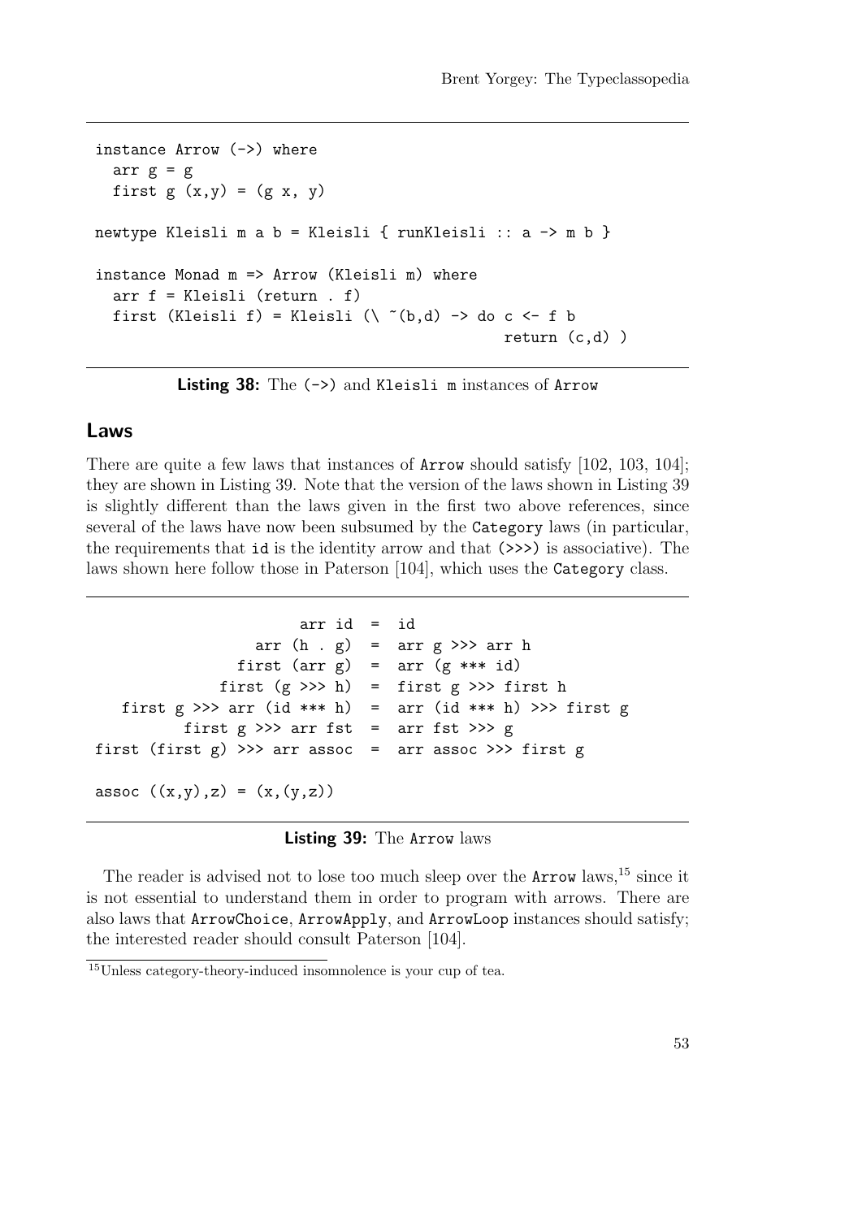```haskell
instance Arrow (->) where
  arr g = g
  first g (x,y) = (g x, y)

newtype Kleisli m a b = Kleisli { runKleisli :: a -> m b }

instance Monad m => Arrow (Kleisli m) where
  arr f = Kleisli (return . f)
  first (Kleisli f) = Kleisli (\ ~(b,d) -> do c <- f b
                                              return (c,d) )
```

**Listing 38:** The `(->)` and `Kleisli m` instances of `Arrow`

### Laws

There are quite a few laws that instances of `Arrow` should satisfy [102, 103, 104]; they are shown in Listing 39. Note that the version of the laws shown in Listing 39 is slightly different than the laws given in the first two above references, since several of the laws have now been subsumed by the `Category` laws (in particular, the requirements that `id` is the identity arrow and that `(>>>)` is associative). The laws shown here follow those in Paterson [104], which uses the `Category` class.

```haskell
                   arr id  =  id
               arr (h . g)  =  arr g >>> arr h
             first (arr g)  =  arr (g *** id)
           first (g >>> h)  =  first g >>> first h
  first g >>> arr (id *** h)  =  arr (id *** h) >>> first g
        first g >>> arr fst  =  arr fst >>> g
first (first g) >>> arr assoc  =  arr assoc >>> first g

assoc ((x,y),z) = (x,(y,z))
```

**Listing 39:** The `Arrow` laws

The reader is advised not to lose too much sleep over the `Arrow` laws,[15] since it is not essential to understand them in order to program with arrows. There are also laws that `ArrowChoice`, `ArrowApply`, and `ArrowLoop` instances should satisfy; the interested reader should consult Paterson [104].

[15] Unless category-theory-induced insomnolence is your cup of tea.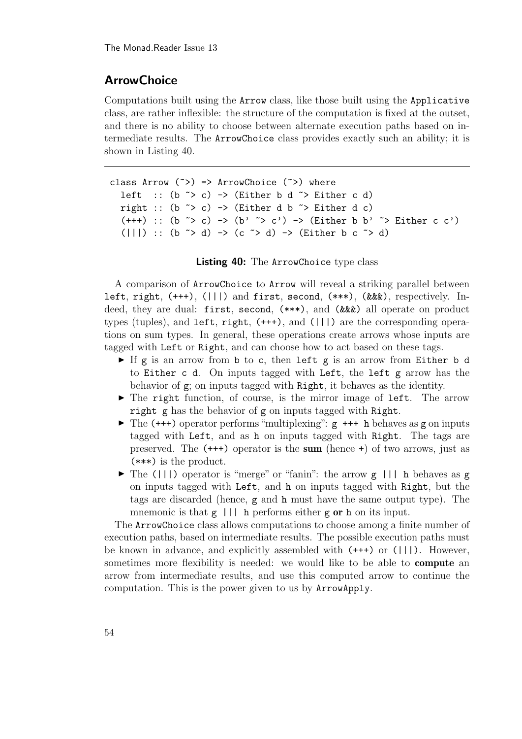## ArrowChoice

Computations built using the `Arrow` class, like those built using the `Applicative` class, are rather inflexible: the structure of the computation is fixed at the outset, and there is no ability to choose between alternate execution paths based on intermediate results. The `ArrowChoice` class provides exactly such an ability; it is shown in Listing 40.

```
class Arrow (~>) => ArrowChoice (~>) where
  left  :: (b ~> c) -> (Either b d ~> Either c d)
  right :: (b ~> c) -> (Either d b ~> Either d c)
  (+++) :: (b ~> c) -> (b' ~> c') -> (Either b b' ~> Either c c')
  (|||) :: (b ~> d) -> (c ~> d) -> (Either b c ~> d)
```

**Listing 40:** The `ArrowChoice` type class

A comparison of `ArrowChoice` to `Arrow` will reveal a striking parallel between `left`, `right`, `(+++)`, `(|||)` and `first`, `second`, `(***)`, `(&&&)`, respectively. Indeed, they are dual: `first`, `second`, `(***)`, and `(&&&)` all operate on product types (tuples), and `left`, `right`, `(+++)`, and `(|||)` are the corresponding operations on sum types. In general, these operations create arrows whose inputs are tagged with `Left` or `Right`, and can choose how to act based on these tags.

- If `g` is an arrow from `b` to `c`, then `left g` is an arrow from `Either b d` to `Either c d`. On inputs tagged with `Left`, the `left g` arrow has the behavior of `g`; on inputs tagged with `Right`, it behaves as the identity.
- The `right` function, of course, is the mirror image of `left`. The arrow `right g` has the behavior of `g` on inputs tagged with `Right`.
- The `(+++)` operator performs "multiplexing": `g +++ h` behaves as `g` on inputs tagged with `Left`, and as `h` on inputs tagged with `Right`. The tags are preserved. The `(+++)` operator is the **sum** (hence `+`) of two arrows, just as `(***)` is the product.
- The `(|||)` operator is "merge" or "fanin": the arrow `g ||| h` behaves as `g` on inputs tagged with `Left`, and `h` on inputs tagged with `Right`, but the tags are discarded (hence, `g` and `h` must have the same output type). The mnemonic is that `g ||| h` performs either `g` **or** `h` on its input.

The `ArrowChoice` class allows computations to choose among a finite number of execution paths, based on intermediate results. The possible execution paths must be known in advance, and explicitly assembled with `(+++)` or `(|||)`. However, sometimes more flexibility is needed: we would like to be able to **compute** an arrow from intermediate results, and use this computed arrow to continue the computation. This is the power given to us by `ArrowApply`.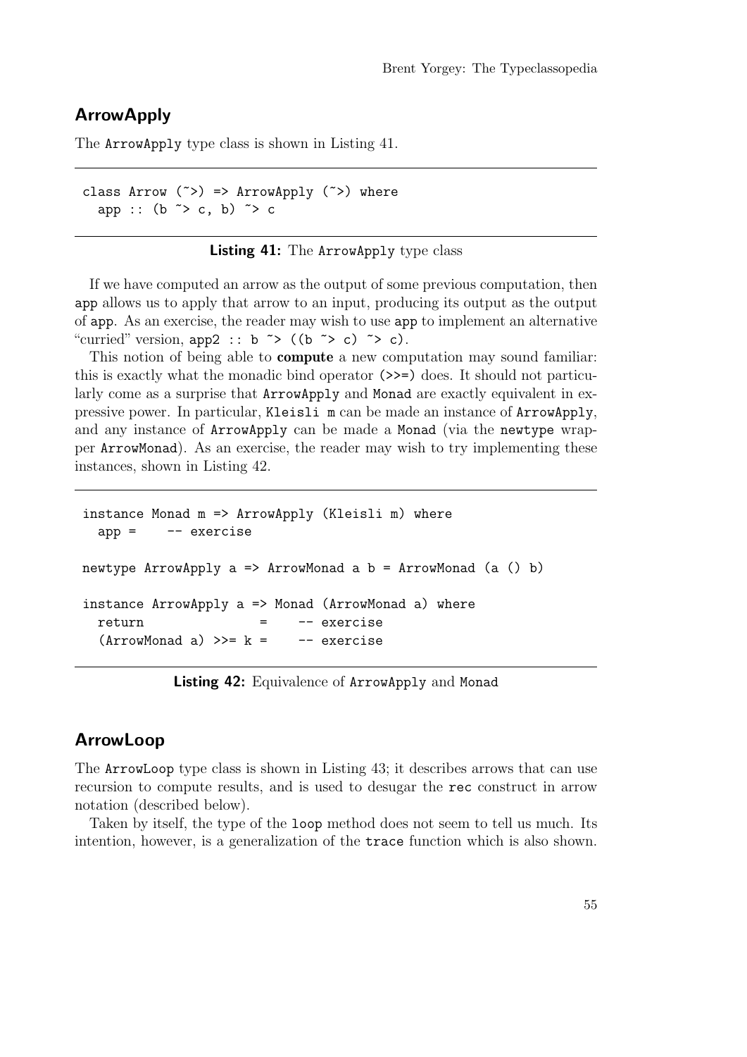## ArrowApply

The ArrowApply type class is shown in Listing 41.

```
class Arrow (~>) => ArrowApply (~>) where
  app :: (b ~> c, b) ~> c
```

**Listing 41:** The ArrowApply type class

If we have computed an arrow as the output of some previous computation, then app allows us to apply that arrow to an input, producing its output as the output of app. As an exercise, the reader may wish to use app to implement an alternative "curried" version, `app2 :: b ~> ((b ~> c) ~> c)`.

This notion of being able to **compute** a new computation may sound familiar: this is exactly what the monadic bind operator (>>=) does. It should not particularly come as a surprise that ArrowApply and Monad are exactly equivalent in expressive power. In particular, Kleisli m can be made an instance of ArrowApply, and any instance of ArrowApply can be made a Monad (via the newtype wrapper ArrowMonad). As an exercise, the reader may wish to try implementing these instances, shown in Listing 42.

```
instance Monad m => ArrowApply (Kleisli m) where
  app =    -- exercise

newtype ArrowApply a => ArrowMonad a b = ArrowMonad (a () b)

instance ArrowApply a => Monad (ArrowMonad a) where
  return              =    -- exercise
  (ArrowMonad a) >>= k =    -- exercise
```

**Listing 42:** Equivalence of ArrowApply and Monad

## ArrowLoop

The ArrowLoop type class is shown in Listing 43; it describes arrows that can use recursion to compute results, and is used to desugar the rec construct in arrow notation (described below).

Taken by itself, the type of the loop method does not seem to tell us much. Its intention, however, is a generalization of the trace function which is also shown.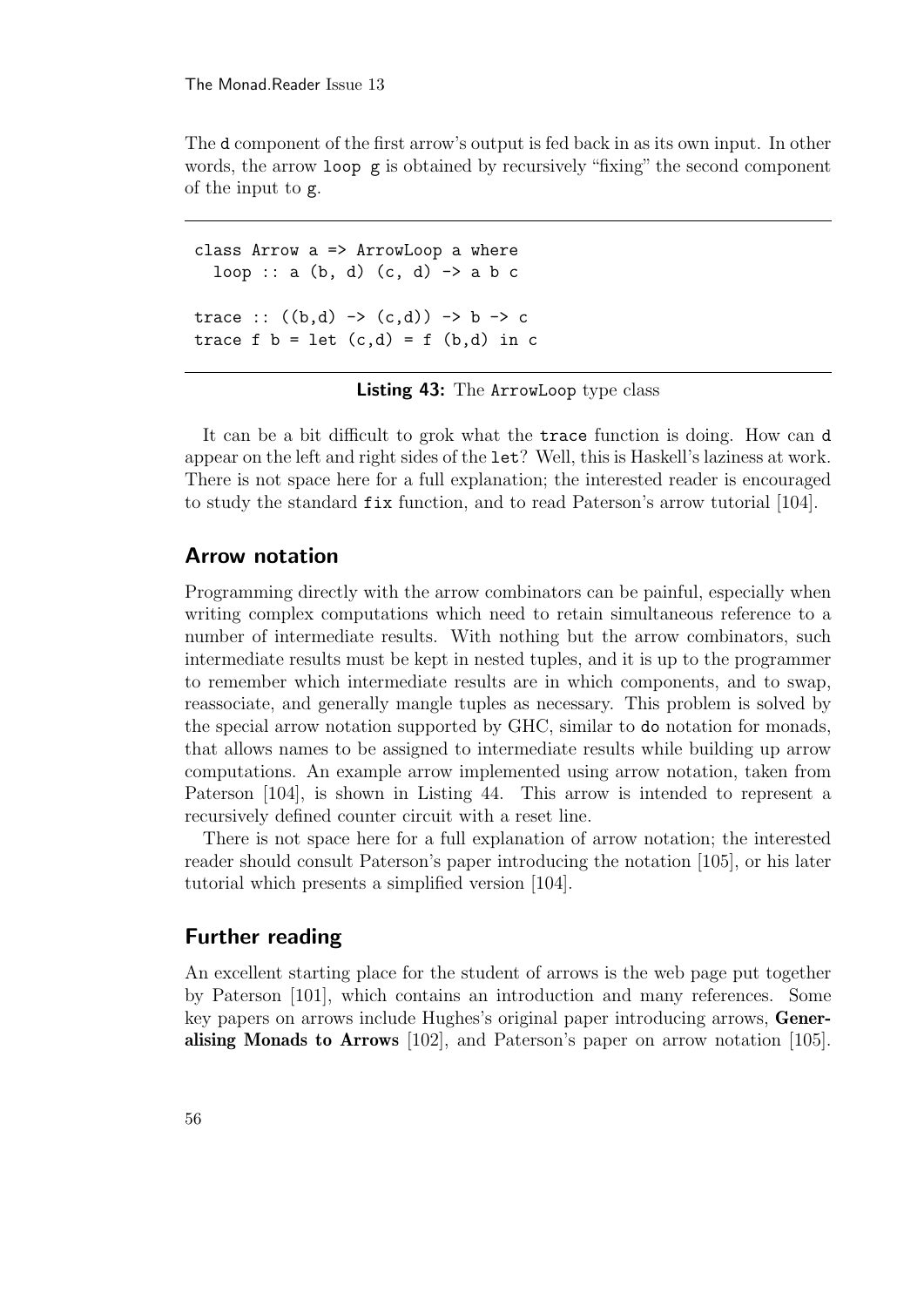The `d` component of the first arrow's output is fed back in as its own input. In other words, the arrow `loop g` is obtained by recursively "fixing" the second component of the input to `g`.

```
class Arrow a => ArrowLoop a where
  loop :: a (b, d) (c, d) -> a b c

trace :: ((b,d) -> (c,d)) -> b -> c
trace f b = let (c,d) = f (b,d) in c
```

**Listing 43:** The `ArrowLoop` type class

It can be a bit difficult to grok what the `trace` function is doing. How can `d` appear on the left and right sides of the `let`? Well, this is Haskell's laziness at work. There is not space here for a full explanation; the interested reader is encouraged to study the standard `fix` function, and to read Paterson's arrow tutorial [104].

## Arrow notation

Programming directly with the arrow combinators can be painful, especially when writing complex computations which need to retain simultaneous reference to a number of intermediate results. With nothing but the arrow combinators, such intermediate results must be kept in nested tuples, and it is up to the programmer to remember which intermediate results are in which components, and to swap, reassociate, and generally mangle tuples as necessary. This problem is solved by the special arrow notation supported by GHC, similar to `do` notation for monads, that allows names to be assigned to intermediate results while building up arrow computations. An example arrow implemented using arrow notation, taken from Paterson [104], is shown in Listing 44. This arrow is intended to represent a recursively defined counter circuit with a reset line.

There is not space here for a full explanation of arrow notation; the interested reader should consult Paterson's paper introducing the notation [105], or his later tutorial which presents a simplified version [104].

## Further reading

An excellent starting place for the student of arrows is the web page put together by Paterson [101], which contains an introduction and many references. Some key papers on arrows include Hughes's original paper introducing arrows, **Generalising Monads to Arrows** [102], and Paterson's paper on arrow notation [105].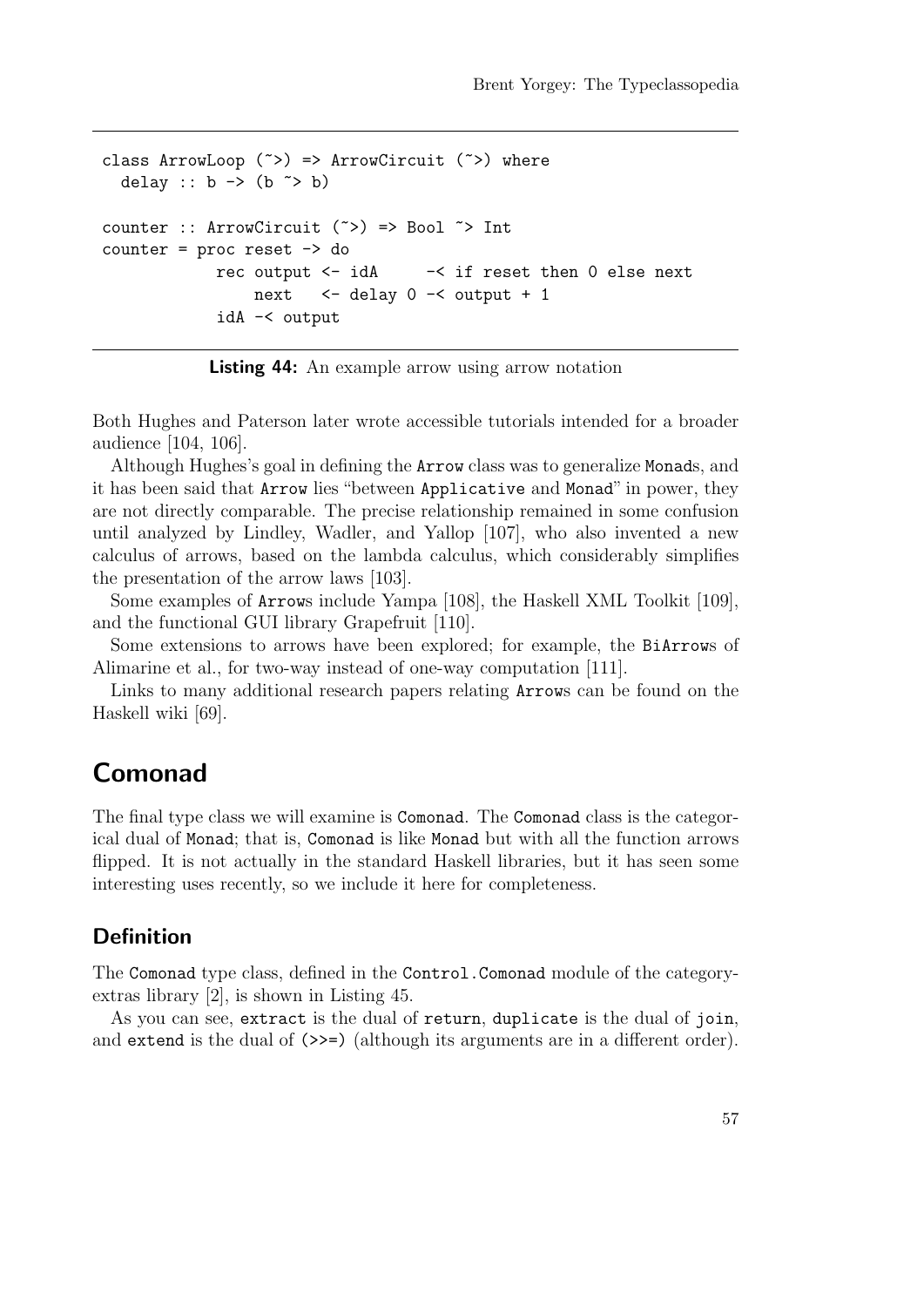```
class ArrowLoop (~>) => ArrowCircuit (~>) where
  delay :: b -> (b ~> b)

counter :: ArrowCircuit (~>) => Bool ~> Int
counter = proc reset -> do
            rec output <- idA      -< if reset then 0 else next
                next   <- delay 0 -< output + 1
            idA -< output
```

**Listing 44:** An example arrow using arrow notation

Both Hughes and Paterson later wrote accessible tutorials intended for a broader audience [104, 106].

Although Hughes's goal in defining the `Arrow` class was to generalize `Monad`s, and it has been said that `Arrow` lies "between `Applicative` and `Monad`" in power, they are not directly comparable. The precise relationship remained in some confusion until analyzed by Lindley, Wadler, and Yallop [107], who also invented a new calculus of arrows, based on the lambda calculus, which considerably simplifies the presentation of the arrow laws [103].

Some examples of `Arrow`s include Yampa [108], the Haskell XML Toolkit [109], and the functional GUI library Grapefruit [110].

Some extensions to arrows have been explored; for example, the `BiArrow`s of Alimarine et al., for two-way instead of one-way computation [111].

Links to many additional research papers relating `Arrow`s can be found on the Haskell wiki [69].

# Comonad

The final type class we will examine is `Comonad`. The `Comonad` class is the categorical dual of `Monad`; that is, `Comonad` is like `Monad` but with all the function arrows flipped. It is not actually in the standard Haskell libraries, but it has seen some interesting uses recently, so we include it here for completeness.

## Definition

The `Comonad` type class, defined in the `Control.Comonad` module of the category-extras library [2], is shown in Listing 45.

As you can see, `extract` is the dual of `return`, `duplicate` is the dual of `join`, and `extend` is the dual of `(>>=)` (although its arguments are in a different order).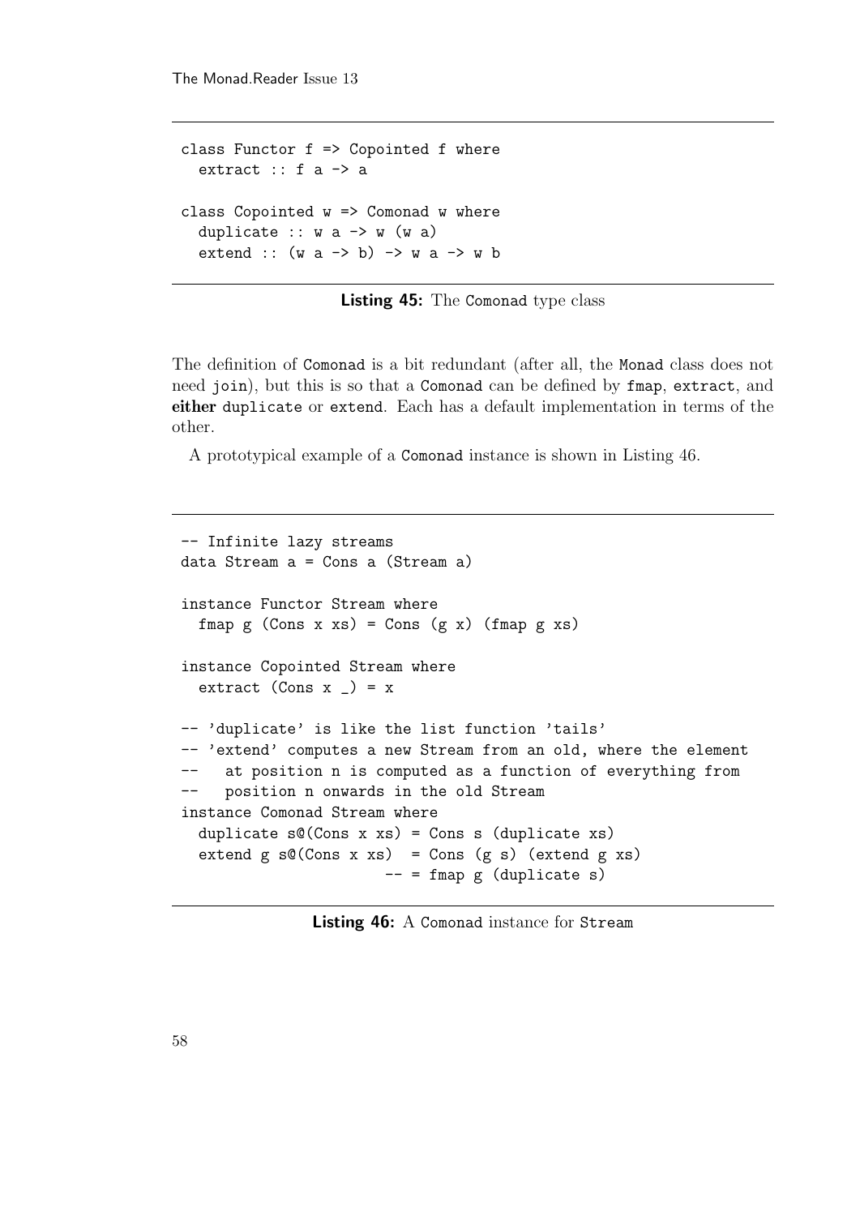```haskell
class Functor f => Copointed f where
  extract :: f a -> a

class Copointed w => Comonad w where
  duplicate :: w a -> w (w a)
  extend :: (w a -> b) -> w a -> w b
```

**Listing 45:** The Comonad type class

The definition of Comonad is a bit redundant (after all, the Monad class does not need join), but this is so that a Comonad can be defined by fmap, extract, and **either** duplicate or extend. Each has a default implementation in terms of the other.

A prototypical example of a Comonad instance is shown in Listing 46.

```haskell
-- Infinite lazy streams
data Stream a = Cons a (Stream a)

instance Functor Stream where
  fmap g (Cons x xs) = Cons (g x) (fmap g xs)

instance Copointed Stream where
  extract (Cons x _) = x

-- 'duplicate' is like the list function 'tails'
-- 'extend' computes a new Stream from an old, where the element
--   at position n is computed as a function of everything from
--   position n onwards in the old Stream
instance Comonad Stream where
  duplicate s@(Cons x xs) = Cons s (duplicate xs)
  extend g s@(Cons x xs)  = Cons (g s) (extend g xs)
                      -- = fmap g (duplicate s)
```

**Listing 46:** A Comonad instance for Stream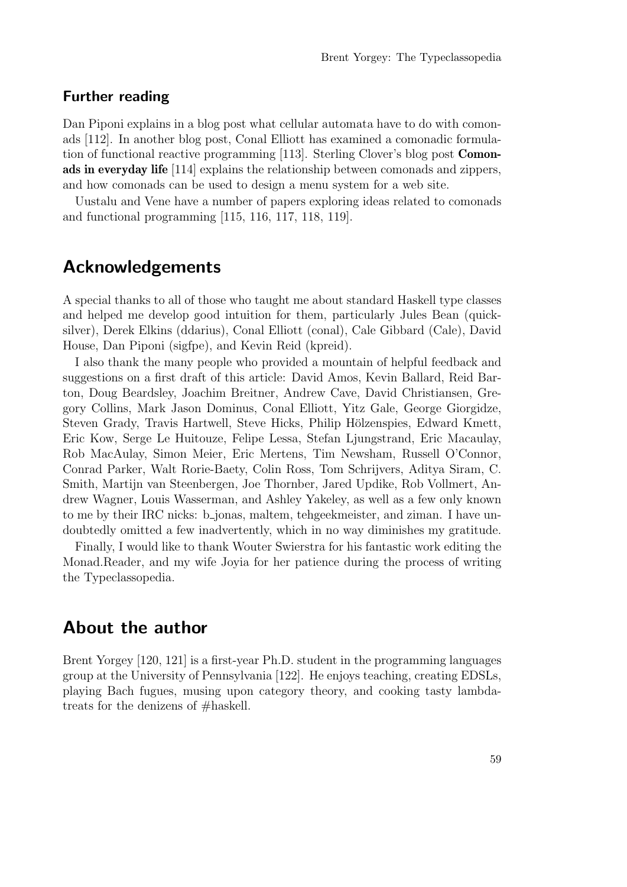### Further reading

Dan Piponi explains in a blog post what cellular automata have to do with comonads [112]. In another blog post, Conal Elliott has examined a comonadic formulation of functional reactive programming [113]. Sterling Clover's blog post **Comonads in everyday life** [114] explains the relationship between comonads and zippers, and how comonads can be used to design a menu system for a web site.

Uustalu and Vene have a number of papers exploring ideas related to comonads and functional programming [115, 116, 117, 118, 119].

## Acknowledgements

A special thanks to all of those who taught me about standard Haskell type classes and helped me develop good intuition for them, particularly Jules Bean (quicksilver), Derek Elkins (ddarius), Conal Elliott (conal), Cale Gibbard (Cale), David House, Dan Piponi (sigfpe), and Kevin Reid (kpreid).

I also thank the many people who provided a mountain of helpful feedback and suggestions on a first draft of this article: David Amos, Kevin Ballard, Reid Barton, Doug Beardsley, Joachim Breitner, Andrew Cave, David Christiansen, Gregory Collins, Mark Jason Dominus, Conal Elliott, Yitz Gale, George Giorgidze, Steven Grady, Travis Hartwell, Steve Hicks, Philip Hölzenspies, Edward Kmett, Eric Kow, Serge Le Huitouze, Felipe Lessa, Stefan Ljungstrand, Eric Macaulay, Rob MacAulay, Simon Meier, Eric Mertens, Tim Newsham, Russell O'Connor, Conrad Parker, Walt Rorie-Baety, Colin Ross, Tom Schrijvers, Aditya Siram, C. Smith, Martijn van Steenbergen, Joe Thornber, Jared Updike, Rob Vollmert, Andrew Wagner, Louis Wasserman, and Ashley Yakeley, as well as a few only known to me by their IRC nicks: b_jonas, maltem, tehgeekmeister, and ziman. I have undoubtedly omitted a few inadvertently, which in no way diminishes my gratitude.

Finally, I would like to thank Wouter Swierstra for his fantastic work editing the Monad.Reader, and my wife Joyia for her patience during the process of writing the Typeclassopedia.

## About the author

Brent Yorgey [120, 121] is a first-year Ph.D. student in the programming languages group at the University of Pennsylvania [122]. He enjoys teaching, creating EDSLs, playing Bach fugues, musing upon category theory, and cooking tasty lambda-treats for the denizens of #haskell.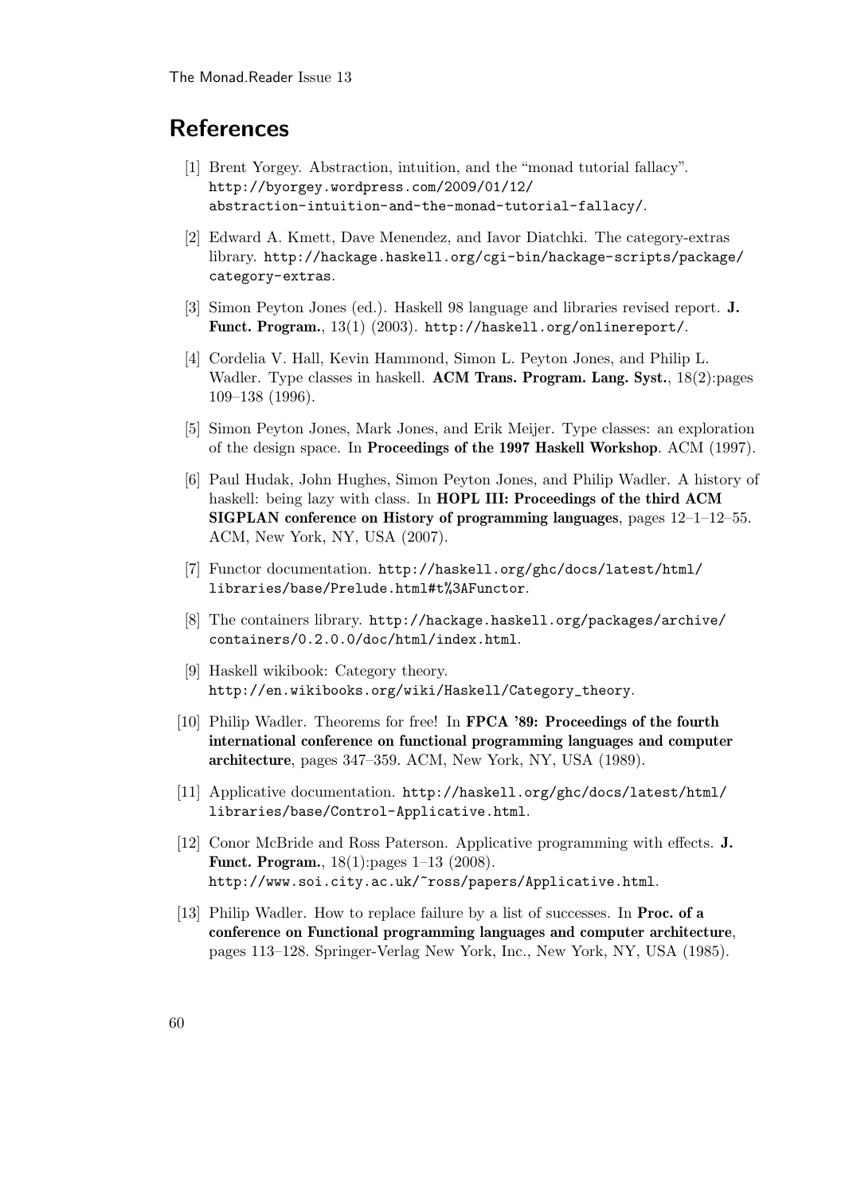## References

[1] Brent Yorgey. Abstraction, intuition, and the "monad tutorial fallacy". http://byorgey.wordpress.com/2009/01/12/abstraction-intuition-and-the-monad-tutorial-fallacy/.

[2] Edward A. Kmett, Dave Menendez, and Iavor Diatchki. The category-extras library. http://hackage.haskell.org/cgi-bin/hackage-scripts/package/category-extras.

[3] Simon Peyton Jones (ed.). Haskell 98 language and libraries revised report. **J. Funct. Program.**, 13(1) (2003). http://haskell.org/onlinereport/.

[4] Cordelia V. Hall, Kevin Hammond, Simon L. Peyton Jones, and Philip L. Wadler. Type classes in haskell. **ACM Trans. Program. Lang. Syst.**, 18(2):pages 109–138 (1996).

[5] Simon Peyton Jones, Mark Jones, and Erik Meijer. Type classes: an exploration of the design space. In **Proceedings of the 1997 Haskell Workshop**. ACM (1997).

[6] Paul Hudak, John Hughes, Simon Peyton Jones, and Philip Wadler. A history of haskell: being lazy with class. In **HOPL III: Proceedings of the third ACM SIGPLAN conference on History of programming languages**, pages 12–1–12–55. ACM, New York, NY, USA (2007).

[7] Functor documentation. http://haskell.org/ghc/docs/latest/html/libraries/base/Prelude.html#t%3AFunctor.

[8] The containers library. http://hackage.haskell.org/packages/archive/containers/0.2.0.0/doc/html/index.html.

[9] Haskell wikibook: Category theory. http://en.wikibooks.org/wiki/Haskell/Category_theory.

[10] Philip Wadler. Theorems for free! In **FPCA '89: Proceedings of the fourth international conference on functional programming languages and computer architecture**, pages 347–359. ACM, New York, NY, USA (1989).

[11] Applicative documentation. http://haskell.org/ghc/docs/latest/html/libraries/base/Control-Applicative.html.

[12] Conor McBride and Ross Paterson. Applicative programming with effects. **J. Funct. Program.**, 18(1):pages 1–13 (2008). http://www.soi.city.ac.uk/~ross/papers/Applicative.html.

[13] Philip Wadler. How to replace failure by a list of successes. In **Proc. of a conference on Functional programming languages and computer architecture**, pages 113–128. Springer-Verlag New York, Inc., New York, NY, USA (1985).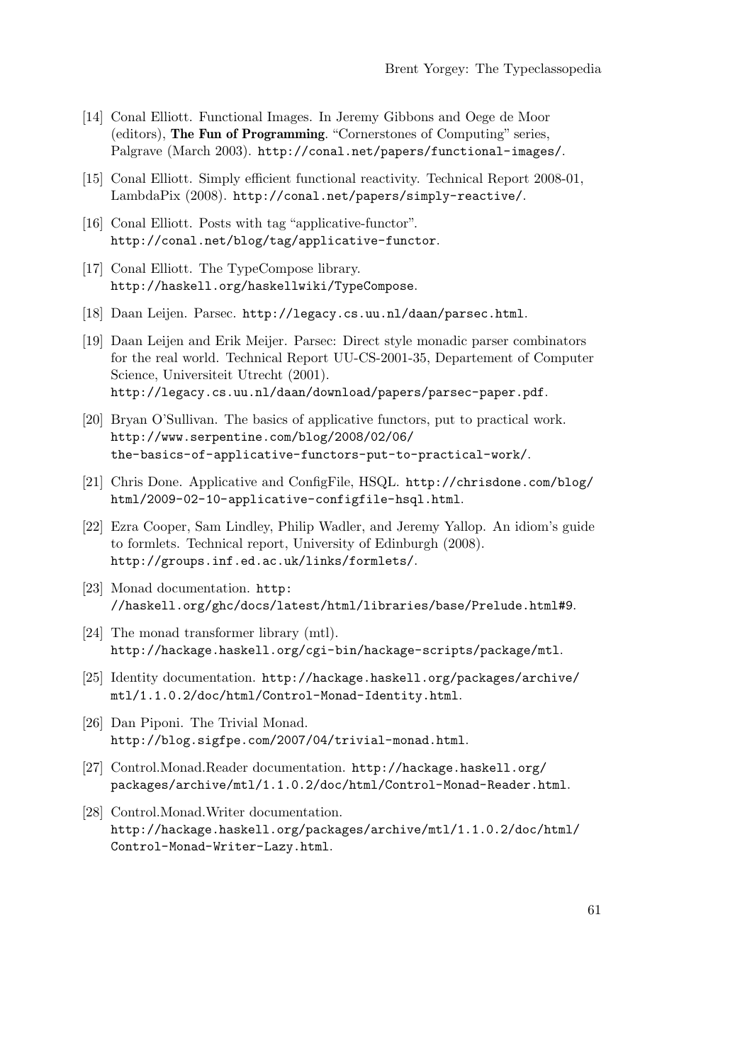[14] Conal Elliott. Functional Images. In Jeremy Gibbons and Oege de Moor (editors), **The Fun of Programming**. "Cornerstones of Computing" series, Palgrave (March 2003). `http://conal.net/papers/functional-images/`.

[15] Conal Elliott. Simply efficient functional reactivity. Technical Report 2008-01, LambdaPix (2008). `http://conal.net/papers/simply-reactive/`.

[16] Conal Elliott. Posts with tag "applicative-functor". `http://conal.net/blog/tag/applicative-functor`.

[17] Conal Elliott. The TypeCompose library. `http://haskell.org/haskellwiki/TypeCompose`.

[18] Daan Leijen. Parsec. `http://legacy.cs.uu.nl/daan/parsec.html`.

[19] Daan Leijen and Erik Meijer. Parsec: Direct style monadic parser combinators for the real world. Technical Report UU-CS-2001-35, Departement of Computer Science, Universiteit Utrecht (2001). `http://legacy.cs.uu.nl/daan/download/papers/parsec-paper.pdf`.

[20] Bryan O'Sullivan. The basics of applicative functors, put to practical work. `http://www.serpentine.com/blog/2008/02/06/the-basics-of-applicative-functors-put-to-practical-work/`.

[21] Chris Done. Applicative and ConfigFile, HSQL. `http://chrisdone.com/blog/html/2009-02-10-applicative-configfile-hsql.html`.

[22] Ezra Cooper, Sam Lindley, Philip Wadler, and Jeremy Yallop. An idiom's guide to formlets. Technical report, University of Edinburgh (2008). `http://groups.inf.ed.ac.uk/links/formlets/`.

[23] Monad documentation. `http://haskell.org/ghc/docs/latest/html/libraries/base/Prelude.html#9`.

[24] The monad transformer library (mtl). `http://hackage.haskell.org/cgi-bin/hackage-scripts/package/mtl`.

[25] Identity documentation. `http://hackage.haskell.org/packages/archive/mtl/1.1.0.2/doc/html/Control-Monad-Identity.html`.

[26] Dan Piponi. The Trivial Monad. `http://blog.sigfpe.com/2007/04/trivial-monad.html`.

[27] Control.Monad.Reader documentation. `http://hackage.haskell.org/packages/archive/mtl/1.1.0.2/doc/html/Control-Monad-Reader.html`.

[28] Control.Monad.Writer documentation. `http://hackage.haskell.org/packages/archive/mtl/1.1.0.2/doc/html/Control-Monad-Writer-Lazy.html`.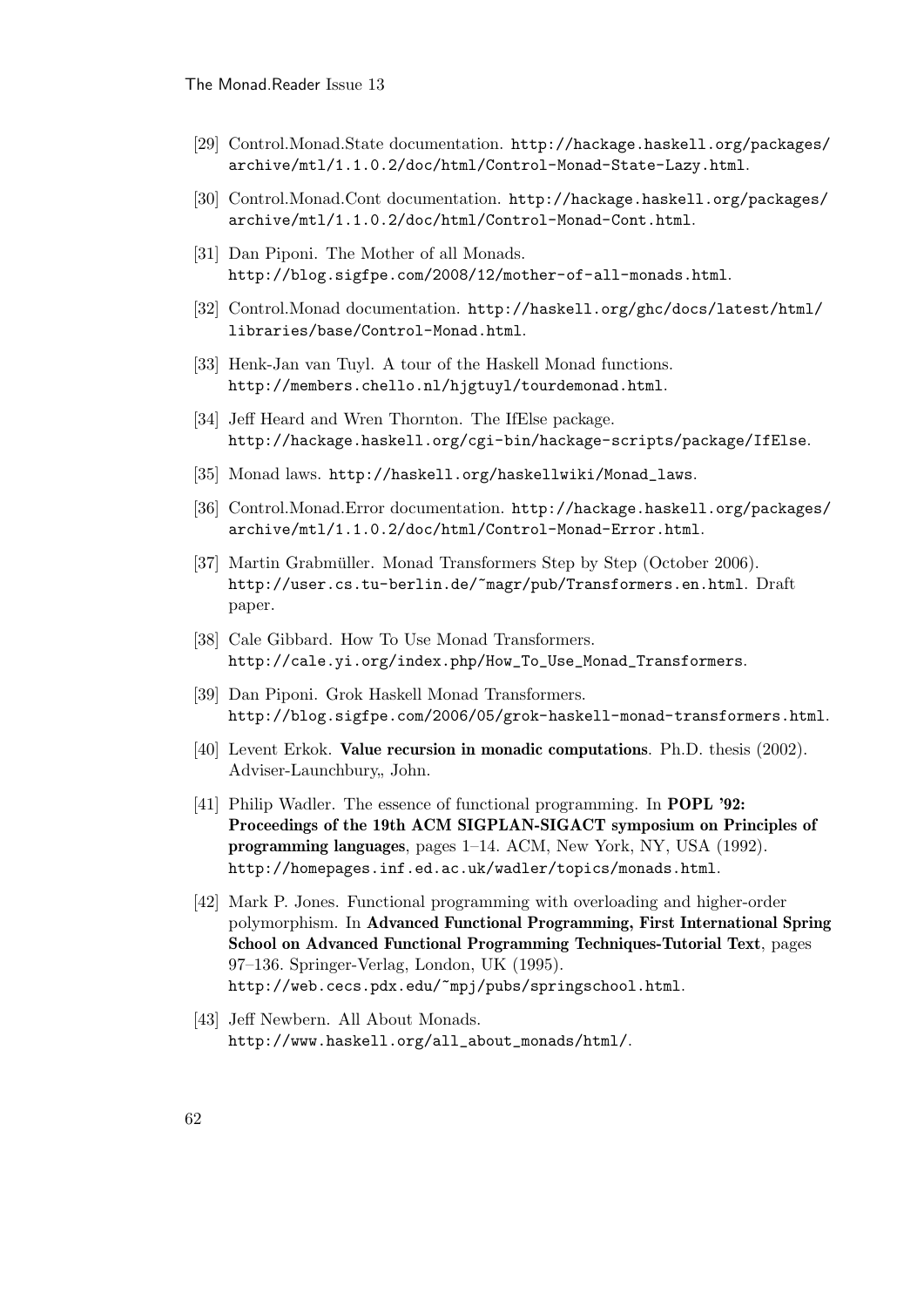[29] Control.Monad.State documentation. `http://hackage.haskell.org/packages/archive/mtl/1.1.0.2/doc/html/Control-Monad-State-Lazy.html`.

[30] Control.Monad.Cont documentation. `http://hackage.haskell.org/packages/archive/mtl/1.1.0.2/doc/html/Control-Monad-Cont.html`.

[31] Dan Piponi. The Mother of all Monads. `http://blog.sigfpe.com/2008/12/mother-of-all-monads.html`.

[32] Control.Monad documentation. `http://haskell.org/ghc/docs/latest/html/libraries/base/Control-Monad.html`.

[33] Henk-Jan van Tuyl. A tour of the Haskell Monad functions. `http://members.chello.nl/hjgtuyl/tourdemonad.html`.

[34] Jeff Heard and Wren Thornton. The IfElse package. `http://hackage.haskell.org/cgi-bin/hackage-scripts/package/IfElse`.

[35] Monad laws. `http://haskell.org/haskellwiki/Monad_laws`.

[36] Control.Monad.Error documentation. `http://hackage.haskell.org/packages/archive/mtl/1.1.0.2/doc/html/Control-Monad-Error.html`.

[37] Martin Grabmüller. Monad Transformers Step by Step (October 2006). `http://user.cs.tu-berlin.de/~magr/pub/Transformers.en.html`. Draft paper.

[38] Cale Gibbard. How To Use Monad Transformers. `http://cale.yi.org/index.php/How_To_Use_Monad_Transformers`.

[39] Dan Piponi. Grok Haskell Monad Transformers. `http://blog.sigfpe.com/2006/05/grok-haskell-monad-transformers.html`.

[40] Levent Erkok. **Value recursion in monadic computations**. Ph.D. thesis (2002). Adviser-Launchbury,, John.

[41] Philip Wadler. The essence of functional programming. In **POPL '92: Proceedings of the 19th ACM SIGPLAN-SIGACT symposium on Principles of programming languages**, pages 1–14. ACM, New York, NY, USA (1992). `http://homepages.inf.ed.ac.uk/wadler/topics/monads.html`.

[42] Mark P. Jones. Functional programming with overloading and higher-order polymorphism. In **Advanced Functional Programming, First International Spring School on Advanced Functional Programming Techniques-Tutorial Text**, pages 97–136. Springer-Verlag, London, UK (1995). `http://web.cecs.pdx.edu/~mpj/pubs/springschool.html`.

[43] Jeff Newbern. All About Monads. `http://www.haskell.org/all_about_monads/html/`.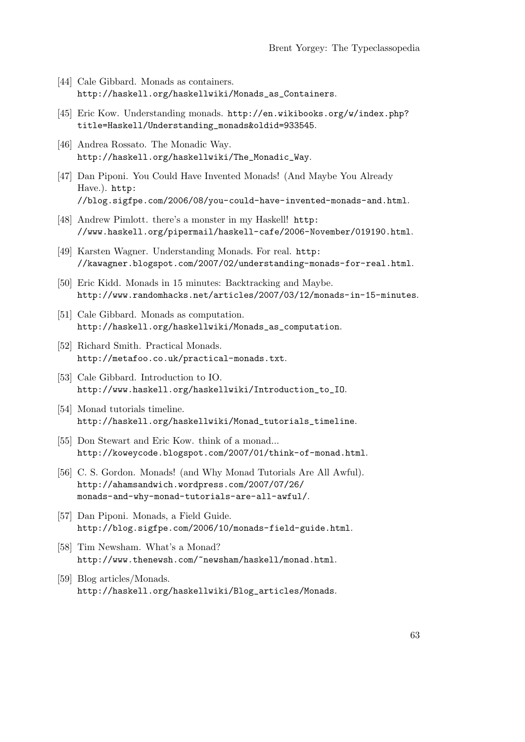[44] Cale Gibbard. Monads as containers. http://haskell.org/haskellwiki/Monads_as_Containers.

[45] Eric Kow. Understanding monads. http://en.wikibooks.org/w/index.php?title=Haskell/Understanding_monads&oldid=933545.

[46] Andrea Rossato. The Monadic Way. http://haskell.org/haskellwiki/The_Monadic_Way.

[47] Dan Piponi. You Could Have Invented Monads! (And Maybe You Already Have.). http://blog.sigfpe.com/2006/08/you-could-have-invented-monads-and.html.

[48] Andrew Pimlott. there's a monster in my Haskell! http://www.haskell.org/pipermail/haskell-cafe/2006-November/019190.html.

[49] Karsten Wagner. Understanding Monads. For real. http://kawagner.blogspot.com/2007/02/understanding-monads-for-real.html.

[50] Eric Kidd. Monads in 15 minutes: Backtracking and Maybe. http://www.randomhacks.net/articles/2007/03/12/monads-in-15-minutes.

[51] Cale Gibbard. Monads as computation. http://haskell.org/haskellwiki/Monads_as_computation.

[52] Richard Smith. Practical Monads. http://metafoo.co.uk/practical-monads.txt.

[53] Cale Gibbard. Introduction to IO. http://www.haskell.org/haskellwiki/Introduction_to_IO.

[54] Monad tutorials timeline. http://haskell.org/haskellwiki/Monad_tutorials_timeline.

[55] Don Stewart and Eric Kow. think of a monad... http://koweycode.blogspot.com/2007/01/think-of-monad.html.

[56] C. S. Gordon. Monads! (and Why Monad Tutorials Are All Awful). http://ahamsandwich.wordpress.com/2007/07/26/monads-and-why-monad-tutorials-are-all-awful/.

[57] Dan Piponi. Monads, a Field Guide. http://blog.sigfpe.com/2006/10/monads-field-guide.html.

[58] Tim Newsham. What's a Monad? http://www.thenewsh.com/~newsham/haskell/monad.html.

[59] Blog articles/Monads. http://haskell.org/haskellwiki/Blog_articles/Monads.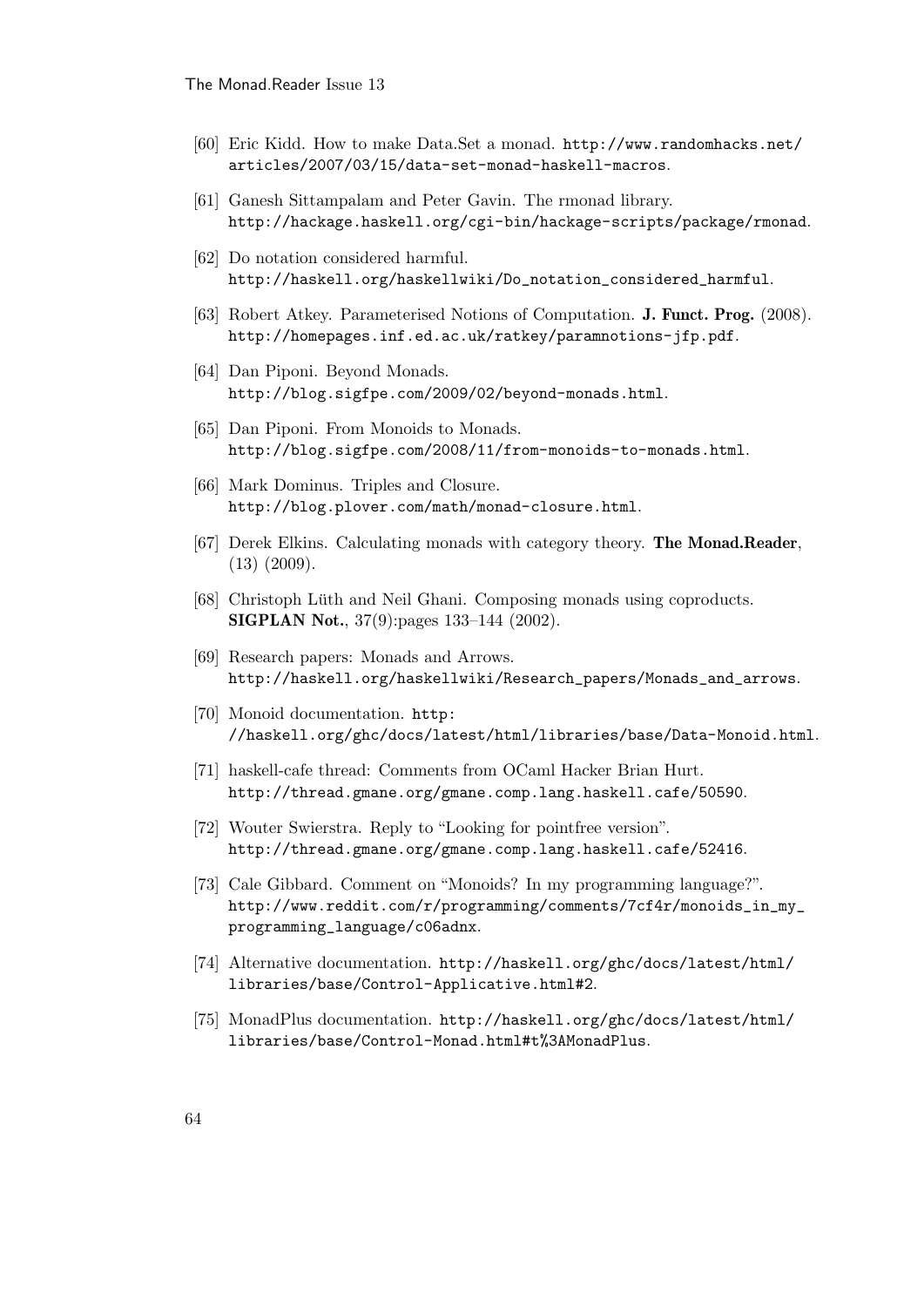[60] Eric Kidd. How to make Data.Set a monad. http://www.randomhacks.net/articles/2007/03/15/data-set-monad-haskell-macros.

[61] Ganesh Sittampalam and Peter Gavin. The rmonad library. http://hackage.haskell.org/cgi-bin/hackage-scripts/package/rmonad.

[62] Do notation considered harmful. http://haskell.org/haskellwiki/Do_notation_considered_harmful.

[63] Robert Atkey. Parameterised Notions of Computation. **J. Funct. Prog.** (2008). http://homepages.inf.ed.ac.uk/ratkey/paramnotions-jfp.pdf.

[64] Dan Piponi. Beyond Monads. http://blog.sigfpe.com/2009/02/beyond-monads.html.

[65] Dan Piponi. From Monoids to Monads. http://blog.sigfpe.com/2008/11/from-monoids-to-monads.html.

[66] Mark Dominus. Triples and Closure. http://blog.plover.com/math/monad-closure.html.

[67] Derek Elkins. Calculating monads with category theory. **The Monad.Reader**, (13) (2009).

[68] Christoph Lüth and Neil Ghani. Composing monads using coproducts. **SIGPLAN Not.**, 37(9):pages 133–144 (2002).

[69] Research papers: Monads and Arrows. http://haskell.org/haskellwiki/Research_papers/Monads_and_arrows.

[70] Monoid documentation. http://haskell.org/ghc/docs/latest/html/libraries/base/Data-Monoid.html.

[71] haskell-cafe thread: Comments from OCaml Hacker Brian Hurt. http://thread.gmane.org/gmane.comp.lang.haskell.cafe/50590.

[72] Wouter Swierstra. Reply to "Looking for pointfree version". http://thread.gmane.org/gmane.comp.lang.haskell.cafe/52416.

[73] Cale Gibbard. Comment on "Monoids? In my programming language?". http://www.reddit.com/r/programming/comments/7cf4r/monoids_in_my_programming_language/c06adnx.

[74] Alternative documentation. http://haskell.org/ghc/docs/latest/html/libraries/base/Control-Applicative.html#2.

[75] MonadPlus documentation. http://haskell.org/ghc/docs/latest/html/libraries/base/Control-Monad.html#t%3AMonadPlus.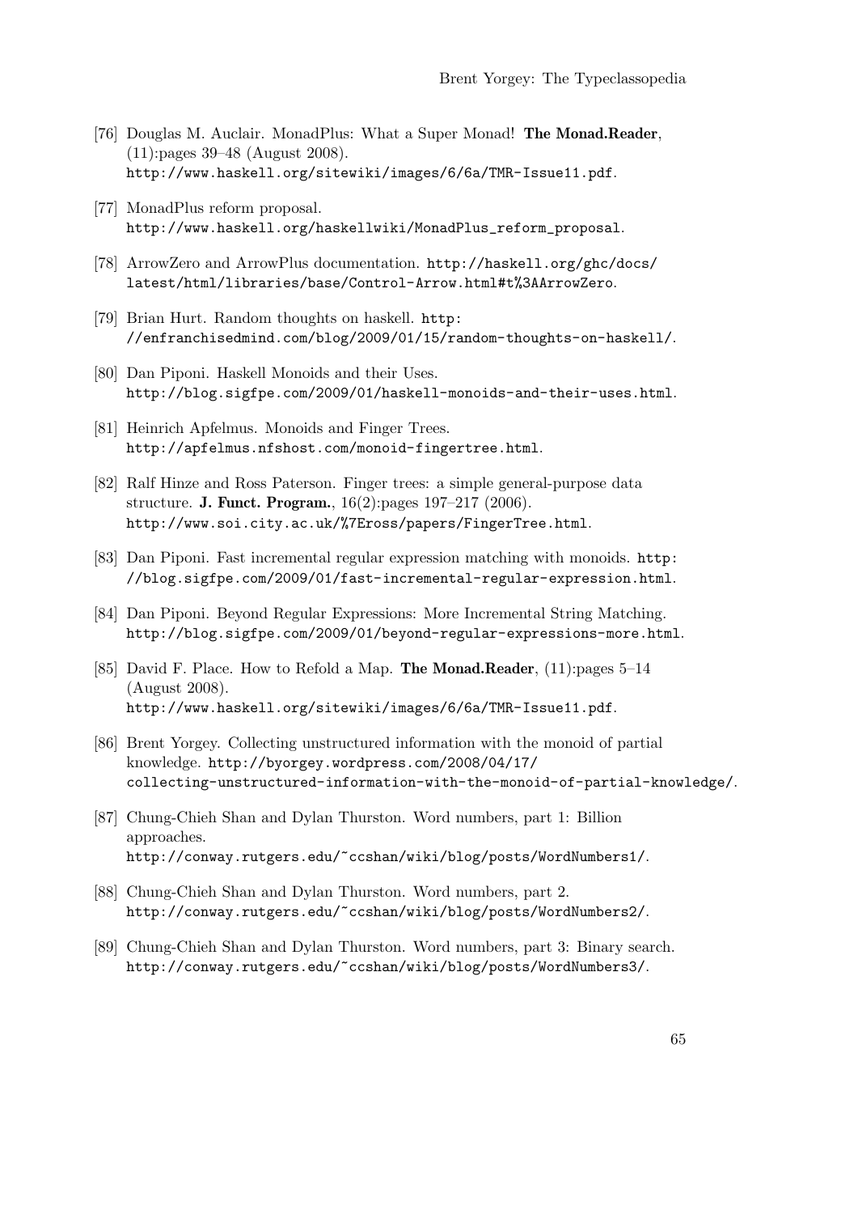[76] Douglas M. Auclair. MonadPlus: What a Super Monad! **The Monad.Reader**, (11):pages 39–48 (August 2008). http://www.haskell.org/sitewiki/images/6/6a/TMR-Issue11.pdf.

[77] MonadPlus reform proposal. http://www.haskell.org/haskellwiki/MonadPlus_reform_proposal.

[78] ArrowZero and ArrowPlus documentation. http://haskell.org/ghc/docs/latest/html/libraries/base/Control-Arrow.html#t%3AArrowZero.

[79] Brian Hurt. Random thoughts on haskell. http://enfranchisedmind.com/blog/2009/01/15/random-thoughts-on-haskell/.

[80] Dan Piponi. Haskell Monoids and their Uses. http://blog.sigfpe.com/2009/01/haskell-monoids-and-their-uses.html.

[81] Heinrich Apfelmus. Monoids and Finger Trees. http://apfelmus.nfshost.com/monoid-fingertree.html.

[82] Ralf Hinze and Ross Paterson. Finger trees: a simple general-purpose data structure. **J. Funct. Program.**, 16(2):pages 197–217 (2006). http://www.soi.city.ac.uk/%7Eross/papers/FingerTree.html.

[83] Dan Piponi. Fast incremental regular expression matching with monoids. http://blog.sigfpe.com/2009/01/fast-incremental-regular-expression.html.

[84] Dan Piponi. Beyond Regular Expressions: More Incremental String Matching. http://blog.sigfpe.com/2009/01/beyond-regular-expressions-more.html.

[85] David F. Place. How to Refold a Map. **The Monad.Reader**, (11):pages 5–14 (August 2008). http://www.haskell.org/sitewiki/images/6/6a/TMR-Issue11.pdf.

[86] Brent Yorgey. Collecting unstructured information with the monoid of partial knowledge. http://byorgey.wordpress.com/2008/04/17/collecting-unstructured-information-with-the-monoid-of-partial-knowledge/.

[87] Chung-Chieh Shan and Dylan Thurston. Word numbers, part 1: Billion approaches. http://conway.rutgers.edu/~ccshan/wiki/blog/posts/WordNumbers1/.

[88] Chung-Chieh Shan and Dylan Thurston. Word numbers, part 2. http://conway.rutgers.edu/~ccshan/wiki/blog/posts/WordNumbers2/.

[89] Chung-Chieh Shan and Dylan Thurston. Word numbers, part 3: Binary search. http://conway.rutgers.edu/~ccshan/wiki/blog/posts/WordNumbers3/.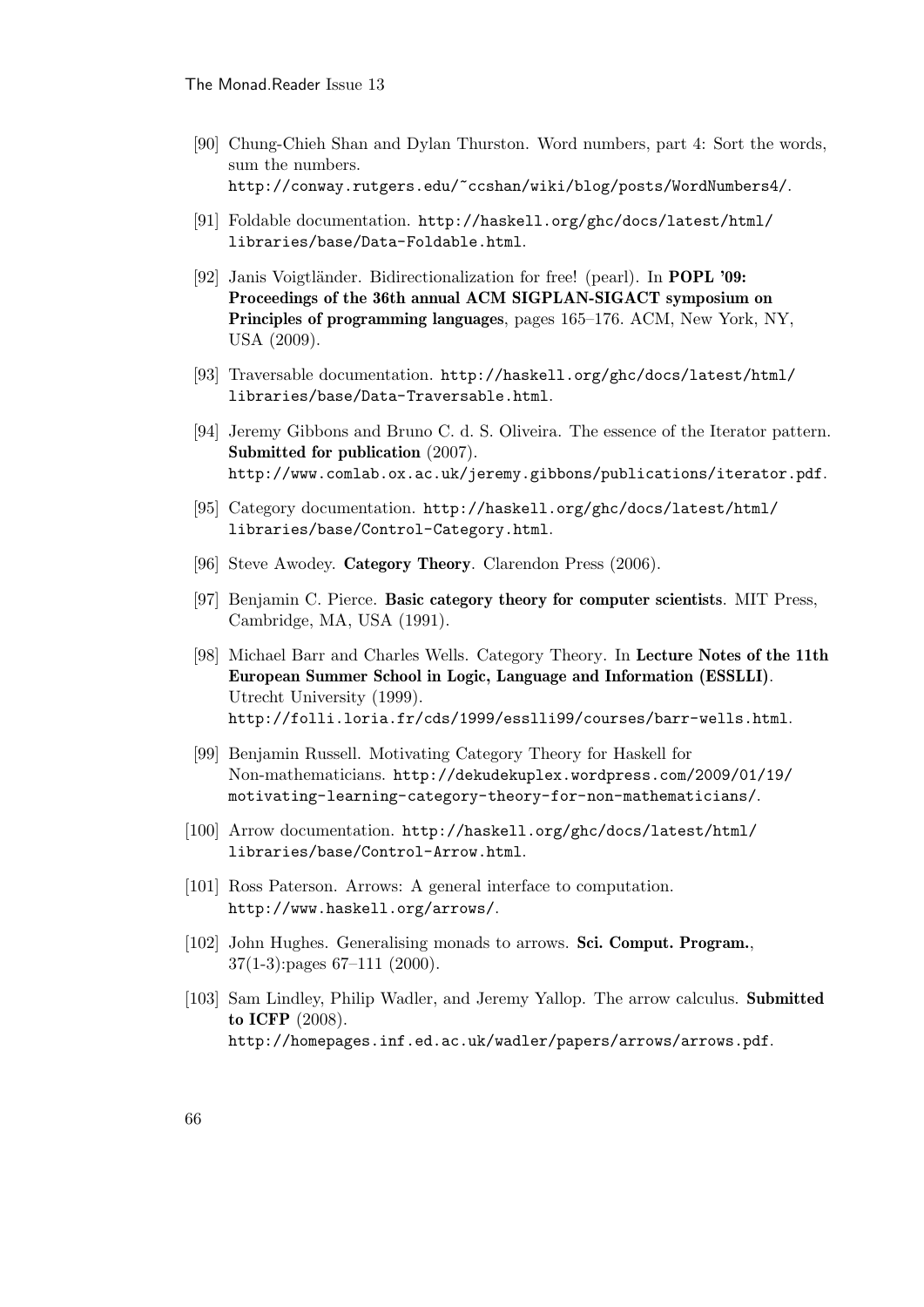[90] Chung-Chieh Shan and Dylan Thurston. Word numbers, part 4: Sort the words, sum the numbers. http://conway.rutgers.edu/~ccshan/wiki/blog/posts/WordNumbers4/.

[91] Foldable documentation. http://haskell.org/ghc/docs/latest/html/libraries/base/Data-Foldable.html.

[92] Janis Voigtländer. Bidirectionalization for free! (pearl). In **POPL '09: Proceedings of the 36th annual ACM SIGPLAN-SIGACT symposium on Principles of programming languages**, pages 165–176. ACM, New York, NY, USA (2009).

[93] Traversable documentation. http://haskell.org/ghc/docs/latest/html/libraries/base/Data-Traversable.html.

[94] Jeremy Gibbons and Bruno C. d. S. Oliveira. The essence of the Iterator pattern. **Submitted for publication** (2007). http://www.comlab.ox.ac.uk/jeremy.gibbons/publications/iterator.pdf.

[95] Category documentation. http://haskell.org/ghc/docs/latest/html/libraries/base/Control-Category.html.

[96] Steve Awodey. **Category Theory**. Clarendon Press (2006).

[97] Benjamin C. Pierce. **Basic category theory for computer scientists**. MIT Press, Cambridge, MA, USA (1991).

[98] Michael Barr and Charles Wells. Category Theory. In **Lecture Notes of the 11th European Summer School in Logic, Language and Information (ESSLLI)**. Utrecht University (1999). http://folli.loria.fr/cds/1999/esslli99/courses/barr-wells.html.

[99] Benjamin Russell. Motivating Category Theory for Haskell for Non-mathematicians. http://dekudekuplex.wordpress.com/2009/01/19/motivating-learning-category-theory-for-non-mathematicians/.

[100] Arrow documentation. http://haskell.org/ghc/docs/latest/html/libraries/base/Control-Arrow.html.

[101] Ross Paterson. Arrows: A general interface to computation. http://www.haskell.org/arrows/.

[102] John Hughes. Generalising monads to arrows. **Sci. Comput. Program.**, 37(1-3):pages 67–111 (2000).

[103] Sam Lindley, Philip Wadler, and Jeremy Yallop. The arrow calculus. **Submitted to ICFP** (2008). http://homepages.inf.ed.ac.uk/wadler/papers/arrows/arrows.pdf.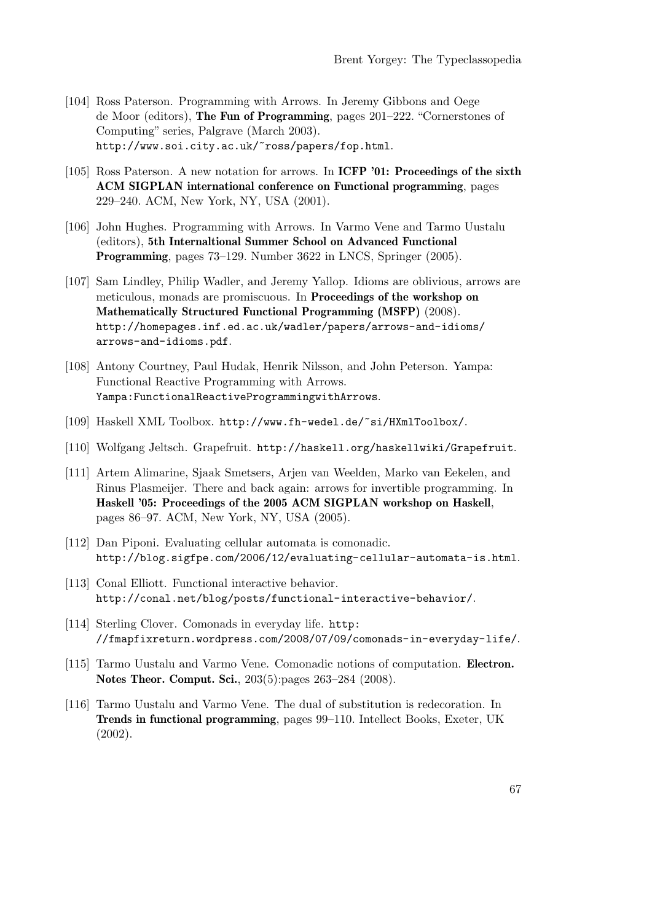[104] Ross Paterson. Programming with Arrows. In Jeremy Gibbons and Oege de Moor (editors), **The Fun of Programming**, pages 201–222. "Cornerstones of Computing" series, Palgrave (March 2003). `http://www.soi.city.ac.uk/~ross/papers/fop.html`.

[105] Ross Paterson. A new notation for arrows. In **ICFP '01: Proceedings of the sixth ACM SIGPLAN international conference on Functional programming**, pages 229–240. ACM, New York, NY, USA (2001).

[106] John Hughes. Programming with Arrows. In Varmo Vene and Tarmo Uustalu (editors), **5th Internaltional Summer School on Advanced Functional Programming**, pages 73–129. Number 3622 in LNCS, Springer (2005).

[107] Sam Lindley, Philip Wadler, and Jeremy Yallop. Idioms are oblivious, arrows are meticulous, monads are promiscuous. In **Proceedings of the workshop on Mathematically Structured Functional Programming (MSFP)** (2008). `http://homepages.inf.ed.ac.uk/wadler/papers/arrows-and-idioms/arrows-and-idioms.pdf`.

[108] Antony Courtney, Paul Hudak, Henrik Nilsson, and John Peterson. Yampa: Functional Reactive Programming with Arrows. `Yampa:FunctionalReactiveProgrammingwithArrows`.

[109] Haskell XML Toolbox. `http://www.fh-wedel.de/~si/HXmlToolbox/`.

[110] Wolfgang Jeltsch. Grapefruit. `http://haskell.org/haskellwiki/Grapefruit`.

[111] Artem Alimarine, Sjaak Smetsers, Arjen van Weelden, Marko van Eekelen, and Rinus Plasmeijer. There and back again: arrows for invertible programming. In **Haskell '05: Proceedings of the 2005 ACM SIGPLAN workshop on Haskell**, pages 86–97. ACM, New York, NY, USA (2005).

[112] Dan Piponi. Evaluating cellular automata is comonadic. `http://blog.sigfpe.com/2006/12/evaluating-cellular-automata-is.html`.

[113] Conal Elliott. Functional interactive behavior. `http://conal.net/blog/posts/functional-interactive-behavior/`.

[114] Sterling Clover. Comonads in everyday life. `http://fmapfixreturn.wordpress.com/2008/07/09/comonads-in-everyday-life/`.

[115] Tarmo Uustalu and Varmo Vene. Comonadic notions of computation. **Electron. Notes Theor. Comput. Sci.**, 203(5):pages 263–284 (2008).

[116] Tarmo Uustalu and Varmo Vene. The dual of substitution is redecoration. In **Trends in functional programming**, pages 99–110. Intellect Books, Exeter, UK (2002).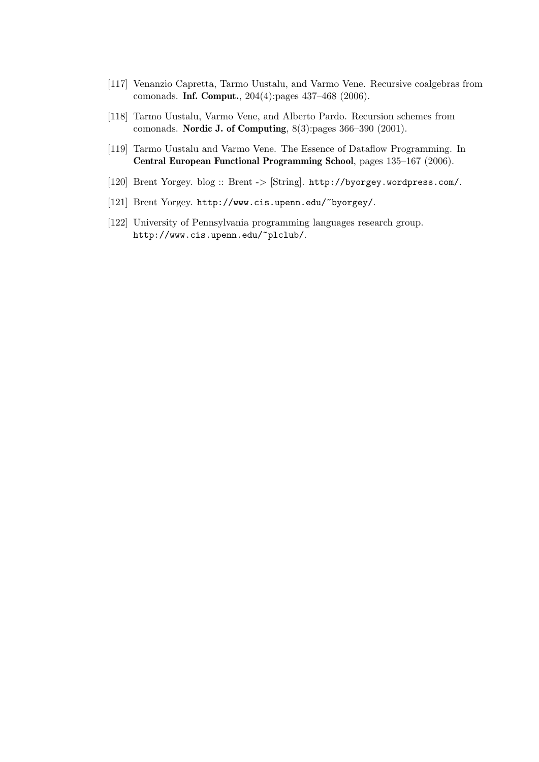[117] Venanzio Capretta, Tarmo Uustalu, and Varmo Vene. Recursive coalgebras from comonads. **Inf. Comput.**, 204(4):pages 437–468 (2006).

[118] Tarmo Uustalu, Varmo Vene, and Alberto Pardo. Recursion schemes from comonads. **Nordic J. of Computing**, 8(3):pages 366–390 (2001).

[119] Tarmo Uustalu and Varmo Vene. The Essence of Dataflow Programming. In **Central European Functional Programming School**, pages 135–167 (2006).

[120] Brent Yorgey. blog :: Brent -> [String]. `http://byorgey.wordpress.com/`.

[121] Brent Yorgey. `http://www.cis.upenn.edu/~byorgey/`.

[122] University of Pennsylvania programming languages research group. `http://www.cis.upenn.edu/~plclub/`.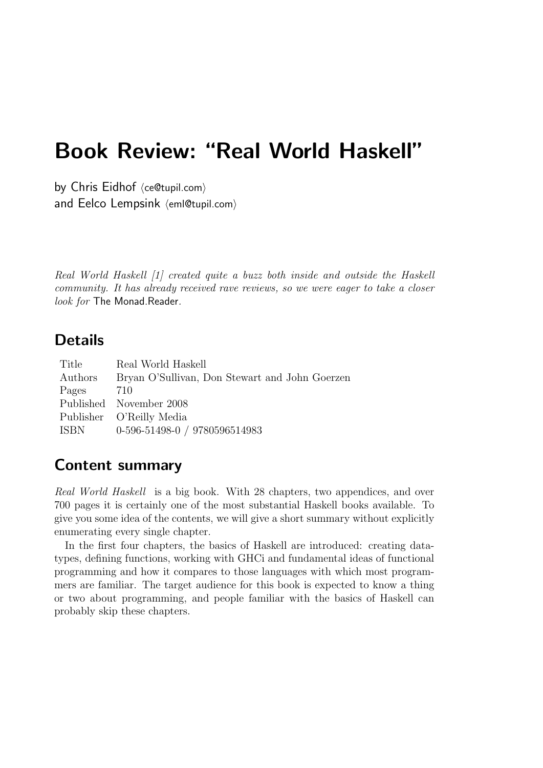# Book Review: "Real World Haskell"

by Chris Eidhof ⟨ce@tupil.com⟩
and Eelco Lempsink ⟨eml@tupil.com⟩

*Real World Haskell [1] created quite a buzz both inside and outside the Haskell community. It has already received rave reviews, so we were eager to take a closer look for* The Monad.Reader.

## Details

| | |
|---|---|
| Title | Real World Haskell |
| Authors | Bryan O'Sullivan, Don Stewart and John Goerzen |
| Pages | 710 |
| Published | November 2008 |
| Publisher | O'Reilly Media |
| ISBN | 0-596-51498-0 / 9780596514983 |

## Content summary

*Real World Haskell* is a big book. With 28 chapters, two appendices, and over 700 pages it is certainly one of the most substantial Haskell books available. To give you some idea of the contents, we will give a short summary without explicitly enumerating every single chapter.

In the first four chapters, the basics of Haskell are introduced: creating datatypes, defining functions, working with GHCi and fundamental ideas of functional programming and how it compares to those languages with which most programmers are familiar. The target audience for this book is expected to know a thing or two about programming, and people familiar with the basics of Haskell can probably skip these chapters.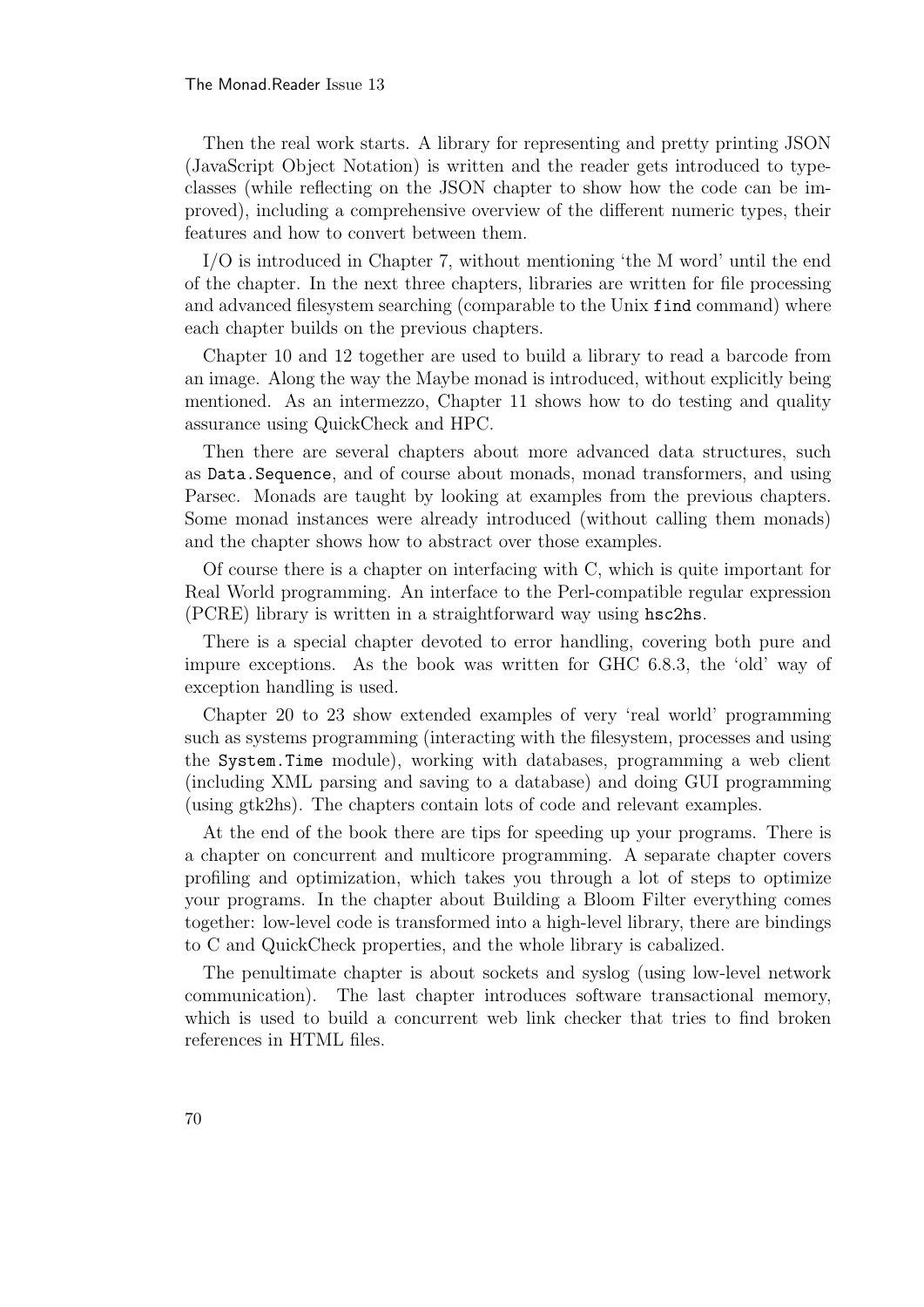Then the real work starts. A library for representing and pretty printing JSON (JavaScript Object Notation) is written and the reader gets introduced to typeclasses (while reflecting on the JSON chapter to show how the code can be improved), including a comprehensive overview of the different numeric types, their features and how to convert between them.

I/O is introduced in Chapter 7, without mentioning 'the M word' until the end of the chapter. In the next three chapters, libraries are written for file processing and advanced filesystem searching (comparable to the Unix `find` command) where each chapter builds on the previous chapters.

Chapter 10 and 12 together are used to build a library to read a barcode from an image. Along the way the Maybe monad is introduced, without explicitly being mentioned. As an intermezzo, Chapter 11 shows how to do testing and quality assurance using QuickCheck and HPC.

Then there are several chapters about more advanced data structures, such as `Data.Sequence`, and of course about monads, monad transformers, and using Parsec. Monads are taught by looking at examples from the previous chapters. Some monad instances were already introduced (without calling them monads) and the chapter shows how to abstract over those examples.

Of course there is a chapter on interfacing with C, which is quite important for Real World programming. An interface to the Perl-compatible regular expression (PCRE) library is written in a straightforward way using `hsc2hs`.

There is a special chapter devoted to error handling, covering both pure and impure exceptions. As the book was written for GHC 6.8.3, the 'old' way of exception handling is used.

Chapter 20 to 23 show extended examples of very 'real world' programming such as systems programming (interacting with the filesystem, processes and using the `System.Time` module), working with databases, programming a web client (including XML parsing and saving to a database) and doing GUI programming (using gtk2hs). The chapters contain lots of code and relevant examples.

At the end of the book there are tips for speeding up your programs. There is a chapter on concurrent and multicore programming. A separate chapter covers profiling and optimization, which takes you through a lot of steps to optimize your programs. In the chapter about Building a Bloom Filter everything comes together: low-level code is transformed into a high-level library, there are bindings to C and QuickCheck properties, and the whole library is cabalized.

The penultimate chapter is about sockets and syslog (using low-level network communication). The last chapter introduces software transactional memory, which is used to build a concurrent web link checker that tries to find broken references in HTML files.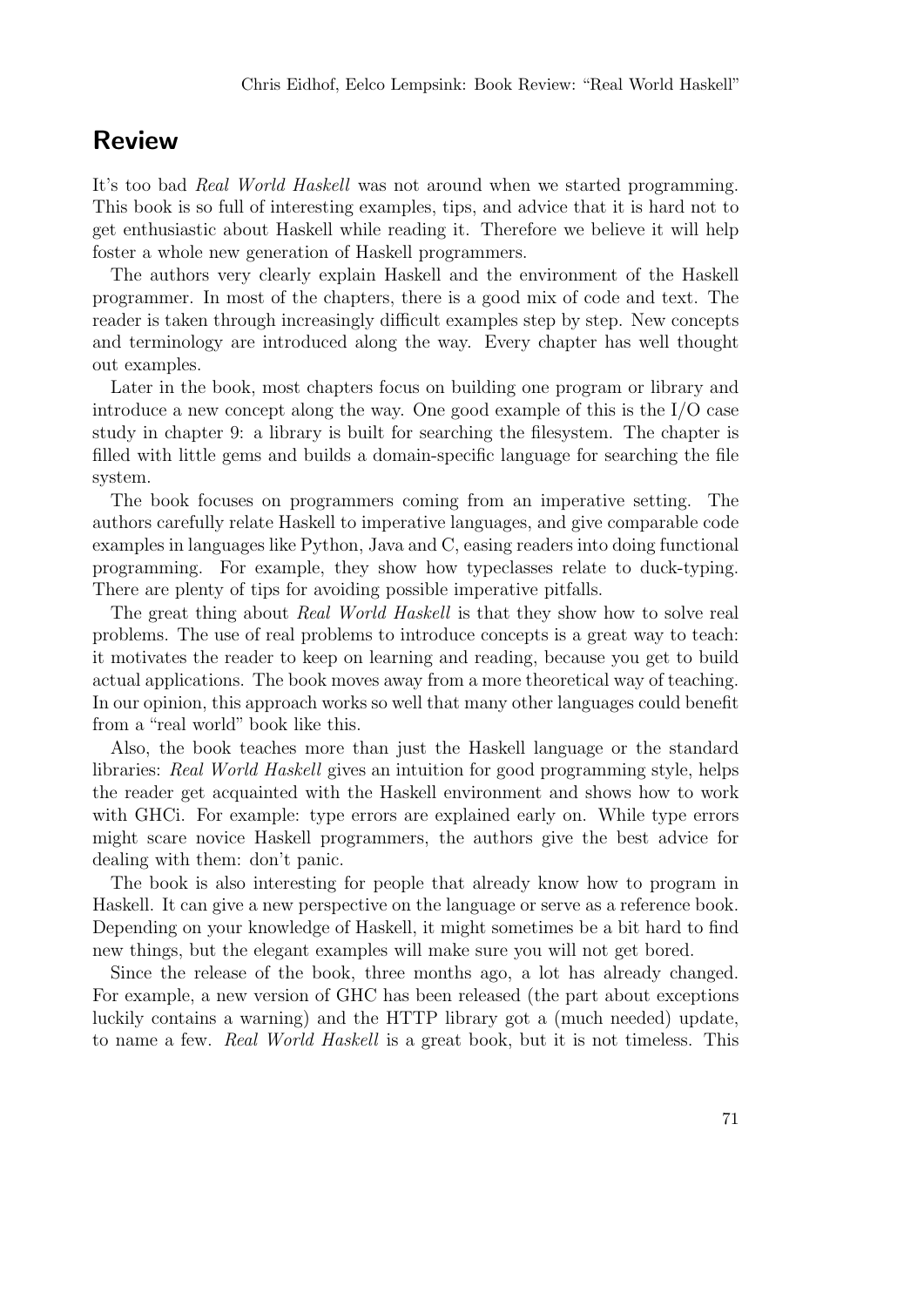## Review

It's too bad *Real World Haskell* was not around when we started programming. This book is so full of interesting examples, tips, and advice that it is hard not to get enthusiastic about Haskell while reading it. Therefore we believe it will help foster a whole new generation of Haskell programmers.

The authors very clearly explain Haskell and the environment of the Haskell programmer. In most of the chapters, there is a good mix of code and text. The reader is taken through increasingly difficult examples step by step. New concepts and terminology are introduced along the way. Every chapter has well thought out examples.

Later in the book, most chapters focus on building one program or library and introduce a new concept along the way. One good example of this is the I/O case study in chapter 9: a library is built for searching the filesystem. The chapter is filled with little gems and builds a domain-specific language for searching the file system.

The book focuses on programmers coming from an imperative setting. The authors carefully relate Haskell to imperative languages, and give comparable code examples in languages like Python, Java and C, easing readers into doing functional programming. For example, they show how typeclasses relate to duck-typing. There are plenty of tips for avoiding possible imperative pitfalls.

The great thing about *Real World Haskell* is that they show how to solve real problems. The use of real problems to introduce concepts is a great way to teach: it motivates the reader to keep on learning and reading, because you get to build actual applications. The book moves away from a more theoretical way of teaching. In our opinion, this approach works so well that many other languages could benefit from a "real world" book like this.

Also, the book teaches more than just the Haskell language or the standard libraries: *Real World Haskell* gives an intuition for good programming style, helps the reader get acquainted with the Haskell environment and shows how to work with GHCi. For example: type errors are explained early on. While type errors might scare novice Haskell programmers, the authors give the best advice for dealing with them: don't panic.

The book is also interesting for people that already know how to program in Haskell. It can give a new perspective on the language or serve as a reference book. Depending on your knowledge of Haskell, it might sometimes be a bit hard to find new things, but the elegant examples will make sure you will not get bored.

Since the release of the book, three months ago, a lot has already changed. For example, a new version of GHC has been released (the part about exceptions luckily contains a warning) and the HTTP library got a (much needed) update, to name a few. *Real World Haskell* is a great book, but it is not timeless. This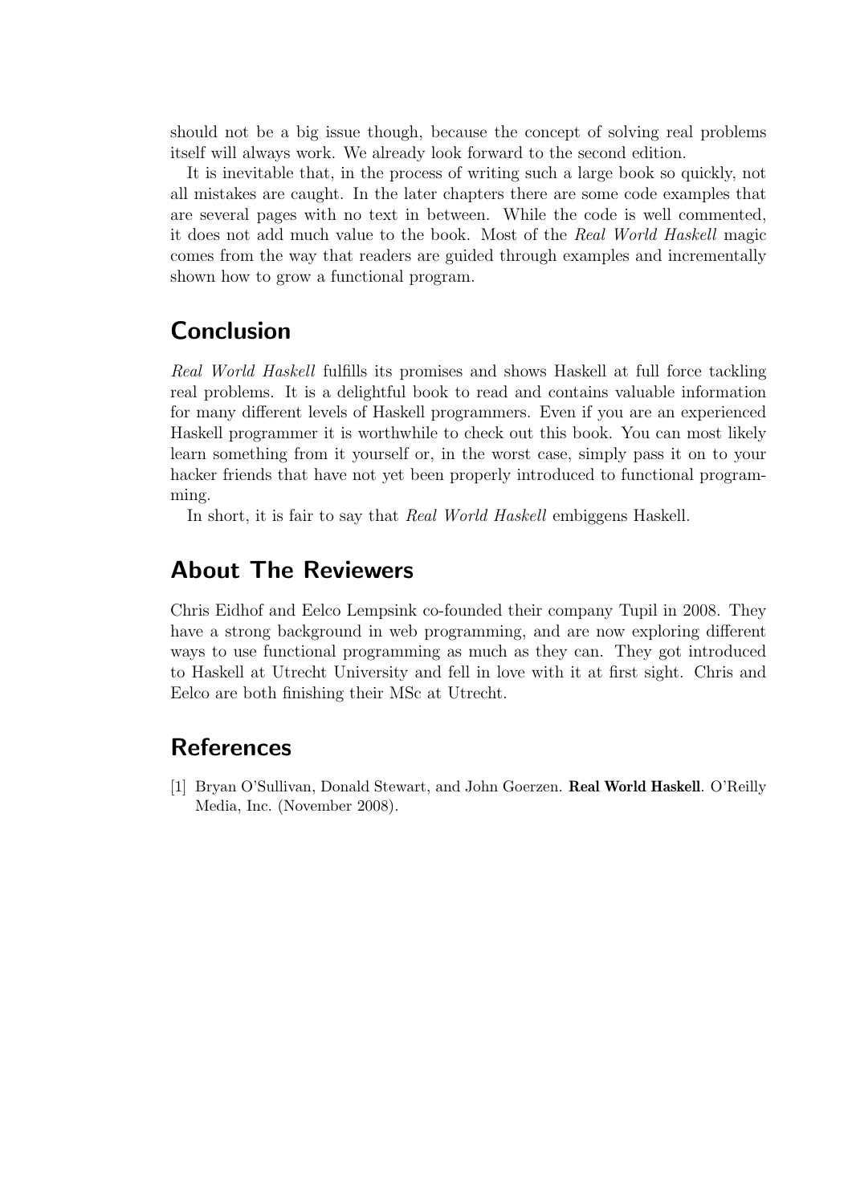should not be a big issue though, because the concept of solving real problems itself will always work. We already look forward to the second edition.

It is inevitable that, in the process of writing such a large book so quickly, not all mistakes are caught. In the later chapters there are some code examples that are several pages with no text in between. While the code is well commented, it does not add much value to the book. Most of the *Real World Haskell* magic comes from the way that readers are guided through examples and incrementally shown how to grow a functional program.

## Conclusion

*Real World Haskell* fulfills its promises and shows Haskell at full force tackling real problems. It is a delightful book to read and contains valuable information for many different levels of Haskell programmers. Even if you are an experienced Haskell programmer it is worthwhile to check out this book. You can most likely learn something from it yourself or, in the worst case, simply pass it on to your hacker friends that have not yet been properly introduced to functional programming.

In short, it is fair to say that *Real World Haskell* embiggens Haskell.

## About The Reviewers

Chris Eidhof and Eelco Lempsink co-founded their company Tupil in 2008. They have a strong background in web programming, and are now exploring different ways to use functional programming as much as they can. They got introduced to Haskell at Utrecht University and fell in love with it at first sight. Chris and Eelco are both finishing their MSc at Utrecht.

## References

[1] Bryan O'Sullivan, Donald Stewart, and John Goerzen. **Real World Haskell**. O'Reilly Media, Inc. (November 2008).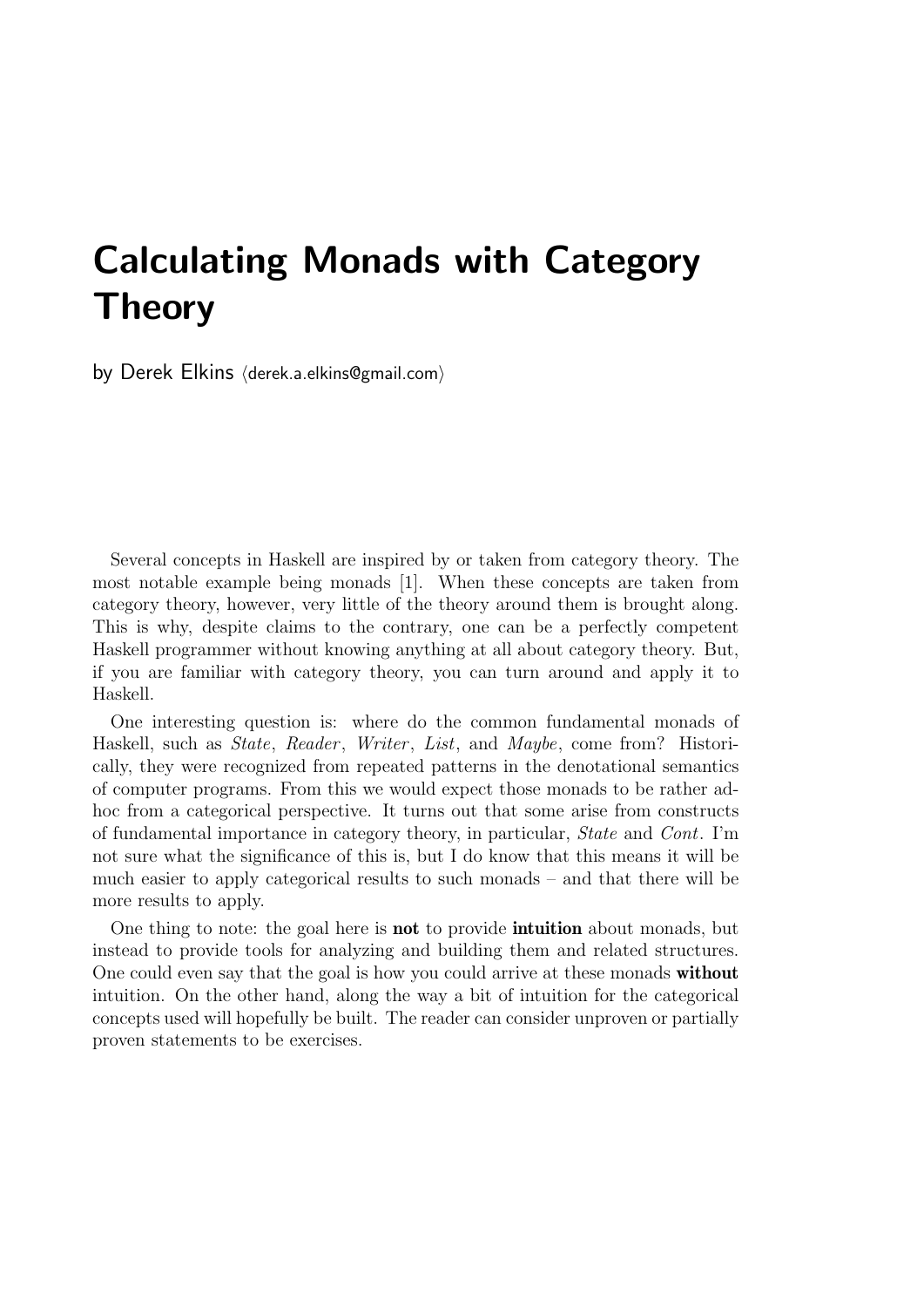# Calculating Monads with Category Theory

by Derek Elkins ⟨derek.a.elkins@gmail.com⟩

Several concepts in Haskell are inspired by or taken from category theory. The most notable example being monads [1]. When these concepts are taken from category theory, however, very little of the theory around them is brought along. This is why, despite claims to the contrary, one can be a perfectly competent Haskell programmer without knowing anything at all about category theory. But, if you are familiar with category theory, you can turn around and apply it to Haskell.

One interesting question is: where do the common fundamental monads of Haskell, such as *State*, *Reader*, *Writer*, *List*, and *Maybe*, come from? Historically, they were recognized from repeated patterns in the denotational semantics of computer programs. From this we would expect those monads to be rather ad-hoc from a categorical perspective. It turns out that some arise from constructs of fundamental importance in category theory, in particular, *State* and *Cont*. I'm not sure what the significance of this is, but I do know that this means it will be much easier to apply categorical results to such monads – and that there will be more results to apply.

One thing to note: the goal here is **not** to provide **intuition** about monads, but instead to provide tools for analyzing and building them and related structures. One could even say that the goal is how you could arrive at these monads **without** intuition. On the other hand, along the way a bit of intuition for the categorical concepts used will hopefully be built. The reader can consider unproven or partially proven statements to be exercises.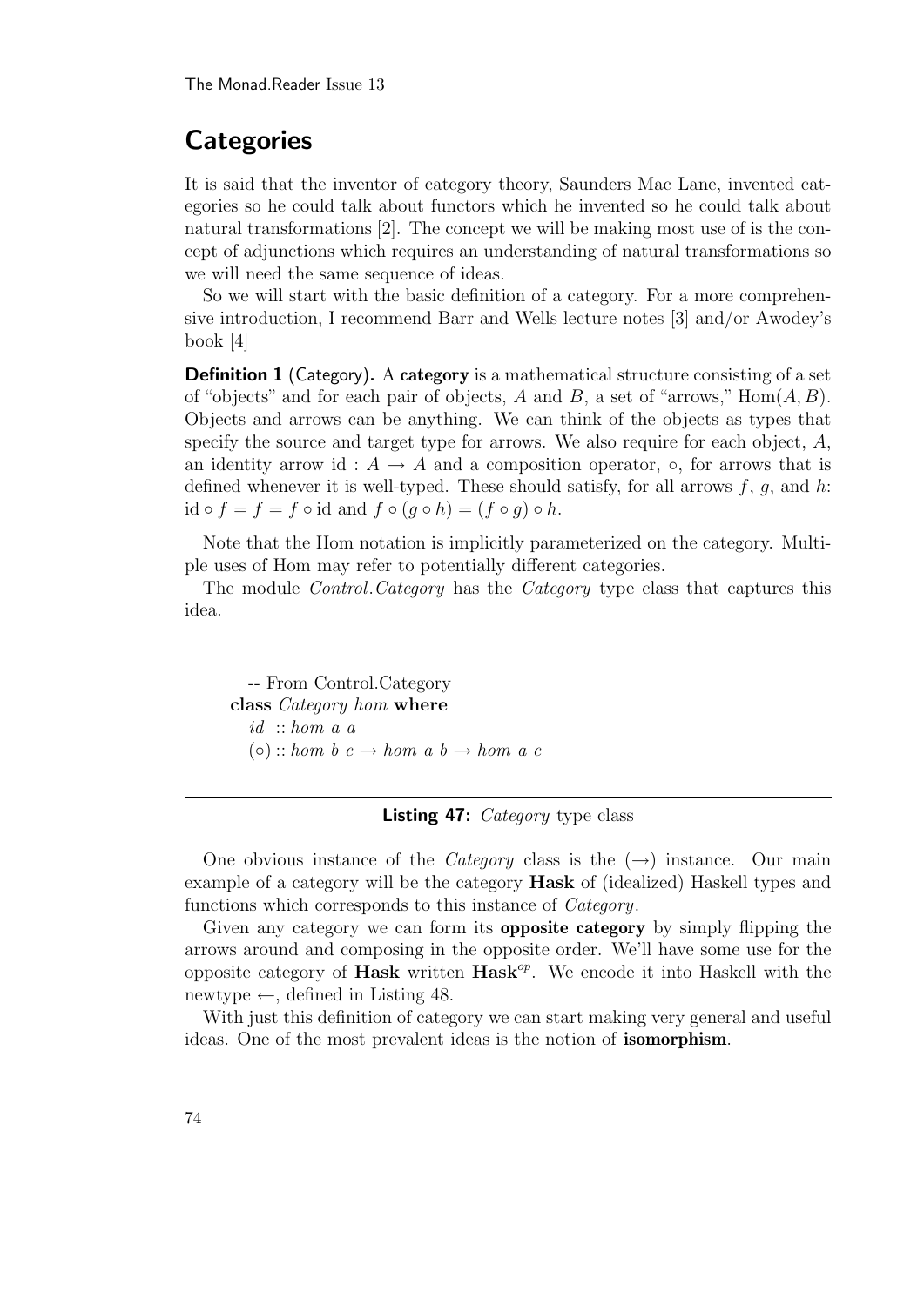## Categories

It is said that the inventor of category theory, Saunders Mac Lane, invented categories so he could talk about functors which he invented so he could talk about natural transformations [2]. The concept we will be making most use of is the concept of adjunctions which requires an understanding of natural transformations so we will need the same sequence of ideas.

So we will start with the basic definition of a category. For a more comprehensive introduction, I recommend Barr and Wells lecture notes [3] and/or Awodey's book [4]

**Definition 1** (Category)**.** A **category** is a mathematical structure consisting of a set of "objects" and for each pair of objects, $A$ and $B$, a set of "arrows," $\mathrm{Hom}(A, B)$. Objects and arrows can be anything. We can think of the objects as types that specify the source and target type for arrows. We also require for each object, $A$, an identity arrow $\mathrm{id} : A \to A$ and a composition operator, $\circ$, for arrows that is defined whenever it is well-typed. These should satisfy, for all arrows $f$, $g$, and $h$: $\mathrm{id} \circ f = f = f \circ \mathrm{id}$ and $f \circ (g \circ h) = (f \circ g) \circ h$.

Note that the Hom notation is implicitly parameterized on the category. Multiple uses of Hom may refer to potentially different categories.

The module *Control.Category* has the *Category* type class that captures this idea.

```
-- From Control.Category
class Category hom where
  id  :: hom a a
  (∘) :: hom b c → hom a b → hom a c
```

**Listing 47:** *Category* type class

One obvious instance of the *Category* class is the $(\to)$ instance. Our main example of a category will be the category **Hask** of (idealized) Haskell types and functions which corresponds to this instance of *Category*.

Given any category we can form its **opposite category** by simply flipping the arrows around and composing in the opposite order. We'll have some use for the opposite category of **Hask** written $\mathbf{Hask}^{op}$. We encode it into Haskell with the newtype $\leftarrow$, defined in Listing 48.

With just this definition of category we can start making very general and useful ideas. One of the most prevalent ideas is the notion of **isomorphism**.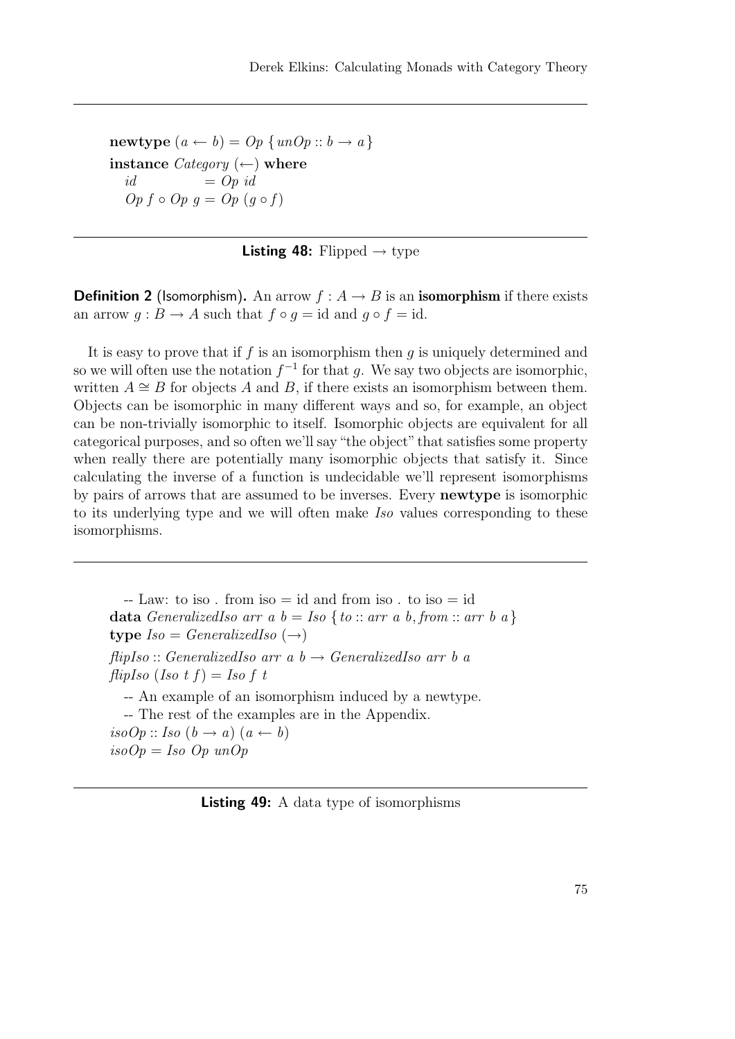```
newtype (a ← b) = Op { unOp :: b → a }
instance Category (←) where
  id          = Op id
  Op f ∘ Op g = Op (g ∘ f)
```

**Listing 48:** Flipped → type

**Definition 2** (Isomorphism)**.** An arrow $f : A \to B$ is an **isomorphism** if there exists an arrow $g : B \to A$ such that $f \circ g = \text{id}$ and $g \circ f = \text{id}$.

It is easy to prove that if $f$ is an isomorphism then $g$ is uniquely determined and so we will often use the notation $f^{-1}$ for that $g$. We say two objects are isomorphic, written $A \cong B$ for objects $A$ and $B$, if there exists an isomorphism between them. Objects can be isomorphic in many different ways and so, for example, an object can be non-trivially isomorphic to itself. Isomorphic objects are equivalent for all categorical purposes, and so often we'll say "the object" that satisfies some property when really there are potentially many isomorphic objects that satisfy it. Since calculating the inverse of a function is undecidable we'll represent isomorphisms by pairs of arrows that are assumed to be inverses. Every **newtype** is isomorphic to its underlying type and we will often make *Iso* values corresponding to these isomorphisms.

```
-- Law: to iso . from iso = id and from iso . to iso = id
data GeneralizedIso arr a b = Iso { to :: arr a b, from :: arr b a }
type Iso = GeneralizedIso (→)
flipIso :: GeneralizedIso arr a b → GeneralizedIso arr b a
flipIso (Iso t f) = Iso f t
-- An example of an isomorphism induced by a newtype.
-- The rest of the examples are in the Appendix.
isoOp :: Iso (b → a) (a ← b)
isoOp = Iso Op unOp
```

**Listing 49:** A data type of isomorphisms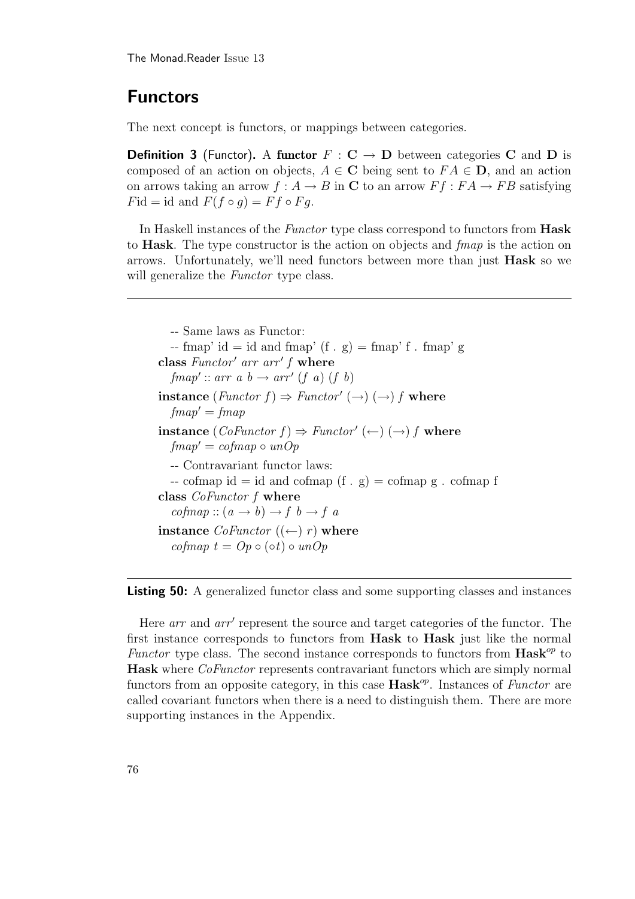## Functors

The next concept is functors, or mappings between categories.

**Definition 3** (Functor)**.** A **functor** $F : \mathbf{C} \to \mathbf{D}$ between categories $\mathbf{C}$ and $\mathbf{D}$ is composed of an action on objects, $A \in \mathbf{C}$ being sent to $FA \in \mathbf{D}$, and an action on arrows taking an arrow $f : A \to B$ in $\mathbf{C}$ to an arrow $Ff : FA \to FB$ satisfying $F\mathrm{id} = \mathrm{id}$ and $F(f \circ g) = Ff \circ Fg$.

In Haskell instances of the *Functor* type class correspond to functors from **Hask** to **Hask**. The type constructor is the action on objects and *fmap* is the action on arrows. Unfortunately, we'll need functors between more than just **Hask** so we will generalize the *Functor* type class.

```
-- Same laws as Functor:
-- fmap' id = id and fmap' (f . g) = fmap' f . fmap' g
class Functor' arr arr' f where
  fmap' :: arr a b → arr' (f a) (f b)
instance (Functor f) ⇒ Functor' (→) (→) f where
  fmap' = fmap
instance (CoFunctor f) ⇒ Functor' (←) (→) f where
  fmap' = cofmap ∘ unOp
-- Contravariant functor laws:
-- cofmap id = id and cofmap (f . g) = cofmap g . cofmap f
class CoFunctor f where
  cofmap :: (a → b) → f b → f a
instance CoFunctor ((←) r) where
  cofmap t = Op ∘ (∘t) ∘ unOp
```

**Listing 50:** A generalized functor class and some supporting classes and instances

Here *arr* and *arr'* represent the source and target categories of the functor. The first instance corresponds to functors from **Hask** to **Hask** just like the normal *Functor* type class. The second instance corresponds to functors from $\mathbf{Hask}^{op}$ to **Hask** where *CoFunctor* represents contravariant functors which are simply normal functors from an opposite category, in this case $\mathbf{Hask}^{op}$. Instances of *Functor* are called covariant functors when there is a need to distinguish them. There are more supporting instances in the Appendix.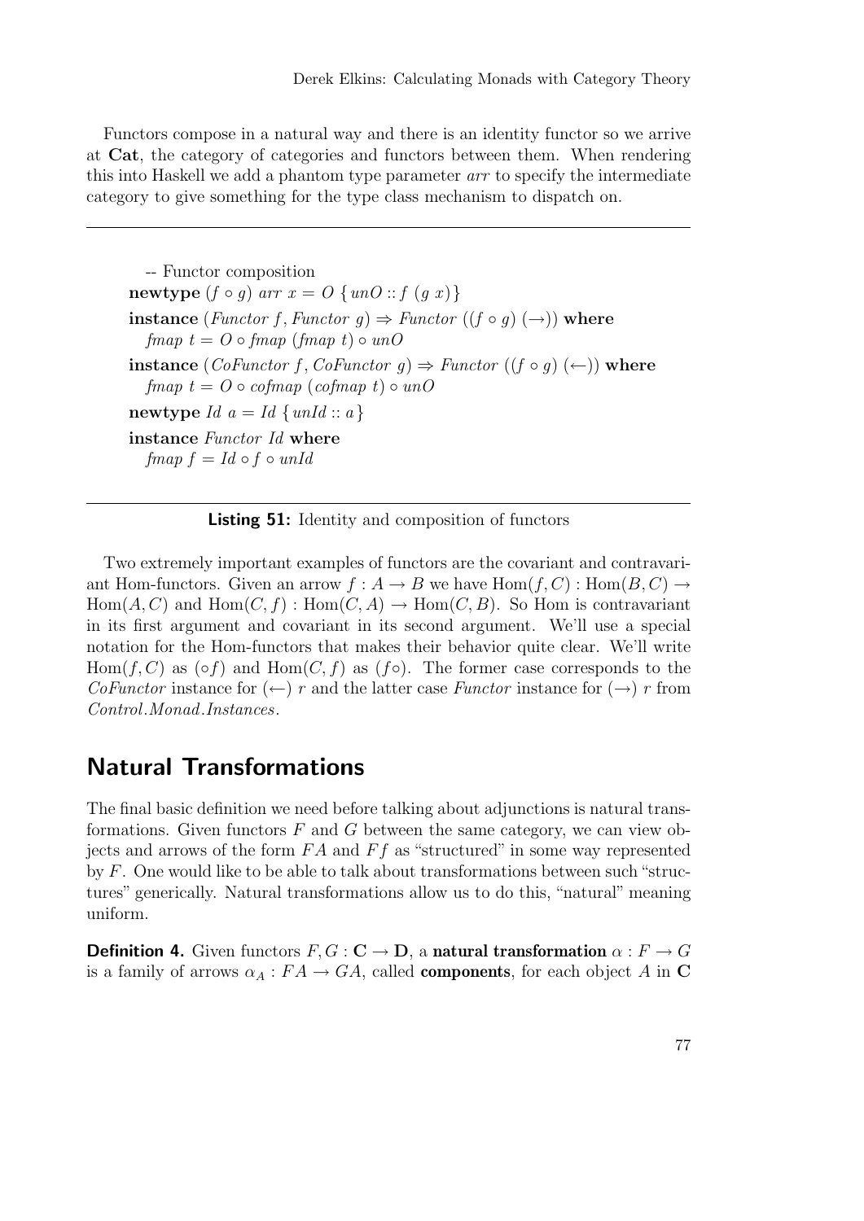Functors compose in a natural way and there is an identity functor so we arrive at **Cat**, the category of categories and functors between them. When rendering this into Haskell we add a phantom type parameter *arr* to specify the intermediate category to give something for the type class mechanism to dispatch on.

```
-- Functor composition
newtype (f ∘ g) arr x = O { unO :: f (g x) }
instance (Functor f, Functor g) ⇒ Functor ((f ∘ g) (→)) where
  fmap t = O ∘ fmap (fmap t) ∘ unO
instance (CoFunctor f, CoFunctor g) ⇒ Functor ((f ∘ g) (←)) where
  fmap t = O ∘ cofmap (cofmap t) ∘ unO
newtype Id a = Id { unId :: a }
instance Functor Id where
  fmap f = Id ∘ f ∘ unId
```

**Listing 51:** Identity and composition of functors

Two extremely important examples of functors are the covariant and contravariant Hom-functors. Given an arrow $f : A \to B$ we have $\mathrm{Hom}(f, C) : \mathrm{Hom}(B, C) \to \mathrm{Hom}(A, C)$ and $\mathrm{Hom}(C, f) : \mathrm{Hom}(C, A) \to \mathrm{Hom}(C, B)$. So Hom is contravariant in its first argument and covariant in its second argument. We'll use a special notation for the Hom-functors that makes their behavior quite clear. We'll write $\mathrm{Hom}(f, C)$ as $(\circ f)$ and $\mathrm{Hom}(C, f)$ as $(f\circ)$. The former case corresponds to the *CoFunctor* instance for $(\leftarrow)$ $r$ and the latter case *Functor* instance for $(\to)$ $r$ from *Control.Monad.Instances*.

## Natural Transformations

The final basic definition we need before talking about adjunctions is natural transformations. Given functors $F$ and $G$ between the same category, we can view objects and arrows of the form $FA$ and $Ff$ as "structured" in some way represented by $F$. One would like to be able to talk about transformations between such "structures" generically. Natural transformations allow us to do this, "natural" meaning uniform.

**Definition 4.** Given functors $F, G : \mathbf{C} \to \mathbf{D}$, a **natural transformation** $\alpha : F \to G$ is a family of arrows $\alpha_A : FA \to GA$, called **components**, for each object $A$ in $\mathbf{C}$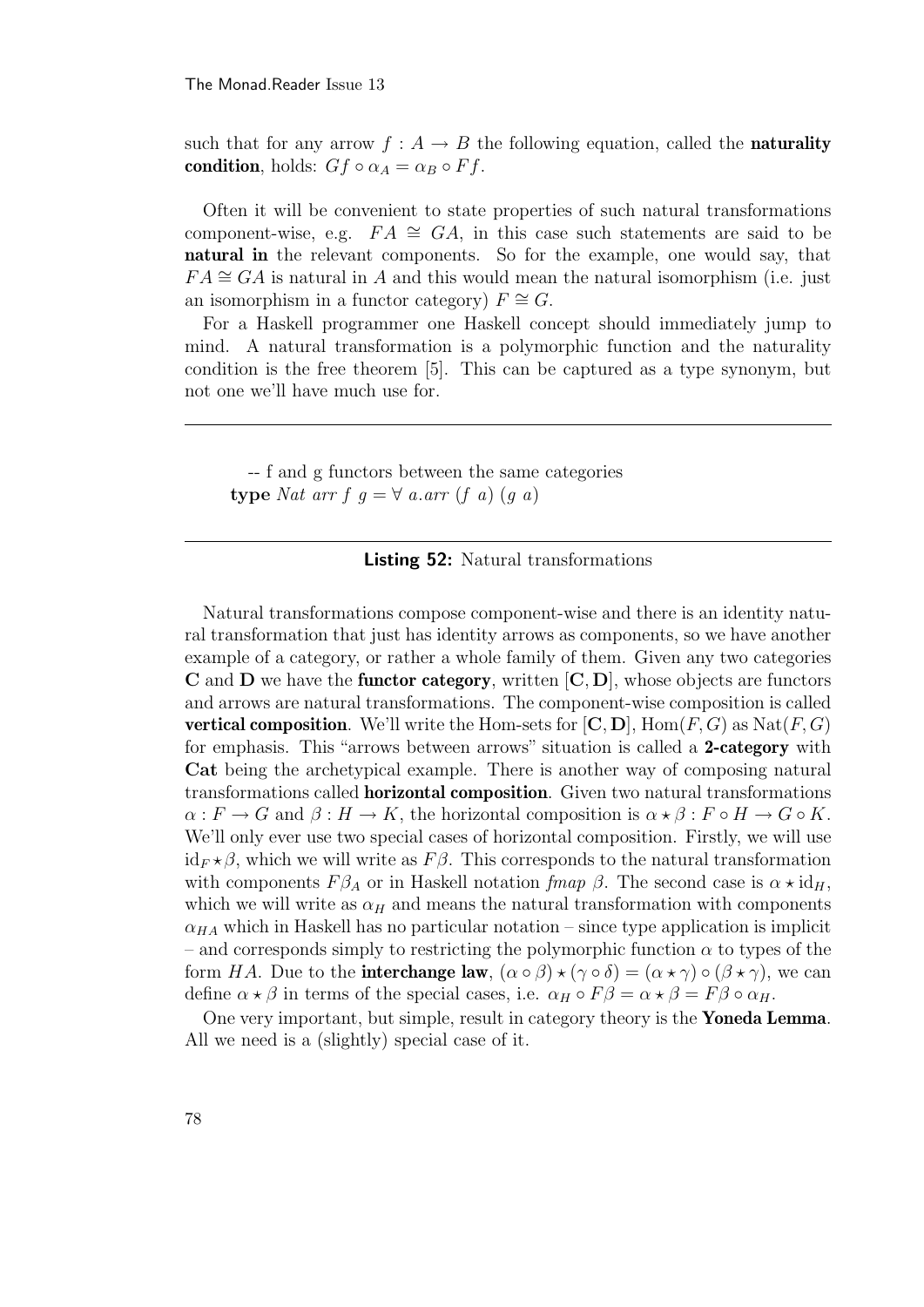such that for any arrow $f : A \to B$ the following equation, called the **naturality condition**, holds: $Gf \circ \alpha_A = \alpha_B \circ Ff$.

Often it will be convenient to state properties of such natural transformations component-wise, e.g. $FA \cong GA$, in this case such statements are said to be **natural in** the relevant components. So for the example, one would say, that $FA \cong GA$ is natural in $A$ and this would mean the natural isomorphism (i.e. just an isomorphism in a functor category) $F \cong G$.

For a Haskell programmer one Haskell concept should immediately jump to mind. A natural transformation is a polymorphic function and the naturality condition is the free theorem [5]. This can be captured as a type synonym, but not one we'll have much use for.

```
-- f and g functors between the same categories
type Nat arr f g = ∀ a.arr (f a) (g a)
```

**Listing 52:** Natural transformations

Natural transformations compose component-wise and there is an identity natural transformation that just has identity arrows as components, so we have another example of a category, or rather a whole family of them. Given any two categories **C** and **D** we have the **functor category**, written $[\mathbf{C}, \mathbf{D}]$, whose objects are functors and arrows are natural transformations. The component-wise composition is called **vertical composition**. We'll write the Hom-sets for $[\mathbf{C}, \mathbf{D}]$, $\mathrm{Hom}(F, G)$ as $\mathrm{Nat}(F, G)$ for emphasis. This "arrows between arrows" situation is called a **2-category** with **Cat** being the archetypical example. There is another way of composing natural transformations called **horizontal composition**. Given two natural transformations $\alpha : F \to G$ and $\beta : H \to K$, the horizontal composition is $\alpha \star \beta : F \circ H \to G \circ K$. We'll only ever use two special cases of horizontal composition. Firstly, we will use $\mathrm{id}_F \star \beta$, which we will write as $F\beta$. This corresponds to the natural transformation with components $F\beta_A$ or in Haskell notation *fmap* $\beta$. The second case is $\alpha \star \mathrm{id}_H$, which we will write as $\alpha_H$ and means the natural transformation with components $\alpha_{HA}$ which in Haskell has no particular notation – since type application is implicit – and corresponds simply to restricting the polymorphic function $\alpha$ to types of the form $HA$. Due to the **interchange law**, $(\alpha \circ \beta) \star (\gamma \circ \delta) = (\alpha \star \gamma) \circ (\beta \star \gamma)$, we can define $\alpha \star \beta$ in terms of the special cases, i.e. $\alpha_H \circ F\beta = \alpha \star \beta = F\beta \circ \alpha_H$.

One very important, but simple, result in category theory is the **Yoneda Lemma**. All we need is a (slightly) special case of it.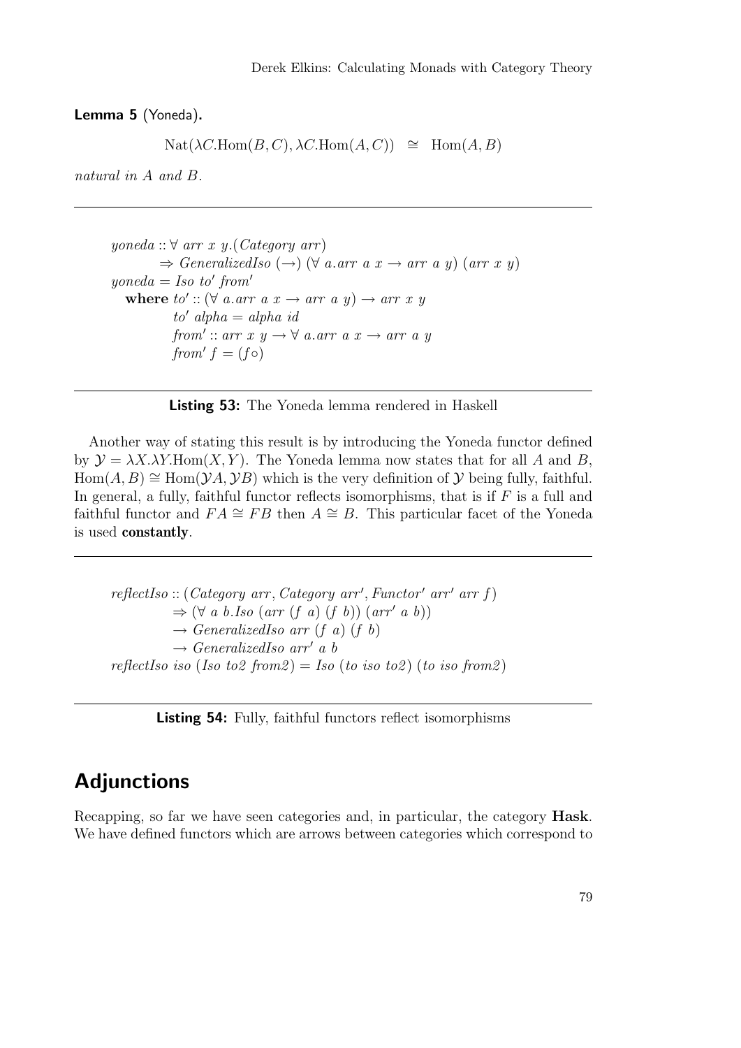**Lemma 5** (Yoneda)**.**

$$\text{Nat}(\lambda C.\text{Hom}(B, C), \lambda C.\text{Hom}(A, C)) \;\;\cong\;\; \text{Hom}(A, B)$$

*natural in A and B.*

```
yoneda :: ∀ arr x y.(Category arr)
       ⇒ GeneralizedIso (→) (∀ a.arr a x → arr a y) (arr x y)
yoneda = Iso to' from'
  where to' :: (∀ a.arr a x → arr a y) → arr x y
        to' alpha = alpha id
        from' :: arr x y → ∀ a.arr a x → arr a y
        from' f = (f ∘)
```

**Listing 53:** The Yoneda lemma rendered in Haskell

Another way of stating this result is by introducing the Yoneda functor defined by $\mathcal{Y} = \lambda X.\lambda Y.\text{Hom}(X, Y)$. The Yoneda lemma now states that for all $A$ and $B$, $\text{Hom}(A, B) \cong \text{Hom}(\mathcal{Y}A, \mathcal{Y}B)$ which is the very definition of $\mathcal{Y}$ being fully, faithful. In general, a fully, faithful functor reflects isomorphisms, that is if $F$ is a full and faithful functor and $FA \cong FB$ then $A \cong B$. This particular facet of the Yoneda is used **constantly**.

```
reflectIso :: (Category arr, Category arr', Functor' arr' arr f)
           ⇒ (∀ a b.Iso (arr (f a) (f b)) (arr' a b))
           → GeneralizedIso arr (f a) (f b)
           → GeneralizedIso arr' a b
reflectIso iso (Iso to2 from2) = Iso (to iso to2) (to iso from2)
```

**Listing 54:** Fully, faithful functors reflect isomorphisms

## Adjunctions

Recapping, so far we have seen categories and, in particular, the category **Hask**. We have defined functors which are arrows between categories which correspond to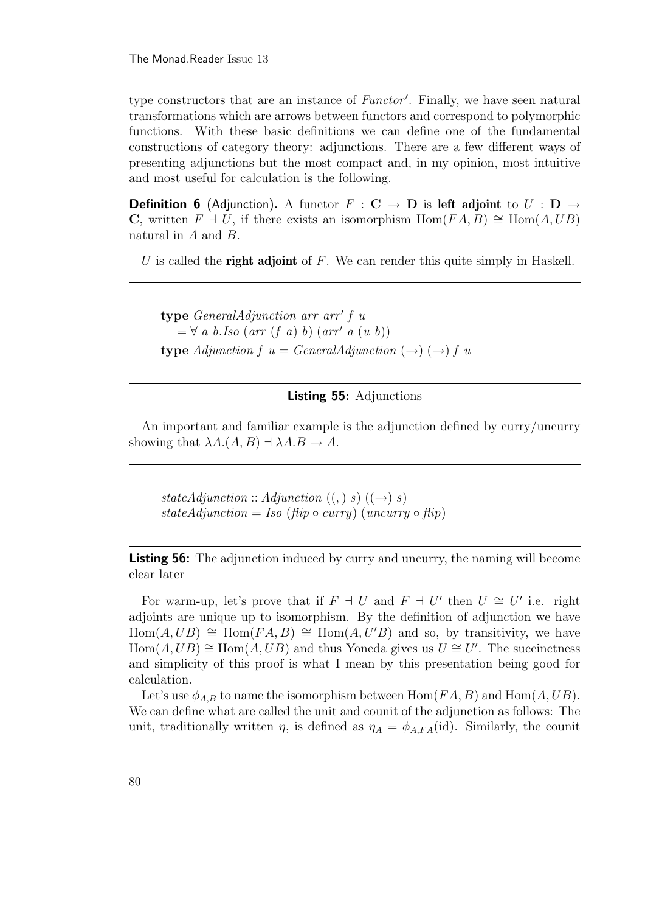type constructors that are an instance of *Functor′*. Finally, we have seen natural transformations which are arrows between functors and correspond to polymorphic functions. With these basic definitions we can define one of the fundamental constructions of category theory: adjunctions. There are a few different ways of presenting adjunctions but the most compact and, in my opinion, most intuitive and most useful for calculation is the following.

**Definition 6** (Adjunction)**.** A functor $F : \mathbf{C} \to \mathbf{D}$ is **left adjoint** to $U : \mathbf{D} \to \mathbf{C}$, written $F \dashv U$, if there exists an isomorphism $\mathrm{Hom}(FA, B) \cong \mathrm{Hom}(A, UB)$ natural in $A$ and $B$.

$U$ is called the **right adjoint** of $F$. We can render this quite simply in Haskell.

```
type GeneralAdjunction arr arr′ f u
   = ∀ a b.Iso (arr (f a) b) (arr′ a (u b))
type Adjunction f u = GeneralAdjunction (→) (→) f u
```

**Listing 55:** Adjunctions

An important and familiar example is the adjunction defined by curry/uncurry showing that $\lambda A.(A, B) \dashv \lambda A.B \to A$.

```
stateAdjunction :: Adjunction ((,) s) ((→) s)
stateAdjunction = Iso (flip ∘ curry) (uncurry ∘ flip)
```

**Listing 56:** The adjunction induced by curry and uncurry, the naming will become clear later

For warm-up, let's prove that if $F \dashv U$ and $F \dashv U'$ then $U \cong U'$ i.e. right adjoints are unique up to isomorphism. By the definition of adjunction we have $\mathrm{Hom}(A, UB) \cong \mathrm{Hom}(FA, B) \cong \mathrm{Hom}(A, U'B)$ and so, by transitivity, we have $\mathrm{Hom}(A, UB) \cong \mathrm{Hom}(A, UB)$ and thus Yoneda gives us $U \cong U'$. The succinctness and simplicity of this proof is what I mean by this presentation being good for calculation.

Let's use $\phi_{A,B}$ to name the isomorphism between $\mathrm{Hom}(FA, B)$ and $\mathrm{Hom}(A, UB)$. We can define what are called the unit and counit of the adjunction as follows: The unit, traditionally written $\eta$, is defined as $\eta_A = \phi_{A,FA}(\mathrm{id})$. Similarly, the counit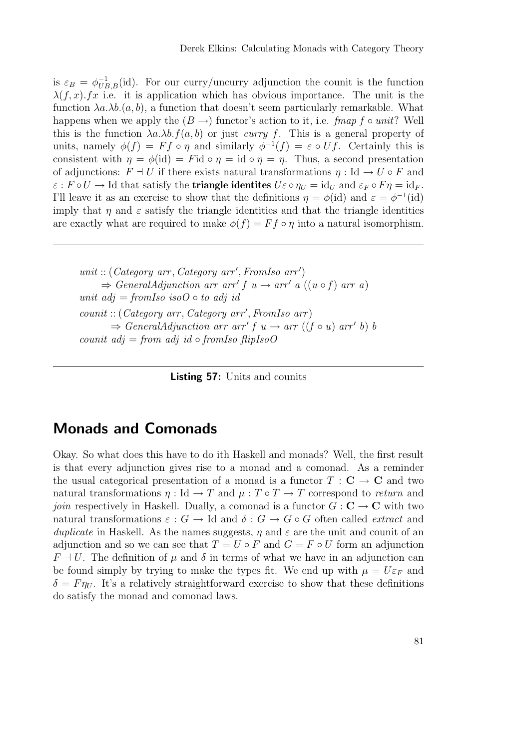is $\varepsilon_B = \phi^{-1}_{UB,B}(\text{id})$. For our curry/uncurry adjunction the counit is the function $\lambda(f,x).fx$ i.e. it is application which has obvious importance. The unit is the function $\lambda a.\lambda b.(a,b)$, a function that doesn't seem particularly remarkable. What happens when we apply the $(B \to)$ functor's action to it, i.e. *fmap* $f \circ$ *unit*? Well this is the function $\lambda a.\lambda b.f(a,b)$ or just *curry* $f$. This is a general property of units, namely $\phi(f) = Ff \circ \eta$ and similarly $\phi^{-1}(f) = \varepsilon \circ Uf$. Certainly this is consistent with $\eta = \phi(\text{id}) = F\text{id} \circ \eta = \text{id} \circ \eta = \eta$. Thus, a second presentation of adjunctions: $F \dashv U$ if there exists natural transformations $\eta : \text{Id} \to U \circ F$ and $\varepsilon : F \circ U \to \text{Id}$ that satisfy the **triangle identites** $U\varepsilon \circ \eta_U = \text{id}_U$ and $\varepsilon_F \circ F\eta = \text{id}_F$. I'll leave it as an exercise to show that the definitions $\eta = \phi(\text{id})$ and $\varepsilon = \phi^{-1}(\text{id})$ imply that $\eta$ and $\varepsilon$ satisfy the triangle identities and that the triangle identities are exactly what are required to make $\phi(f) = Ff \circ \eta$ into a natural isomorphism.

```
unit :: (Category arr, Category arr', FromIso arr')
     ⇒ GeneralAdjunction arr arr' f u → arr' a ((u ∘ f) arr a)
unit adj = fromIso isoO ∘ to adj id
counit :: (Category arr, Category arr', FromIso arr)
       ⇒ GeneralAdjunction arr arr' f u → arr ((f ∘ u) arr' b) b
counit adj = from adj id ∘ fromIso flipIsoO
```

**Listing 57:** Units and counits

## Monads and Comonads

Okay. So what does this have to do ith Haskell and monads? Well, the first result is that every adjunction gives rise to a monad and a comonad. As a reminder the usual categorical presentation of a monad is a functor $T : \mathbf{C} \to \mathbf{C}$ and two natural transformations $\eta : \text{Id} \to T$ and $\mu : T \circ T \to T$ correspond to *return* and *join* respectively in Haskell. Dually, a comonad is a functor $G : \mathbf{C} \to \mathbf{C}$ with two natural transformations $\varepsilon : G \to \text{Id}$ and $\delta : G \to G \circ G$ often called *extract* and *duplicate* in Haskell. As the names suggests, $\eta$ and $\varepsilon$ are the unit and counit of an adjunction and so we can see that $T = U \circ F$ and $G = F \circ U$ form an adjunction $F \dashv U$. The definition of $\mu$ and $\delta$ in terms of what we have in an adjunction can be found simply by trying to make the types fit. We end up with $\mu = U\varepsilon_F$ and $\delta = F\eta_U$. It's a relatively straightforward exercise to show that these definitions do satisfy the monad and comonad laws.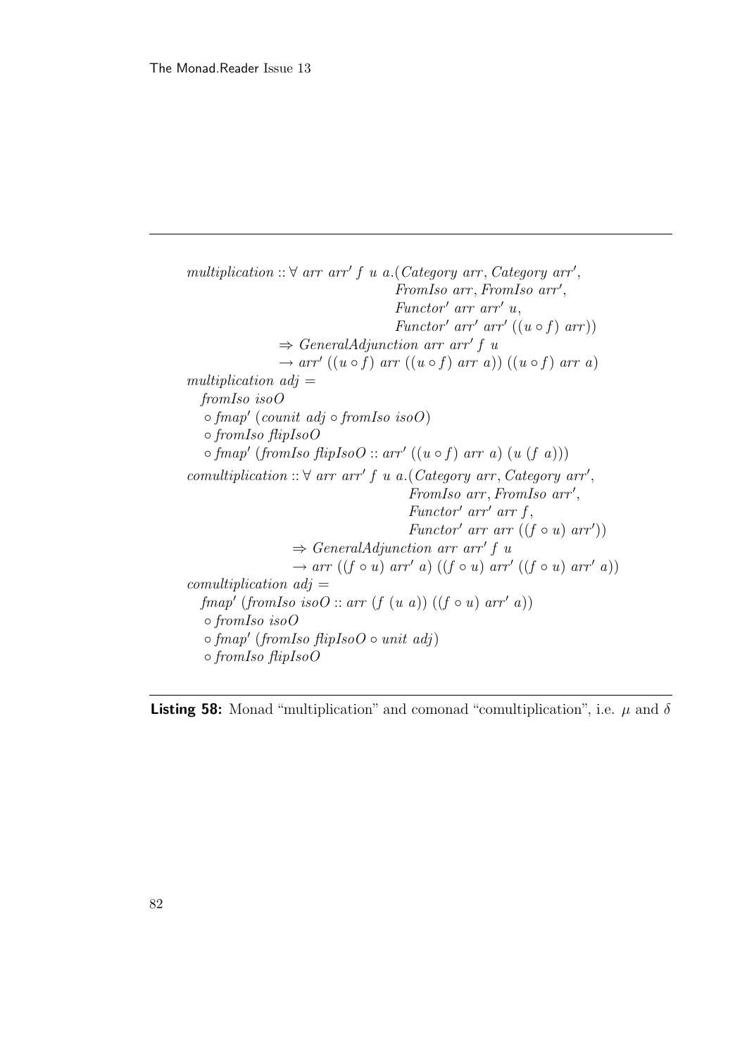```
multiplication :: ∀ arr arr' f u a.(Category arr, Category arr',
                                    FromIso arr, FromIso arr',
                                    Functor' arr arr' u,
                                    Functor' arr' arr' ((u ∘ f) arr))
                ⇒ GeneralAdjunction arr arr' f u
                → arr' ((u ∘ f) arr ((u ∘ f) arr a)) ((u ∘ f) arr a)
multiplication adj =
  fromIso isoO
  ∘ fmap' (counit adj ∘ fromIso isoO)
  ∘ fromIso flipIsoO
  ∘ fmap' (fromIso flipIsoO :: arr' ((u ∘ f) arr a) (u (f a)))
comultiplication :: ∀ arr arr' f u a.(Category arr, Category arr',
                                      FromIso arr, FromIso arr',
                                      Functor' arr' arr f,
                                      Functor' arr arr ((f ∘ u) arr'))
                  ⇒ GeneralAdjunction arr arr' f u
                  → arr ((f ∘ u) arr' a) ((f ∘ u) arr' ((f ∘ u) arr' a))
comultiplication adj =
  fmap' (fromIso isoO :: arr (f (u a)) ((f ∘ u) arr' a))
  ∘ fromIso isoO
  ∘ fmap' (fromIso flipIsoO ∘ unit adj)
  ∘ fromIso flipIsoO
```

**Listing 58:** Monad “multiplication” and comonad “comultiplication”, i.e. $\mu$ and $\delta$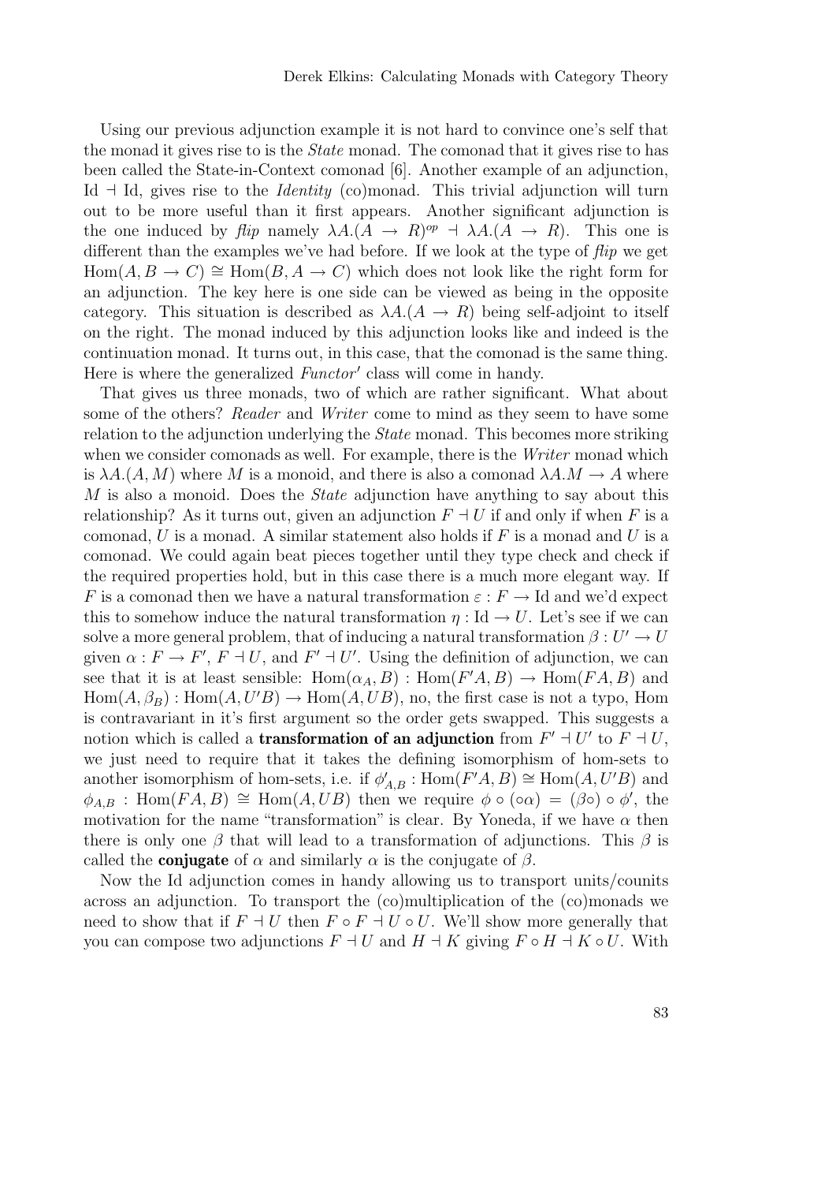Using our previous adjunction example it is not hard to convince one's self that the monad it gives rise to is the *State* monad. The comonad that it gives rise to has been called the State-in-Context comonad [6]. Another example of an adjunction, $\mathrm{Id} \dashv \mathrm{Id}$, gives rise to the *Identity* (co)monad. This trivial adjunction will turn out to be more useful than it first appears. Another significant adjunction is the one induced by *flip* namely $\lambda A.(A \to R)^{op} \dashv \lambda A.(A \to R)$. This one is different than the examples we've had before. If we look at the type of *flip* we get $\mathrm{Hom}(A, B \to C) \cong \mathrm{Hom}(B, A \to C)$ which does not look like the right form for an adjunction. The key here is one side can be viewed as being in the opposite category. This situation is described as $\lambda A.(A \to R)$ being self-adjoint to itself on the right. The monad induced by this adjunction looks like and indeed is the continuation monad. It turns out, in this case, that the comonad is the same thing. Here is where the generalized *Functor′* class will come in handy.

That gives us three monads, two of which are rather significant. What about some of the others? *Reader* and *Writer* come to mind as they seem to have some relation to the adjunction underlying the *State* monad. This becomes more striking when we consider comonads as well. For example, there is the *Writer* monad which is $\lambda A.(A, M)$ where $M$ is a monoid, and there is also a comonad $\lambda A.M \to A$ where $M$ is also a monoid. Does the *State* adjunction have anything to say about this relationship? As it turns out, given an adjunction $F \dashv U$ if and only if when $F$ is a comonad, $U$ is a monad. A similar statement also holds if $F$ is a monad and $U$ is a comonad. We could again beat pieces together until they type check and check if the required properties hold, but in this case there is a much more elegant way. If $F$ is a comonad then we have a natural transformation $\varepsilon : F \to \mathrm{Id}$ and we'd expect this to somehow induce the natural transformation $\eta : \mathrm{Id} \to U$. Let's see if we can solve a more general problem, that of inducing a natural transformation $\beta : U' \to U$ given $\alpha : F \to F'$, $F \dashv U$, and $F' \dashv U'$. Using the definition of adjunction, we can see that it is at least sensible: $\mathrm{Hom}(\alpha_A, B) : \mathrm{Hom}(F'A, B) \to \mathrm{Hom}(FA, B)$ and $\mathrm{Hom}(A, \beta_B) : \mathrm{Hom}(A, U'B) \to \mathrm{Hom}(A, UB)$, no, the first case is not a typo, Hom is contravariant in it's first argument so the order gets swapped. This suggests a notion which is called a **transformation of an adjunction** from $F' \dashv U'$ to $F \dashv U$, we just need to require that it takes the defining isomorphism of hom-sets to another isomorphism of hom-sets, i.e. if $\phi'_{A,B} : \mathrm{Hom}(F'A, B) \cong \mathrm{Hom}(A, U'B)$ and $\phi_{A,B} : \mathrm{Hom}(FA, B) \cong \mathrm{Hom}(A, UB)$ then we require $\phi \circ (\circ\alpha) = (\beta\circ) \circ \phi'$, the motivation for the name "transformation" is clear. By Yoneda, if we have $\alpha$ then there is only one $\beta$ that will lead to a transformation of adjunctions. This $\beta$ is called the **conjugate** of $\alpha$ and similarly $\alpha$ is the conjugate of $\beta$.

Now the Id adjunction comes in handy allowing us to transport units/counits across an adjunction. To transport the (co)multiplication of the (co)monads we need to show that if $F \dashv U$ then $F \circ F \dashv U \circ U$. We'll show more generally that you can compose two adjunctions $F \dashv U$ and $H \dashv K$ giving $F \circ H \dashv K \circ U$. With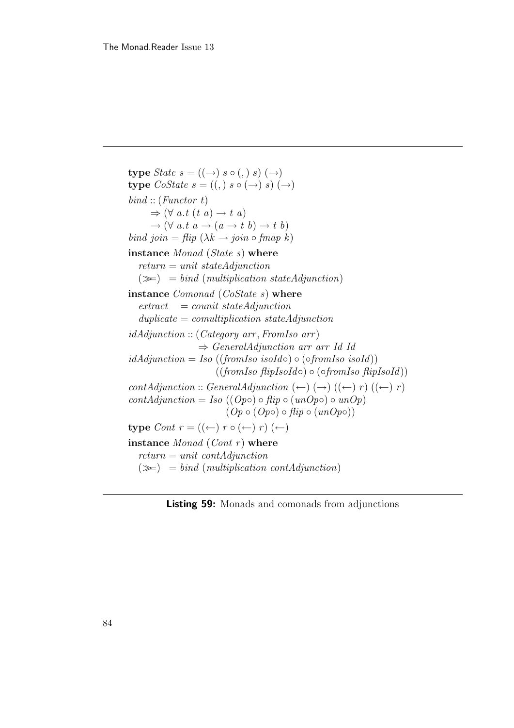```
type State s = ((→) s ∘ (,) s) (→)
type CoState s = ((,) s ∘ (→) s) (→)
bind :: (Functor t)
      ⇒ (∀ a.t (t a) → t a)
      → (∀ a.t a → (a → t b) → t b)
bind join = flip (λk → join ∘ fmap k)
instance Monad (State s) where
  return = unit stateAdjunction
  (≫=)  = bind (multiplication stateAdjunction)
instance Comonad (CoState s) where
  extract   = counit stateAdjunction
  duplicate = comultiplication stateAdjunction
idAdjunction :: (Category arr, FromIso arr)
                 ⇒ GeneralAdjunction arr arr Id Id
idAdjunction = Iso ((fromIso isoId∘) ∘ (∘fromIso isoId))
                   ((fromIso flipIsoId∘) ∘ (∘fromIso flipIsoId))
contAdjunction :: GeneralAdjunction (←) (→) ((←) r) ((←) r)
contAdjunction = Iso ((Op∘) ∘ flip ∘ (unOp∘) ∘ unOp)
                     (Op ∘ (Op∘) ∘ flip ∘ (unOp∘))
type Cont r = ((←) r ∘ (←) r) (←)
instance Monad (Cont r) where
  return = unit contAdjunction
  (≫=)  = bind (multiplication contAdjunction)
```

**Listing 59:** Monads and comonads from adjunctions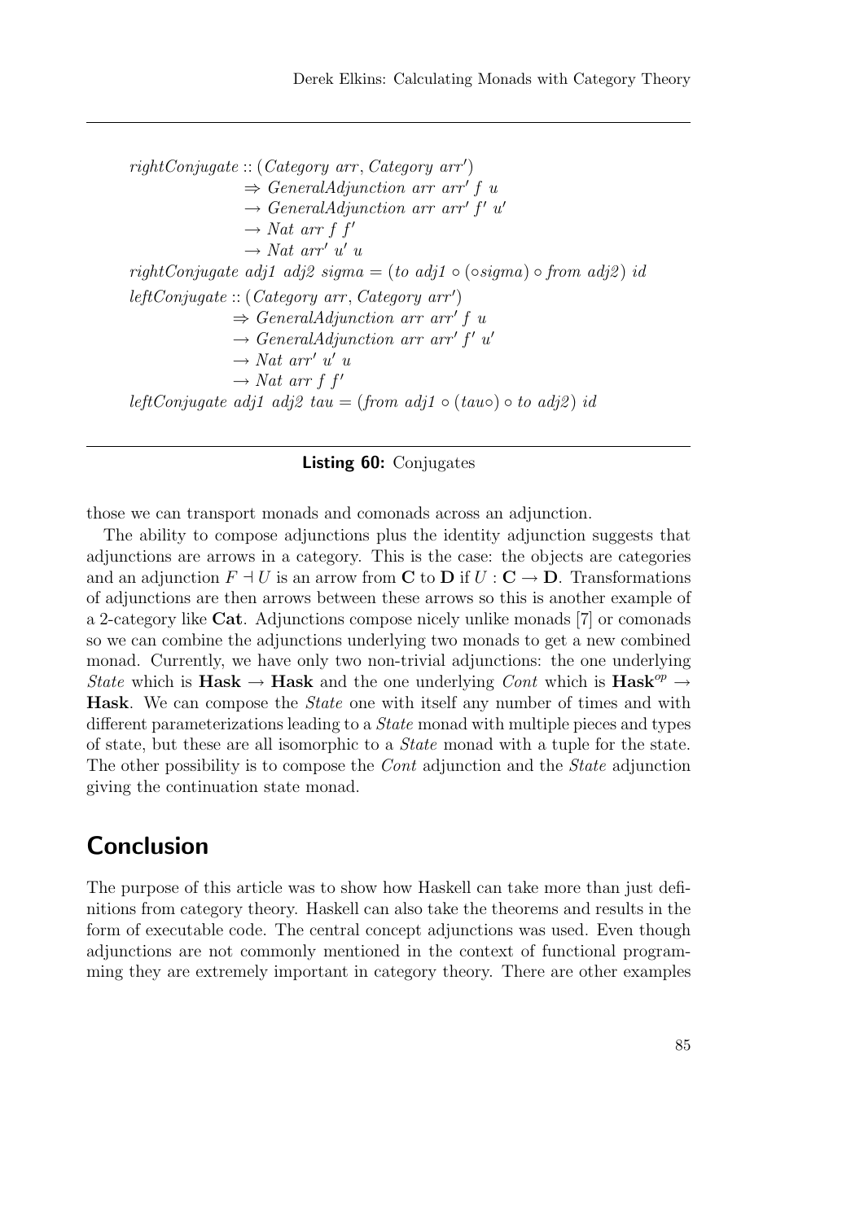```
rightConjugate :: (Category arr, Category arr')
               => GeneralAdjunction arr arr' f u
               -> GeneralAdjunction arr arr' f' u'
               -> Nat arr f f'
               -> Nat arr' u' u
rightConjugate adj1 adj2 sigma = (to adj1 ∘ (∘sigma) ∘ from adj2) id
leftConjugate :: (Category arr, Category arr')
              => GeneralAdjunction arr arr' f u
              -> GeneralAdjunction arr arr' f' u'
              -> Nat arr' u' u
              -> Nat arr f f'
leftConjugate adj1 adj2 tau = (from adj1 ∘ (tau∘) ∘ to adj2) id
```

**Listing 60:** Conjugates

those we can transport monads and comonads across an adjunction.

The ability to compose adjunctions plus the identity adjunction suggests that adjunctions are arrows in a category. This is the case: the objects are categories and an adjunction $F \dashv U$ is an arrow from $\mathbf{C}$ to $\mathbf{D}$ if $U : \mathbf{C} \to \mathbf{D}$. Transformations of adjunctions are then arrows between these arrows so this is another example of a 2-category like **Cat**. Adjunctions compose nicely unlike monads [7] or comonads so we can combine the adjunctions underlying two monads to get a new combined monad. Currently, we have only two non-trivial adjunctions: the one underlying *State* which is $\mathbf{Hask} \to \mathbf{Hask}$ and the one underlying *Cont* which is $\mathbf{Hask}^{op} \to \mathbf{Hask}$. We can compose the *State* one with itself any number of times and with different parameterizations leading to a *State* monad with multiple pieces and types of state, but these are all isomorphic to a *State* monad with a tuple for the state. The other possibility is to compose the *Cont* adjunction and the *State* adjunction giving the continuation state monad.

## Conclusion

The purpose of this article was to show how Haskell can take more than just definitions from category theory. Haskell can also take the theorems and results in the form of executable code. The central concept adjunctions was used. Even though adjunctions are not commonly mentioned in the context of functional programming they are extremely important in category theory. There are other examples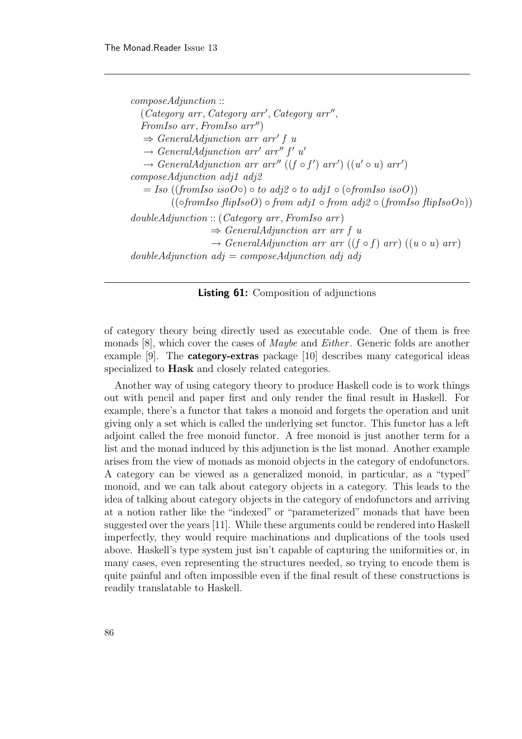```haskell
composeAdjunction ::
  (Category arr, Category arr', Category arr'',
   FromIso arr, FromIso arr'')
  => GeneralAdjunction arr arr' f u
  -> GeneralAdjunction arr' arr'' f' u'
  -> GeneralAdjunction arr arr'' ((f ∘ f') arr') ((u' ∘ u) arr')
composeAdjunction adj1 adj2
  = Iso ((fromIso isoO∘) ∘ to adj2 ∘ to adj1 ∘ (∘fromIso isoO))
        ((∘fromIso flipIsoO) ∘ from adj1 ∘ from adj2 ∘ (fromIso flipIsoO∘))
doubleAdjunction :: (Category arr, FromIso arr)
                 => GeneralAdjunction arr arr f u
                 -> GeneralAdjunction arr arr ((f ∘ f) arr) ((u ∘ u) arr)
doubleAdjunction adj = composeAdjunction adj adj
```

**Listing 61:** Composition of adjunctions

of category theory being directly used as executable code. One of them is free monads [8], which cover the cases of *Maybe* and *Either*. Generic folds are another example [9]. The **category-extras** package [10] describes many categorical ideas specialized to **Hask** and closely related categories.

Another way of using category theory to produce Haskell code is to work things out with pencil and paper first and only render the final result in Haskell. For example, there's a functor that takes a monoid and forgets the operation and unit giving only a set which is called the underlying set functor. This functor has a left adjoint called the free monoid functor. A free monoid is just another term for a list and the monad induced by this adjunction is the list monad. Another example arises from the view of monads as monoid objects in the category of endofunctors. A category can be viewed as a generalized monoid, in particular, as a "typed" monoid, and we can talk about category objects in a category. This leads to the idea of talking about category objects in the category of endofunctors and arriving at a notion rather like the "indexed" or "parameterized" monads that have been suggested over the years [11]. While these arguments could be rendered into Haskell imperfectly, they would require machinations and duplications of the tools used above. Haskell's type system just isn't capable of capturing the uniformities or, in many cases, even representing the structures needed, so trying to encode them is quite painful and often impossible even if the final result of these constructions is readily translatable to Haskell.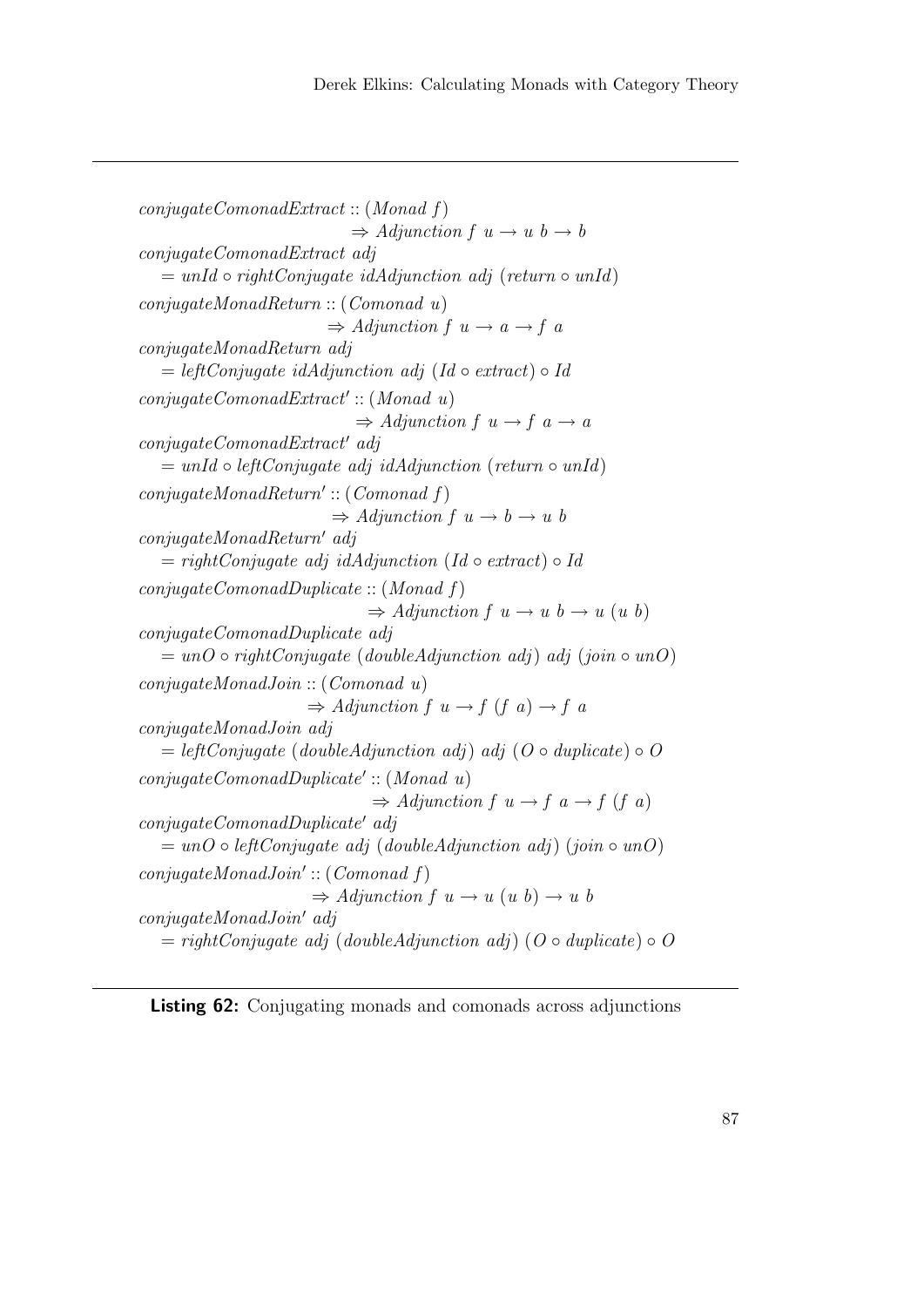```
conjugateComonadExtract :: (Monad f)
                        => Adjunction f u -> u b -> b
conjugateComonadExtract adj
  = unId ∘ rightConjugate idAdjunction adj (return ∘ unId)
conjugateMonadReturn :: (Comonad u)
                     => Adjunction f u -> a -> f a
conjugateMonadReturn adj
  = leftConjugate idAdjunction adj (Id ∘ extract) ∘ Id
conjugateComonadExtract' :: (Monad u)
                         => Adjunction f u -> f a -> a
conjugateComonadExtract' adj
  = unId ∘ leftConjugate adj idAdjunction (return ∘ unId)
conjugateMonadReturn' :: (Comonad f)
                      => Adjunction f u -> b -> u b
conjugateMonadReturn' adj
  = rightConjugate adj idAdjunction (Id ∘ extract) ∘ Id
conjugateComonadDuplicate :: (Monad f)
                          => Adjunction f u -> u b -> u (u b)
conjugateComonadDuplicate adj
  = unO ∘ rightConjugate (doubleAdjunction adj) adj (join ∘ unO)
conjugateMonadJoin :: (Comonad u)
                   => Adjunction f u -> f (f a) -> f a
conjugateMonadJoin adj
  = leftConjugate (doubleAdjunction adj) adj (O ∘ duplicate) ∘ O
conjugateComonadDuplicate' :: (Monad u)
                           => Adjunction f u -> f a -> f (f a)
conjugateComonadDuplicate' adj
  = unO ∘ leftConjugate adj (doubleAdjunction adj) (join ∘ unO)
conjugateMonadJoin' :: (Comonad f)
                    => Adjunction f u -> u (u b) -> u b
conjugateMonadJoin' adj
  = rightConjugate adj (doubleAdjunction adj) (O ∘ duplicate) ∘ O
```

**Listing 62:** Conjugating monads and comonads across adjunctions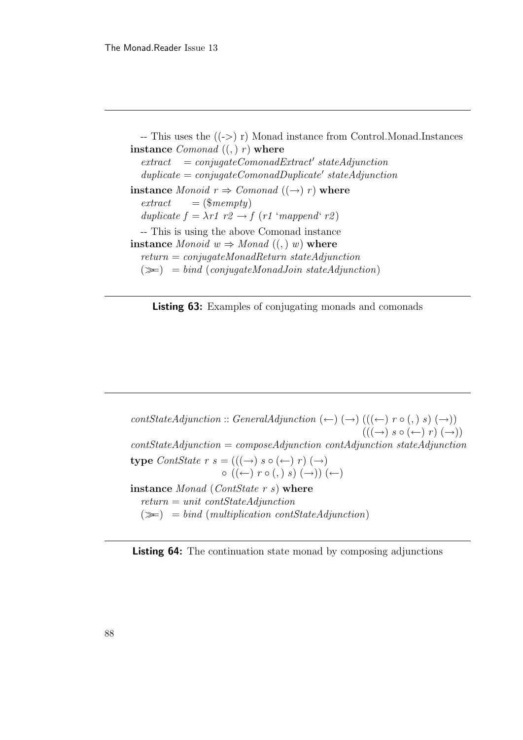```haskell
-- This uses the ((->) r) Monad instance from Control.Monad.Instances
instance Comonad ((,) r) where
  extract   = conjugateComonadExtract' stateAdjunction
  duplicate = conjugateComonadDuplicate' stateAdjunction
instance Monoid r => Comonad ((->) r) where
  extract     = ($mempty)
  duplicate f = \r1 r2 -> f (r1 `mappend` r2)
  -- This is using the above Comonad instance
instance Monoid w => Monad ((,) w) where
  return = conjugateMonadReturn stateAdjunction
  (>>=)  = bind (conjugateMonadJoin stateAdjunction)
```

**Listing 63:** Examples of conjugating monads and comonads

```haskell
contStateAdjunction :: GeneralAdjunction (<-) (->) (((<-) r ∘ (,) s) (->))
                                                   (((->) s ∘ (<-) r) (->))
contStateAdjunction = composeAdjunction contAdjunction stateAdjunction
type ContState r s = (((->) s ∘ (<-) r) (->)
                    ∘ ((<-) r ∘ (,) s) (->)) (<-)
instance Monad (ContState r s) where
  return = unit contStateAdjunction
  (>>=)  = bind (multiplication contStateAdjunction)
```

**Listing 64:** The continuation state monad by composing adjunctions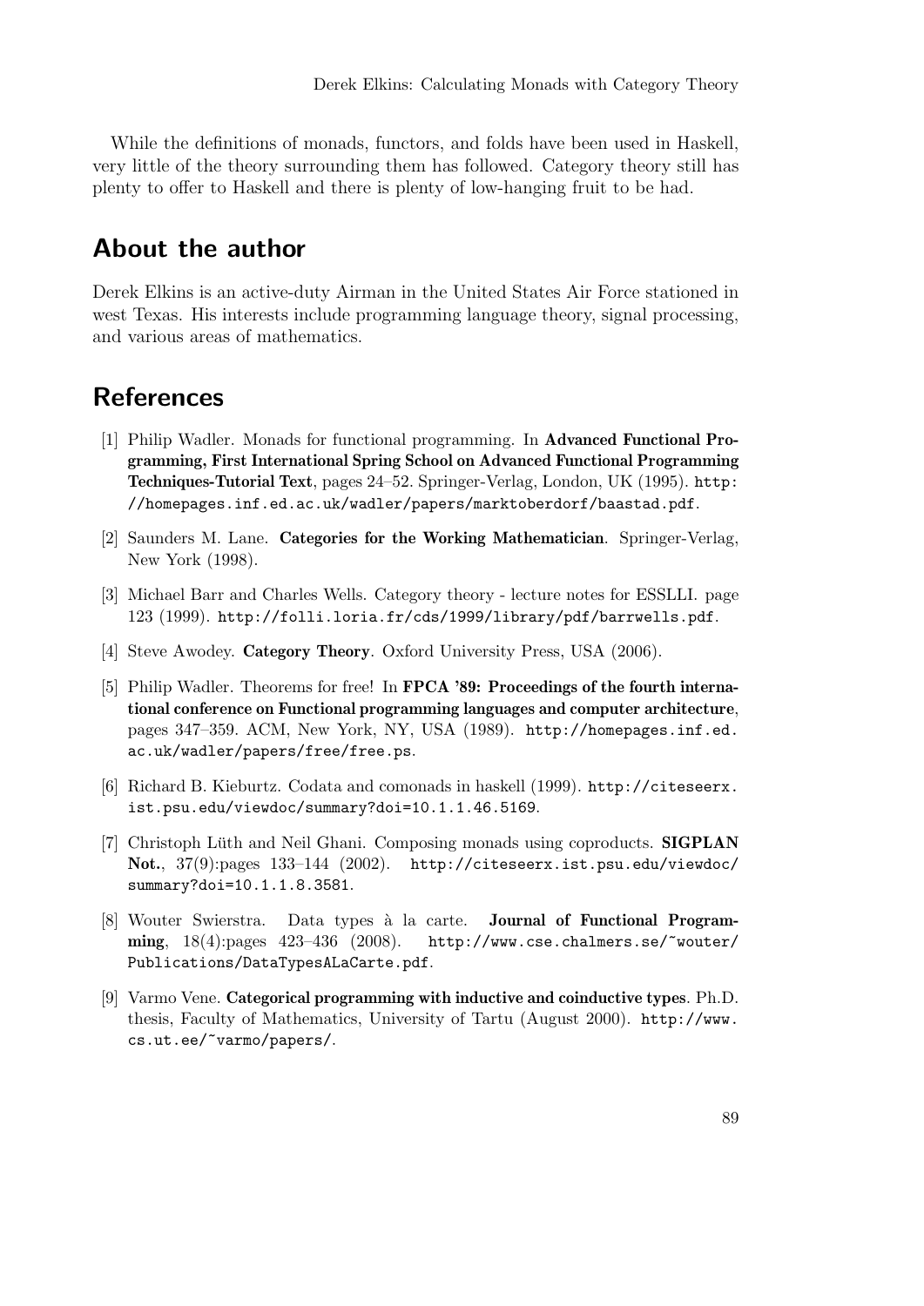While the definitions of monads, functors, and folds have been used in Haskell, very little of the theory surrounding them has followed. Category theory still has plenty to offer to Haskell and there is plenty of low-hanging fruit to be had.

## About the author

Derek Elkins is an active-duty Airman in the United States Air Force stationed in west Texas. His interests include programming language theory, signal processing, and various areas of mathematics.

## References

[1] Philip Wadler. Monads for functional programming. In **Advanced Functional Programming, First International Spring School on Advanced Functional Programming Techniques-Tutorial Text**, pages 24–52. Springer-Verlag, London, UK (1995). `http://homepages.inf.ed.ac.uk/wadler/papers/marktoberdorf/baastad.pdf`.

[2] Saunders M. Lane. **Categories for the Working Mathematician**. Springer-Verlag, New York (1998).

[3] Michael Barr and Charles Wells. Category theory - lecture notes for ESSLLI. page 123 (1999). `http://folli.loria.fr/cds/1999/library/pdf/barrwells.pdf`.

[4] Steve Awodey. **Category Theory**. Oxford University Press, USA (2006).

[5] Philip Wadler. Theorems for free! In **FPCA '89: Proceedings of the fourth international conference on Functional programming languages and computer architecture**, pages 347–359. ACM, New York, NY, USA (1989). `http://homepages.inf.ed.ac.uk/wadler/papers/free/free.ps`.

[6] Richard B. Kieburtz. Codata and comonads in haskell (1999). `http://citeseerx.ist.psu.edu/viewdoc/summary?doi=10.1.1.46.5169`.

[7] Christoph Lüth and Neil Ghani. Composing monads using coproducts. **SIGPLAN Not.**, 37(9):pages 133–144 (2002). `http://citeseerx.ist.psu.edu/viewdoc/summary?doi=10.1.1.8.3581`.

[8] Wouter Swierstra. Data types à la carte. **Journal of Functional Programming**, 18(4):pages 423–436 (2008). `http://www.cse.chalmers.se/~wouter/Publications/DataTypesALaCarte.pdf`.

[9] Varmo Vene. **Categorical programming with inductive and coinductive types**. Ph.D. thesis, Faculty of Mathematics, University of Tartu (August 2000). `http://www.cs.ut.ee/~varmo/papers/`.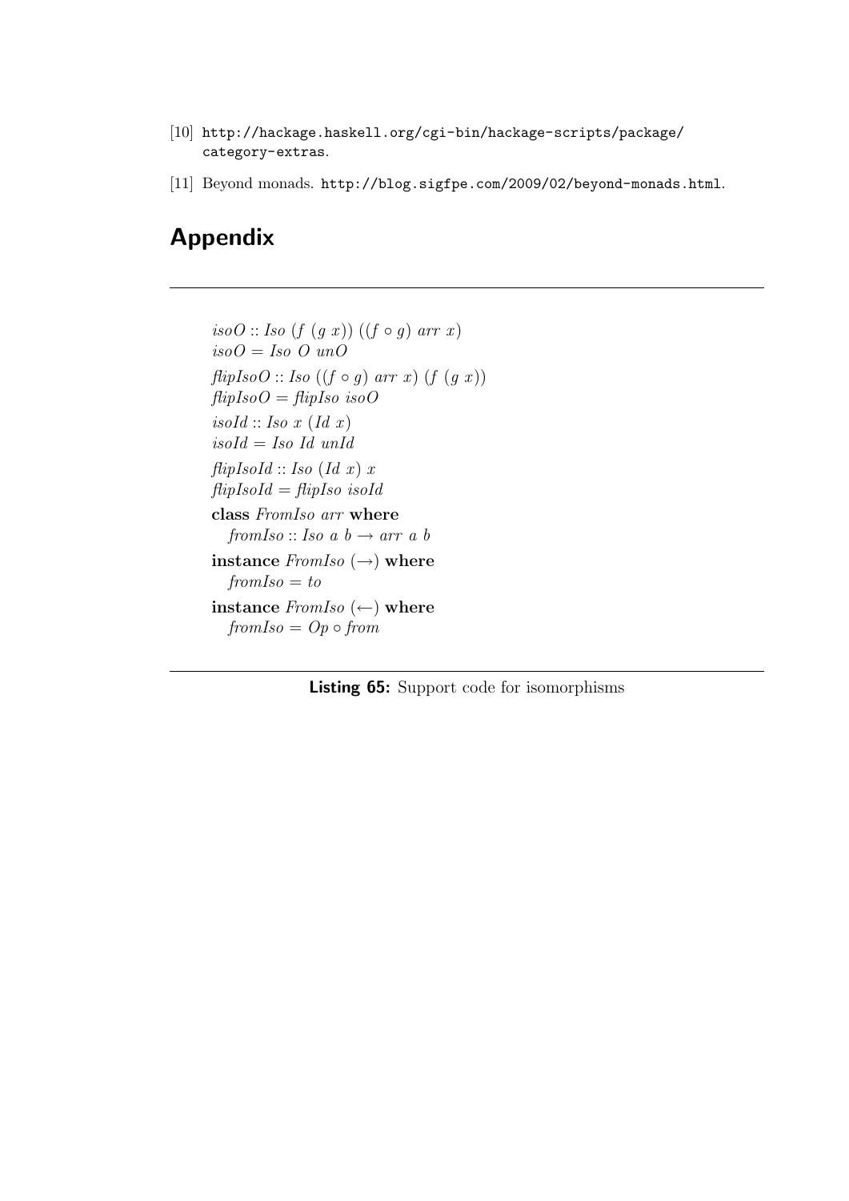[10] http://hackage.haskell.org/cgi-bin/hackage-scripts/package/category-extras.

[11] Beyond monads. http://blog.sigfpe.com/2009/02/beyond-monads.html.

# Appendix

```
isoO :: Iso (f (g x)) ((f ∘ g) arr x)
isoO = Iso O unO
flipIsoO :: Iso ((f ∘ g) arr x) (f (g x))
flipIsoO = flipIso isoO
isoId :: Iso x (Id x)
isoId = Iso Id unId
flipIsoId :: Iso (Id x) x
flipIsoId = flipIso isoId
class FromIso arr where
  fromIso :: Iso a b → arr a b
instance FromIso (→) where
  fromIso = to
instance FromIso (←) where
  fromIso = Op ∘ from
```

**Listing 65:** Support code for isomorphisms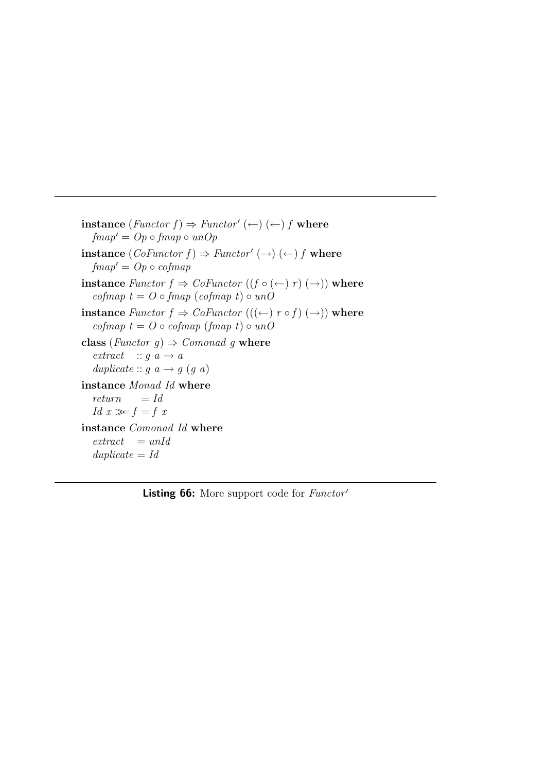```
instance (Functor f) ⇒ Functor′ (←) (←) f where
  fmap′ = Op ∘ fmap ∘ unOp
instance (CoFunctor f) ⇒ Functor′ (→) (←) f where
  fmap′ = Op ∘ cofmap
instance Functor f ⇒ CoFunctor ((f ∘ (←) r) (→)) where
  cofmap t = O ∘ fmap (cofmap t) ∘ unO
instance Functor f ⇒ CoFunctor (((←) r ∘ f) (→)) where
  cofmap t = O ∘ cofmap (fmap t) ∘ unO
class (Functor g) ⇒ Comonad g where
  extract   :: g a → a
  duplicate :: g a → g (g a)
instance Monad Id where
  return    = Id
  Id x ≫= f = f x
instance Comonad Id where
  extract   = unId
  duplicate = Id
```

**Listing 66:** More support code for *Functor′*